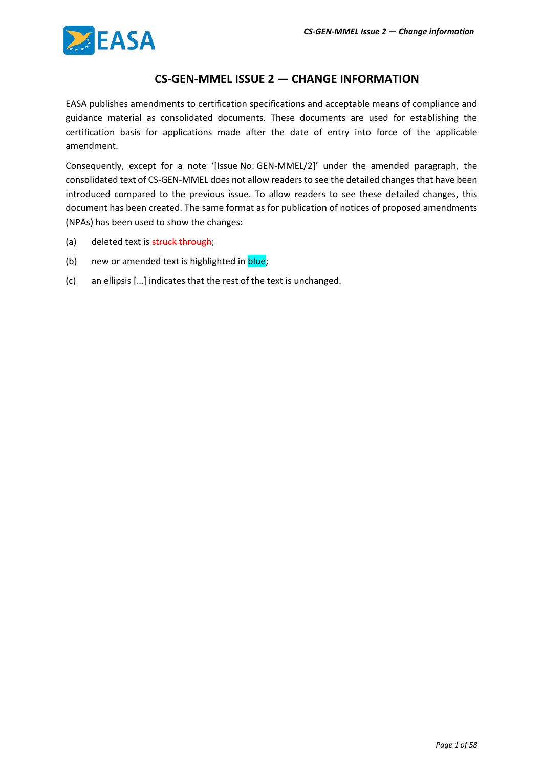# CS-GEN-MMEL ISSUE 2 — CHANGE INFORMATION

EASA publishes amendments to certification specifications and acceptable means of compliance and guidance material as consolidated documents. These documents are used for establishing the certification basis for applications made after the date of entry into force of the applicable amendment.

Consequently, except for a note '[Issue No: GEN-MMEL/2]' under the amended paragraph, the consolidated text of CS-GEN-MMEL does not allow readers to see the detailed changes that have been introduced compared to the previous issue. To allow readers to see these detailed changes, this document has been created. The same format as for publication of notices of proposed amendments (NPAs) has been used to show the changes:

(a) deleted text is ~~struck through~~;

(b) new or amended text is highlighted in blue;

(c) an ellipsis […] indicates that the rest of the text is unchanged.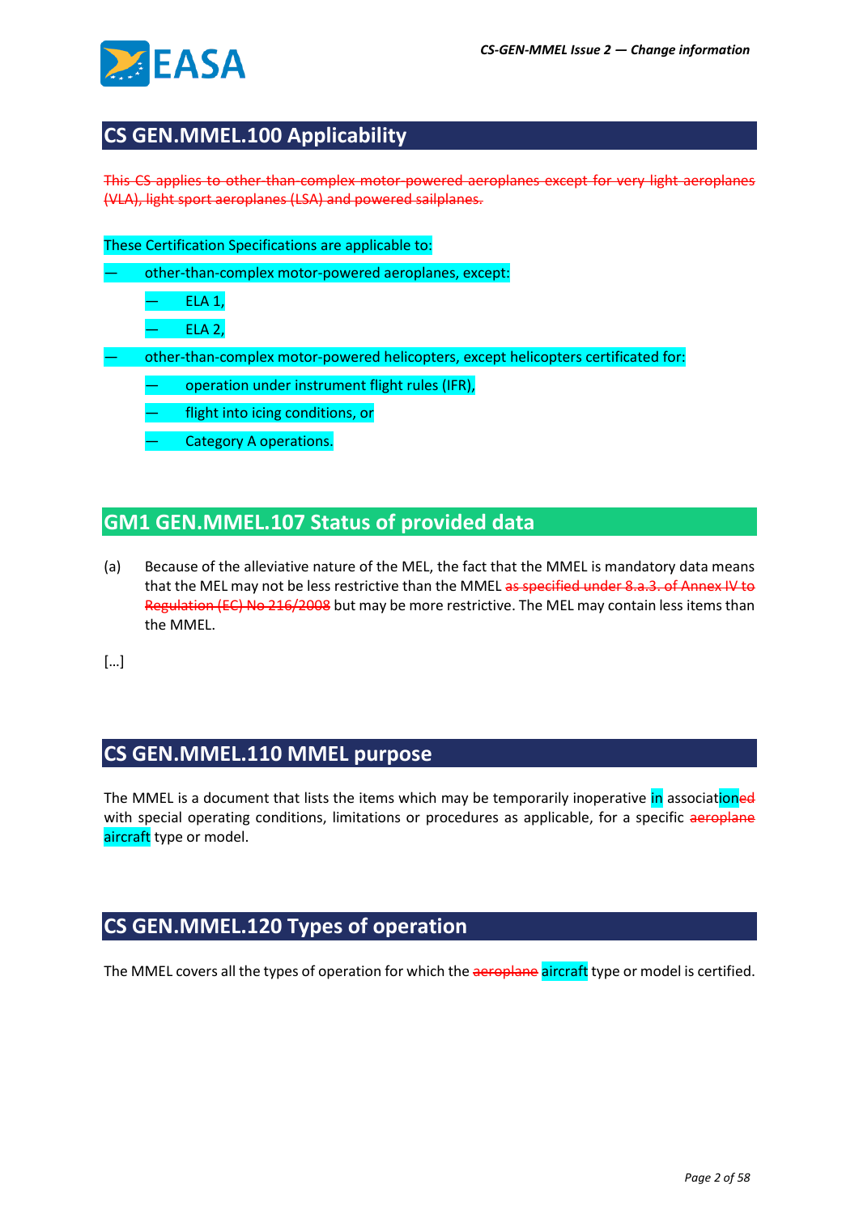## CS GEN.MMEL.100 Applicability

~~This CS applies to other-than-complex motor-powered aeroplanes except for very light aeroplanes (VLA), light sport aeroplanes (LSA) and powered sailplanes.~~

These Certification Specifications are applicable to:

- other-than-complex motor-powered aeroplanes, except:
  - ELA 1,
  - ELA 2,
- other-than-complex motor-powered helicopters, except helicopters certificated for:
  - operation under instrument flight rules (IFR),
  - flight into icing conditions, or
  - Category A operations.

## GM1 GEN.MMEL.107 Status of provided data

(a) Because of the alleviative nature of the MEL, the fact that the MMEL is mandatory data means that the MEL may not be less restrictive than the MMEL ~~as specified under 8.a.3. of Annex IV to Regulation (EC) No 216/2008~~ but may be more restrictive. The MEL may contain less items than the MMEL.

[…]

## CS GEN.MMEL.110 MMEL purpose

The MMEL is a document that lists the items which may be temporarily inoperative in association~~ed~~ with special operating conditions, limitations or procedures as applicable, for a specific ~~aeroplane~~ aircraft type or model.

## CS GEN.MMEL.120 Types of operation

The MMEL covers all the types of operation for which the ~~aeroplane~~ aircraft type or model is certified.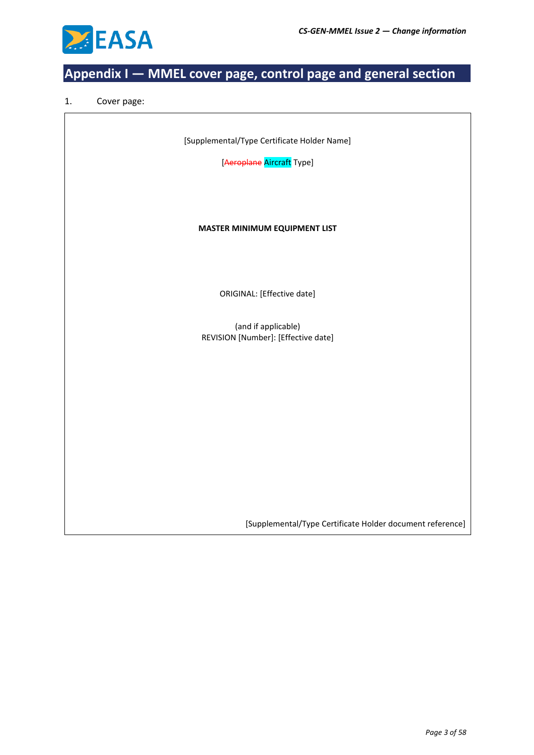# Appendix I — MMEL cover page, control page and general section

1. Cover page:

[Supplemental/Type Certificate Holder Name]

[~~Aeroplane~~ Aircraft Type]

**MASTER MINIMUM EQUIPMENT LIST**

ORIGINAL: [Effective date]

(and if applicable)
REVISION [Number]: [Effective date]

[Supplemental/Type Certificate Holder document reference]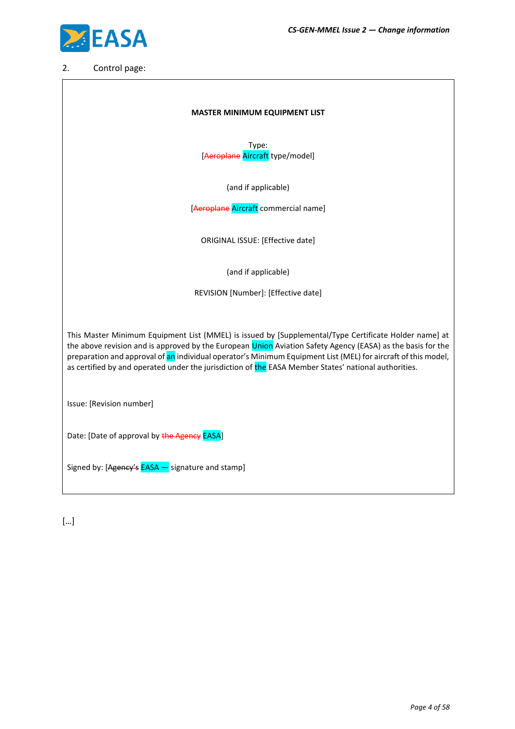2. Control page:

**MASTER MINIMUM EQUIPMENT LIST**

Type:

[~~Aeroplane~~ Aircraft type/model]

(and if applicable)

[~~Aeroplane~~ Aircraft commercial name]

ORIGINAL ISSUE: [Effective date]

(and if applicable)

REVISION [Number]: [Effective date]

This Master Minimum Equipment List (MMEL) is issued by [Supplemental/Type Certificate Holder name] at the above revision and is approved by the European Union Aviation Safety Agency (EASA) as the basis for the preparation and approval of an individual operator's Minimum Equipment List (MEL) for aircraft of this model, as certified by and operated under the jurisdiction of the EASA Member States' national authorities.

Issue: [Revision number]

Date: [Date of approval by ~~the Agency~~ EASA]

Signed by: [~~Agency's~~ EASA — signature and stamp]

[...]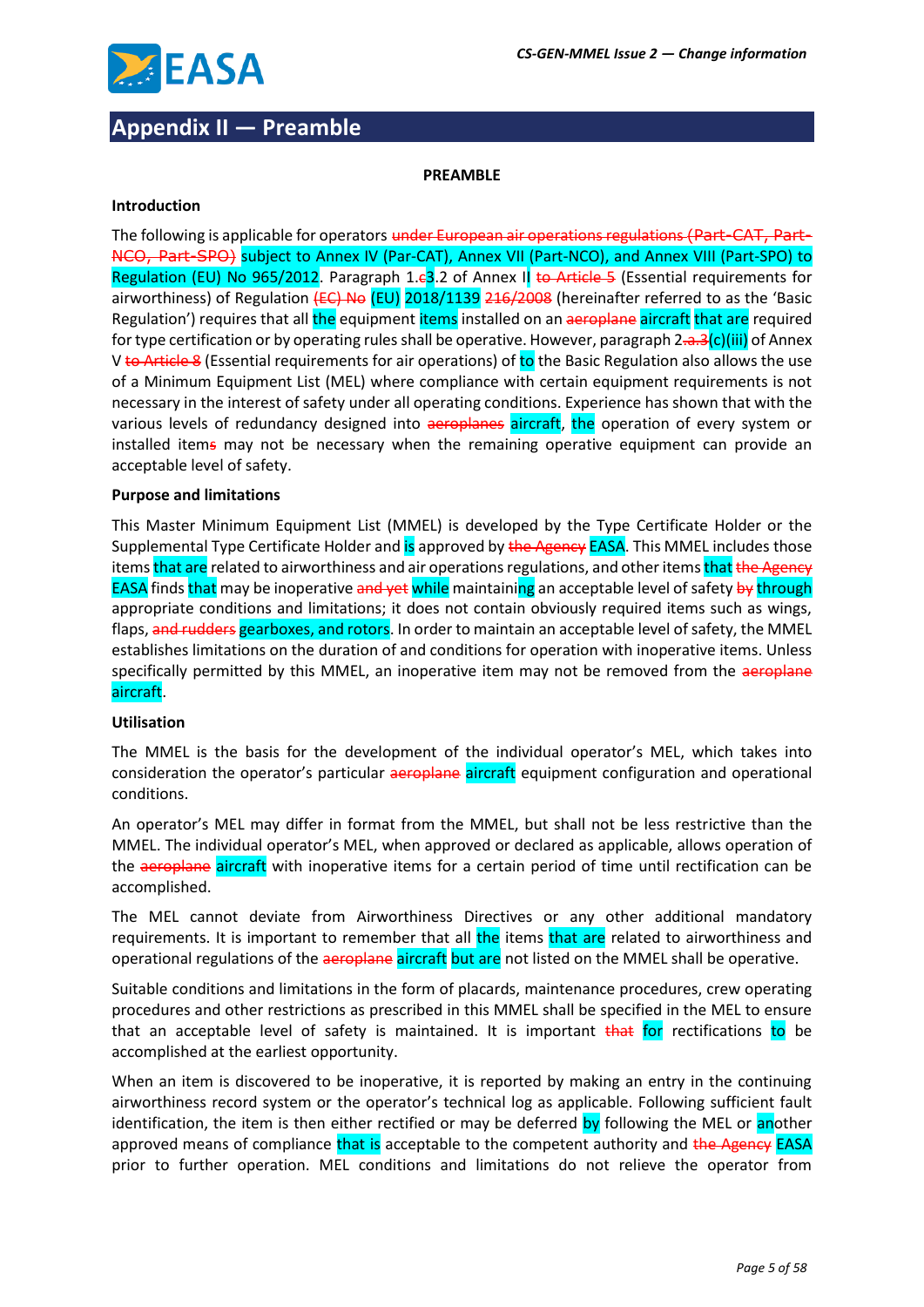# Appendix II — Preamble

**PREAMBLE**

**Introduction**

The following is applicable for operators ~~under European air operations regulations (Part-CAT, Part-NCO, Part-SPO)~~ subject to Annex IV (Par-CAT), Annex VII (Part-NCO), and Annex VIII (Part-SPO) to Regulation (EU) No 965/2012. Paragraph 1.~~c~~3.2 of Annex II ~~to Article 5~~ (Essential requirements for airworthiness) of Regulation ~~(EC) No~~ (EU) 2018/1139 ~~216/2008~~ (hereinafter referred to as the 'Basic Regulation') requires that all the equipment items installed on an ~~aeroplane~~ aircraft that are required for type certification or by operating rules shall be operative. However, paragraph 2.~~a.3~~(c)(iii) of Annex V ~~to Article 8~~ (Essential requirements for air operations) of to the Basic Regulation also allows the use of a Minimum Equipment List (MEL) where compliance with certain equipment requirements is not necessary in the interest of safety under all operating conditions. Experience has shown that with the various levels of redundancy designed into ~~aeroplanes~~ aircraft, the operation of every system or installed item~~s~~ may not be necessary when the remaining operative equipment can provide an acceptable level of safety.

**Purpose and limitations**

This Master Minimum Equipment List (MMEL) is developed by the Type Certificate Holder or the Supplemental Type Certificate Holder and is approved by ~~the Agency~~ EASA. This MMEL includes those items that are related to airworthiness and air operations regulations, and other items that ~~the Agency~~ EASA finds that may be inoperative ~~and yet~~ while maintaining an acceptable level of safety ~~by~~ through appropriate conditions and limitations; it does not contain obviously required items such as wings, flaps, ~~and rudders~~ gearboxes, and rotors. In order to maintain an acceptable level of safety, the MMEL establishes limitations on the duration of and conditions for operation with inoperative items. Unless specifically permitted by this MMEL, an inoperative item may not be removed from the ~~aeroplane~~ aircraft.

**Utilisation**

The MMEL is the basis for the development of the individual operator's MEL, which takes into consideration the operator's particular ~~aeroplane~~ aircraft equipment configuration and operational conditions.

An operator's MEL may differ in format from the MMEL, but shall not be less restrictive than the MMEL. The individual operator's MEL, when approved or declared as applicable, allows operation of the ~~aeroplane~~ aircraft with inoperative items for a certain period of time until rectification can be accomplished.

The MEL cannot deviate from Airworthiness Directives or any other additional mandatory requirements. It is important to remember that all the items that are related to airworthiness and operational regulations of the ~~aeroplane~~ aircraft but are not listed on the MMEL shall be operative.

Suitable conditions and limitations in the form of placards, maintenance procedures, crew operating procedures and other restrictions as prescribed in this MMEL shall be specified in the MEL to ensure that an acceptable level of safety is maintained. It is important ~~that~~ for rectifications to be accomplished at the earliest opportunity.

When an item is discovered to be inoperative, it is reported by making an entry in the continuing airworthiness record system or the operator's technical log as applicable. Following sufficient fault identification, the item is then either rectified or may be deferred by following the MEL or another approved means of compliance that is acceptable to the competent authority and ~~the Agency~~ EASA prior to further operation. MEL conditions and limitations do not relieve the operator from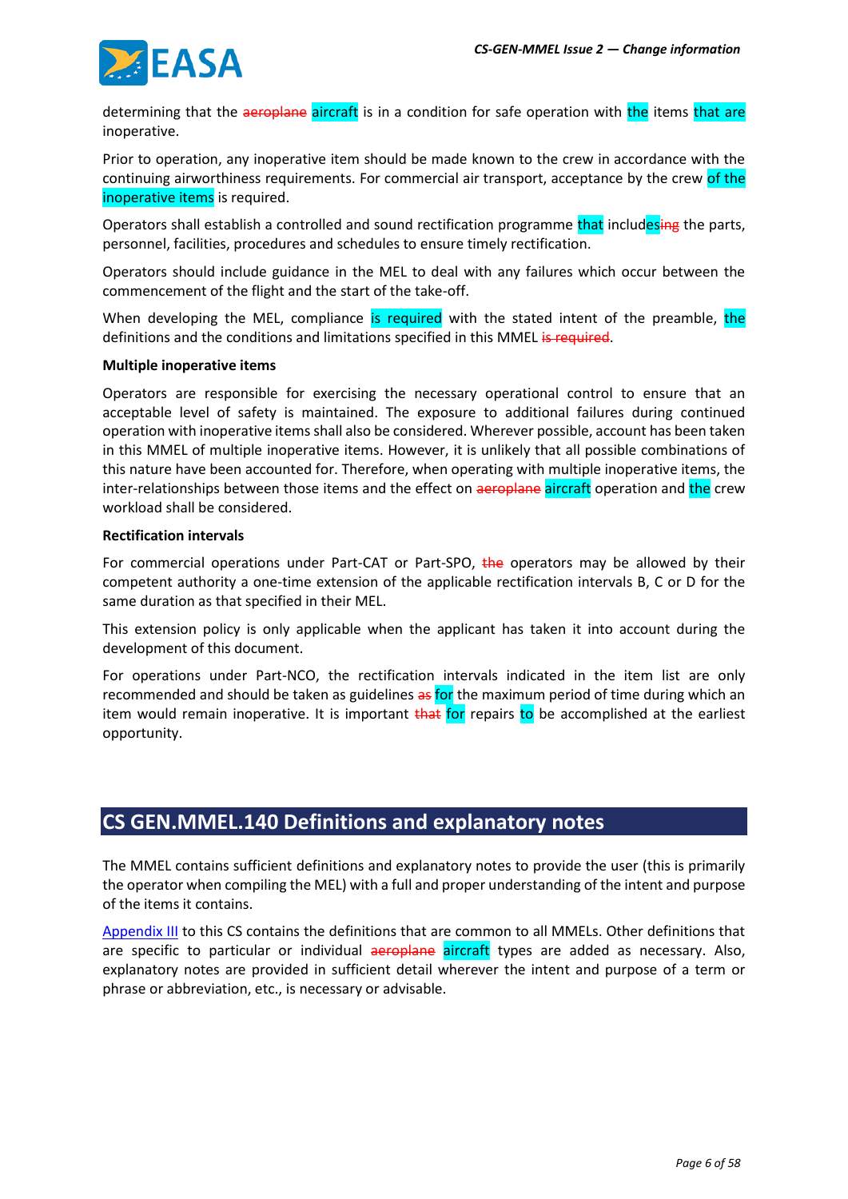determining that the ~~aeroplane~~ aircraft is in a condition for safe operation with the items that are inoperative.

Prior to operation, any inoperative item should be made known to the crew in accordance with the continuing airworthiness requirements. For commercial air transport, acceptance by the crew of the inoperative items is required.

Operators shall establish a controlled and sound rectification programme that includes~~ing~~ the parts, personnel, facilities, procedures and schedules to ensure timely rectification.

Operators should include guidance in the MEL to deal with any failures which occur between the commencement of the flight and the start of the take-off.

When developing the MEL, compliance is required with the stated intent of the preamble, the definitions and the conditions and limitations specified in this MMEL ~~is required~~.

**Multiple inoperative items**

Operators are responsible for exercising the necessary operational control to ensure that an acceptable level of safety is maintained. The exposure to additional failures during continued operation with inoperative items shall also be considered. Wherever possible, account has been taken in this MMEL of multiple inoperative items. However, it is unlikely that all possible combinations of this nature have been accounted for. Therefore, when operating with multiple inoperative items, the inter-relationships between those items and the effect on ~~aeroplane~~ aircraft operation and the crew workload shall be considered.

**Rectification intervals**

For commercial operations under Part-CAT or Part-SPO, ~~the~~ operators may be allowed by their competent authority a one-time extension of the applicable rectification intervals B, C or D for the same duration as that specified in their MEL.

This extension policy is only applicable when the applicant has taken it into account during the development of this document.

For operations under Part-NCO, the rectification intervals indicated in the item list are only recommended and should be taken as guidelines ~~as~~ for the maximum period of time during which an item would remain inoperative. It is important ~~that~~ for repairs to be accomplished at the earliest opportunity.

## CS GEN.MMEL.140 Definitions and explanatory notes

The MMEL contains sufficient definitions and explanatory notes to provide the user (this is primarily the operator when compiling the MEL) with a full and proper understanding of the intent and purpose of the items it contains.

Appendix III to this CS contains the definitions that are common to all MMELs. Other definitions that are specific to particular or individual ~~aeroplane~~ aircraft types are added as necessary. Also, explanatory notes are provided in sufficient detail wherever the intent and purpose of a term or phrase or abbreviation, etc., is necessary or advisable.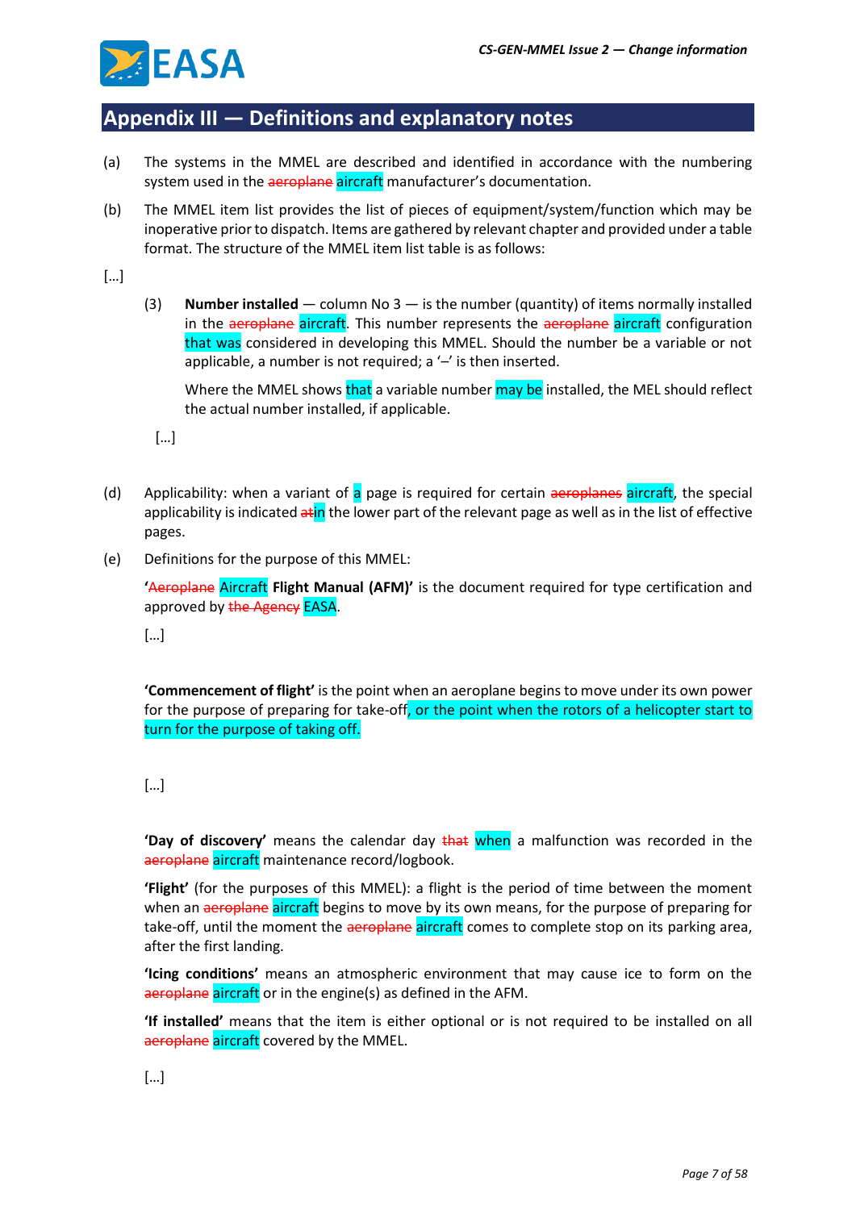## Appendix III — Definitions and explanatory notes

(a) The systems in the MMEL are described and identified in accordance with the numbering system used in the ~~aeroplane~~ aircraft manufacturer's documentation.

(b) The MMEL item list provides the list of pieces of equipment/system/function which may be inoperative prior to dispatch. Items are gathered by relevant chapter and provided under a table format. The structure of the MMEL item list table is as follows:

[…]

(3) **Number installed** — column No 3 — is the number (quantity) of items normally installed in the ~~aeroplane~~ aircraft. This number represents the ~~aeroplane~~ aircraft configuration that was considered in developing this MMEL. Should the number be a variable or not applicable, a number is not required; a '–' is then inserted.

Where the MMEL shows that a variable number may be installed, the MEL should reflect the actual number installed, if applicable.

[…]

(d) Applicability: when a variant of a page is required for certain ~~aeroplanes~~ aircraft, the special applicability is indicated ~~at~~in the lower part of the relevant page as well as in the list of effective pages.

(e) Definitions for the purpose of this MMEL:

'~~Aeroplane~~ Aircraft **Flight Manual (AFM)'** is the document required for type certification and approved by ~~the Agency~~ EASA.

[…]

**'Commencement of flight'** is the point when an aeroplane begins to move under its own power for the purpose of preparing for take-off, or the point when the rotors of a helicopter start to turn for the purpose of taking off.

[…]

**'Day of discovery'** means the calendar day ~~that~~ when a malfunction was recorded in the ~~aeroplane~~ aircraft maintenance record/logbook.

**'Flight'** (for the purposes of this MMEL): a flight is the period of time between the moment when an ~~aeroplane~~ aircraft begins to move by its own means, for the purpose of preparing for take-off, until the moment the ~~aeroplane~~ aircraft comes to complete stop on its parking area, after the first landing.

**'Icing conditions'** means an atmospheric environment that may cause ice to form on the ~~aeroplane~~ aircraft or in the engine(s) as defined in the AFM.

**'If installed'** means that the item is either optional or is not required to be installed on all ~~aeroplane~~ aircraft covered by the MMEL.

[…]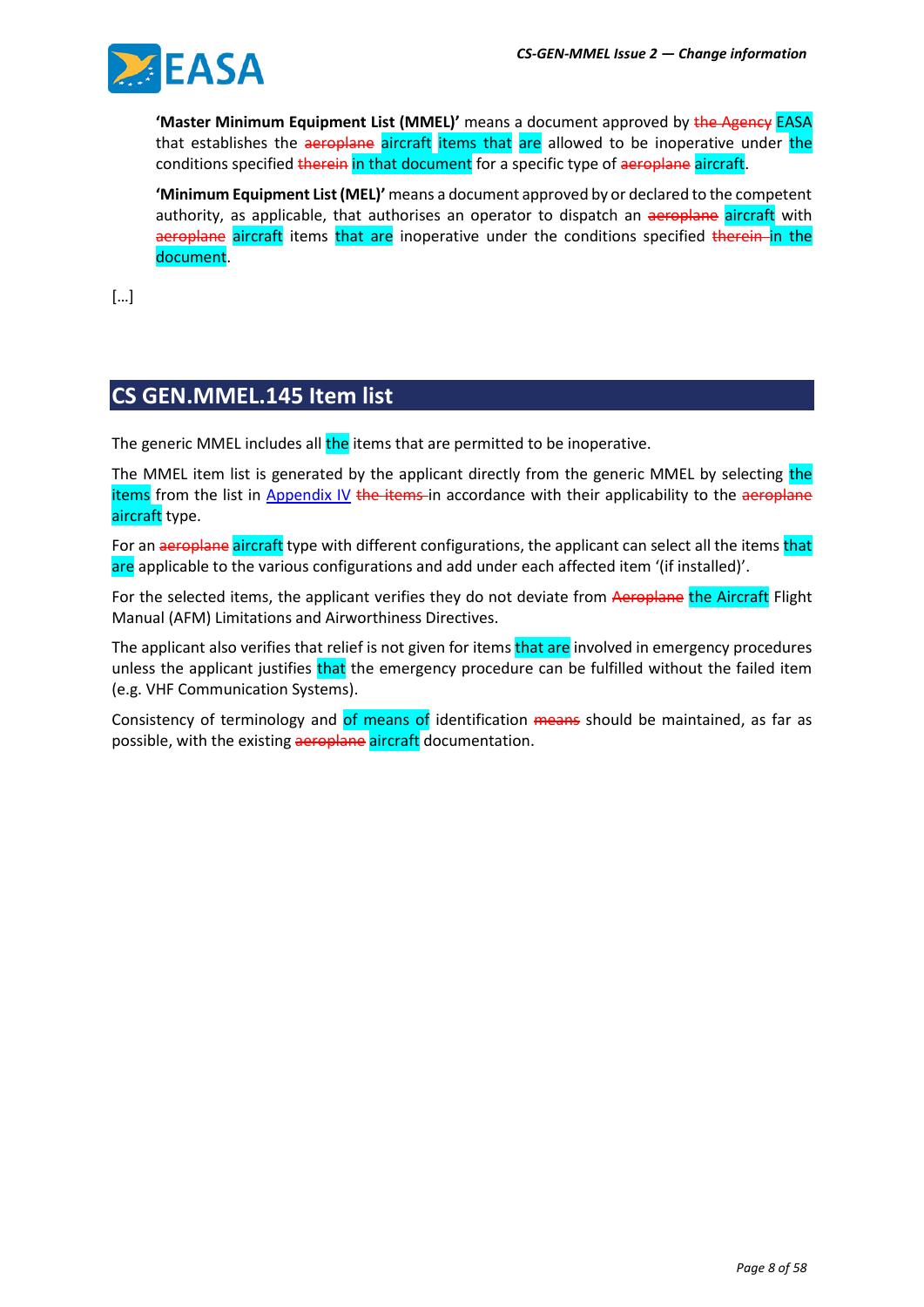**'Master Minimum Equipment List (MMEL)'** means a document approved by ~~the Agency~~ EASA that establishes the ~~aeroplane~~ aircraft items that are allowed to be inoperative under the conditions specified ~~therein~~ in that document for a specific type of ~~aeroplane~~ aircraft.

**'Minimum Equipment List (MEL)'** means a document approved by or declared to the competent authority, as applicable, that authorises an operator to dispatch an ~~aeroplane~~ aircraft with ~~aeroplane~~ aircraft items that are inoperative under the conditions specified ~~therein~~ in the document.

[…]

## CS GEN.MMEL.145 Item list

The generic MMEL includes all the items that are permitted to be inoperative.

The MMEL item list is generated by the applicant directly from the generic MMEL by selecting the items from the list in Appendix IV ~~the items~~ in accordance with their applicability to the ~~aeroplane~~ aircraft type.

For an ~~aeroplane~~ aircraft type with different configurations, the applicant can select all the items that are applicable to the various configurations and add under each affected item '(if installed)'.

For the selected items, the applicant verifies they do not deviate from ~~Aeroplane~~ the Aircraft Flight Manual (AFM) Limitations and Airworthiness Directives.

The applicant also verifies that relief is not given for items that are involved in emergency procedures unless the applicant justifies that the emergency procedure can be fulfilled without the failed item (e.g. VHF Communication Systems).

Consistency of terminology and of means of identification ~~means~~ should be maintained, as far as possible, with the existing ~~aeroplane~~ aircraft documentation.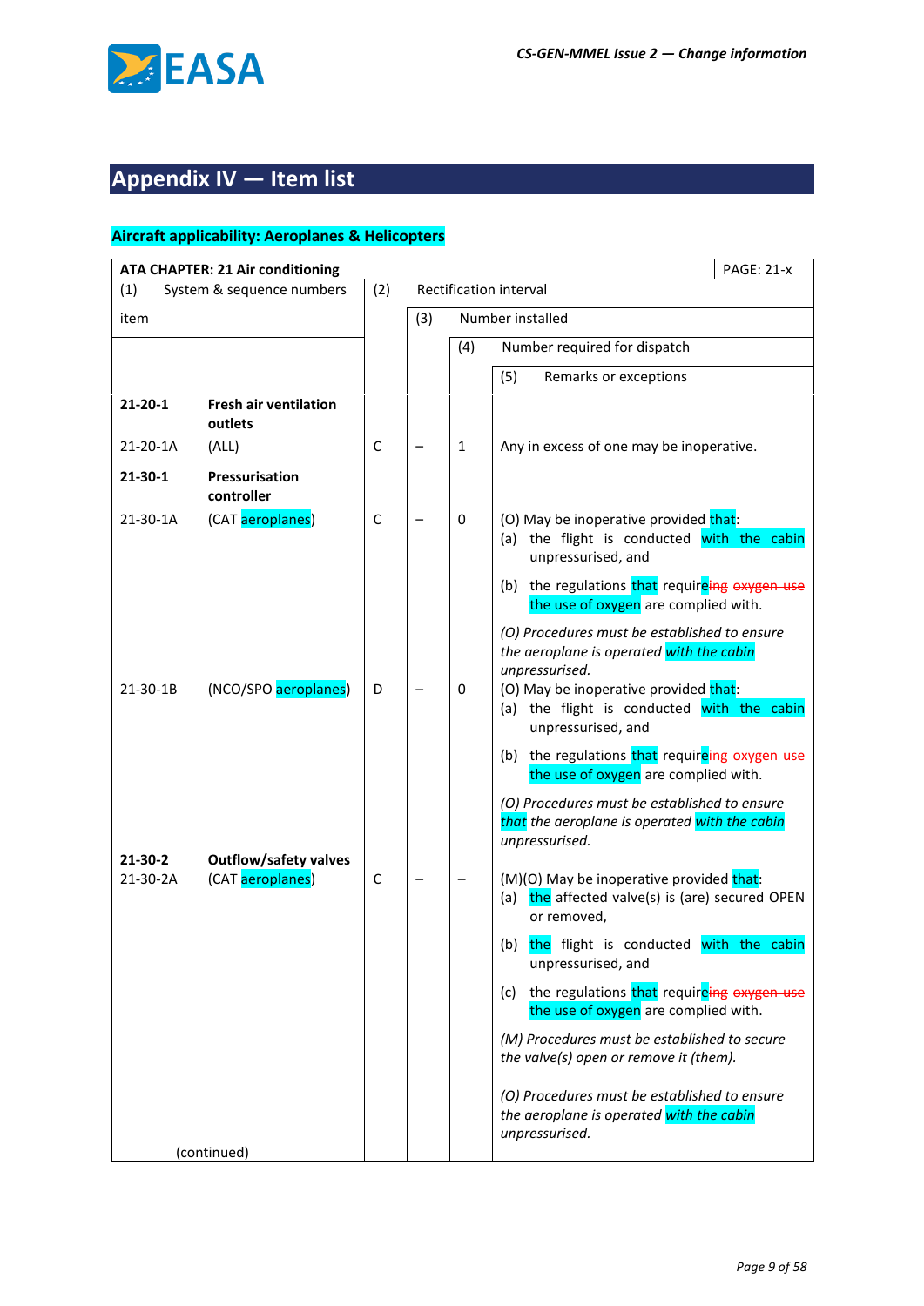# Appendix IV — Item list

## Aircraft applicability: Aeroplanes & Helicopters

| ATA CHAPTER: 21 Air conditioning | | | | | PAGE: 21-x |
|---|---|---|---|---|---|
| (1) System & sequence numbers | | (2) Rectification interval | | | |
| item | | | (3) Number installed | | |
| | | | | (4) Number required for dispatch | |
| | | | | | (5) Remarks or exceptions |
| **21-20-1** | **Fresh air ventilation outlets** | | | | |
| 21-20-1A | (ALL) | C | – | 1 | Any in excess of one may be inoperative. |
| **21-30-1** | **Pressurisation controller** | | | | |
| 21-30-1A | (CAT aeroplanes) | C | – | 0 | (O) May be inoperative provided that:<br>(a) the flight is conducted with the cabin unpressurised, and<br>(b) the regulations that requireing ~~oxygen use~~ the use of oxygen are complied with.<br>*(O) Procedures must be established to ensure the aeroplane is operated with the cabin unpressurised.* |
| 21-30-1B | (NCO/SPO aeroplanes) | D | – | 0 | (O) May be inoperative provided that:<br>(a) the flight is conducted with the cabin unpressurised, and<br>(b) the regulations that requireing ~~oxygen use~~ the use of oxygen are complied with.<br>*(O) Procedures must be established to ensure that the aeroplane is operated with the cabin unpressurised.* |
| **21-30-2** | **Outflow/safety valves** | | | | |
| 21-30-2A | (CAT aeroplanes) | C | – | – | (M)(O) May be inoperative provided that:<br>(a) the affected valve(s) is (are) secured OPEN or removed,<br>(b) the flight is conducted with the cabin unpressurised, and<br>(c) the regulations that requireing ~~oxygen use~~ the use of oxygen are complied with.<br>*(M) Procedures must be established to secure the valve(s) open or remove it (them).*<br>*(O) Procedures must be established to ensure the aeroplane is operated with the cabin unpressurised.* |
| (continued) | | | | | |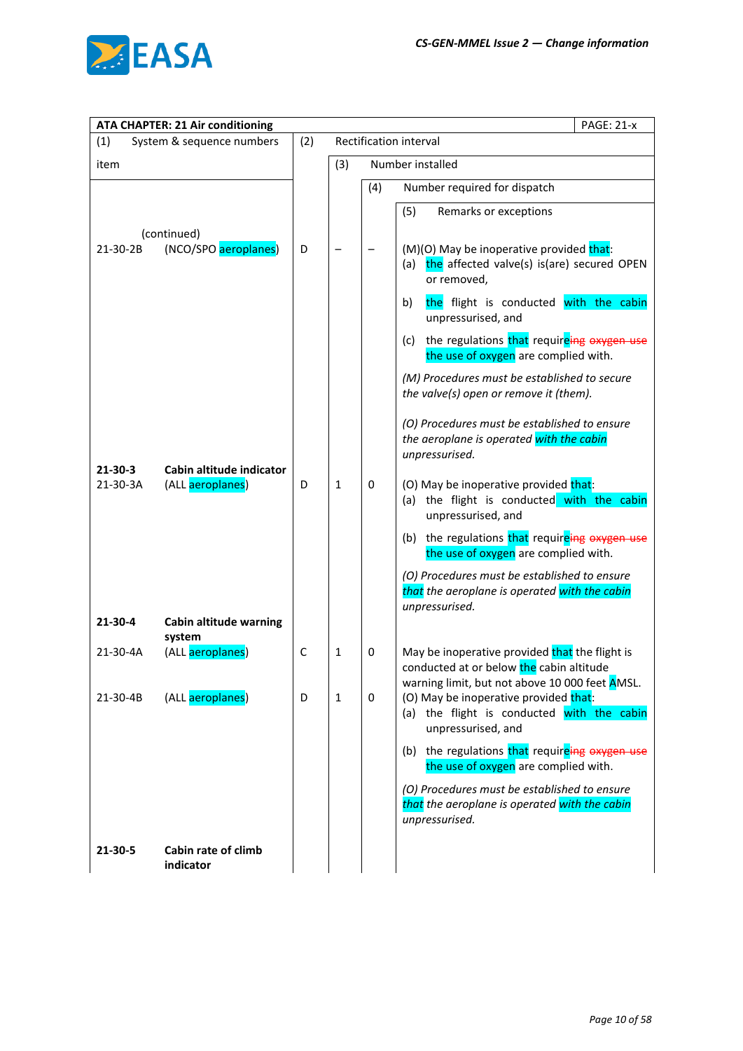| ATA CHAPTER: 21 Air conditioning | | | | | PAGE: 21-x |
|---|---|---|---|---|---|
| (1) System & sequence numbers item | | (2) Rectification interval | (3) Number installed | (4) Number required for dispatch | (5) Remarks or exceptions |
| | (continued) | | | | |
| 21-30-2B | (NCO/SPO aeroplanes) | D | – | – | (M)(O) May be inoperative provided that:<br>(a) the affected valve(s) is(are) secured OPEN or removed,<br><br>b) the flight is conducted with the cabin unpressurised, and<br><br>(c) the regulations that requireing ~~oxygen use~~ the use of oxygen are complied with.<br><br>*(M) Procedures must be established to secure the valve(s) open or remove it (them).*<br><br>*(O) Procedures must be established to ensure the aeroplane is operated with the cabin unpressurised.* |
| **21-30-3** | **Cabin altitude indicator** | | | | |
| 21-30-3A | (ALL aeroplanes) | D | 1 | 0 | (O) May be inoperative provided that:<br>(a) the flight is conducted with the cabin unpressurised, and<br><br>(b) the regulations that requireing ~~oxygen use~~ the use of oxygen are complied with.<br><br>*(O) Procedures must be established to ensure that the aeroplane is operated with the cabin unpressurised.* |
| **21-30-4** | **Cabin altitude warning system** | | | | |
| 21-30-4A | (ALL aeroplanes) | C | 1 | 0 | May be inoperative provided that the flight is conducted at or below the cabin altitude warning limit, but not above 10 000 feet AMSL. |
| 21-30-4B | (ALL aeroplanes) | D | 1 | 0 | (O) May be inoperative provided that:<br>(a) the flight is conducted with the cabin unpressurised, and<br><br>(b) the regulations that requireing ~~oxygen use~~ the use of oxygen are complied with.<br><br>*(O) Procedures must be established to ensure that the aeroplane is operated with the cabin unpressurised.* |
| **21-30-5** | **Cabin rate of climb indicator** | | | | |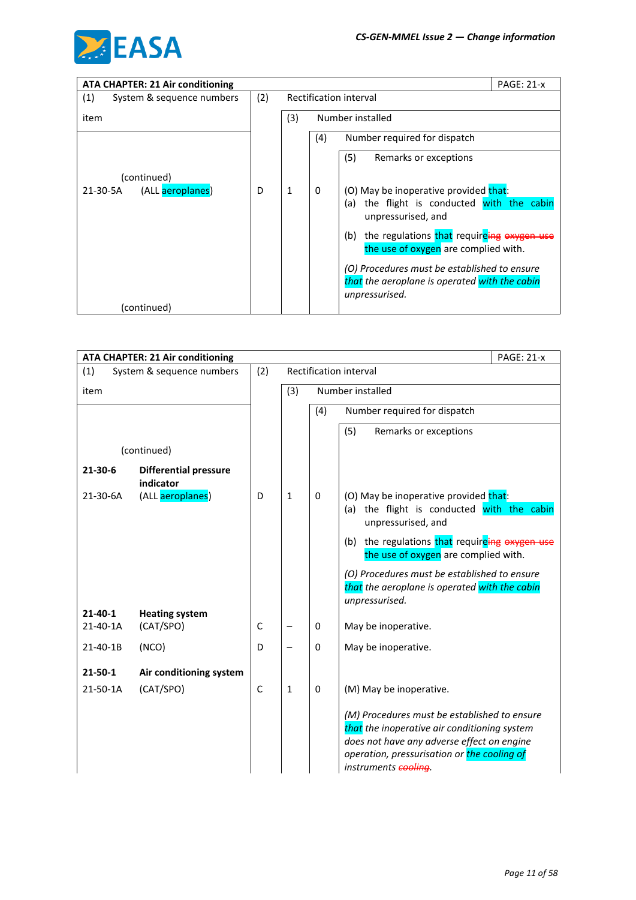| ATA CHAPTER: 21 Air conditioning | | | | PAGE: 21-x |
|---|---|---|---|---|
| (1) System & sequence numbers item | (2) Rectification interval | (3) Number installed | (4) Number required for dispatch | (5) Remarks or exceptions |
| (continued) | | | | |
| 21-30-5A (ALL aeroplanes) | D | 1 | 0 | (O) May be inoperative provided that:<br>(a) the flight is conducted with the cabin unpressurised, and<br>(b) the regulations that requireing ~~oxygen use~~ the use of oxygen are complied with.<br>*(O) Procedures must be established to ensure that the aeroplane is operated with the cabin unpressurised.* |
| (continued) | | | | |

| ATA CHAPTER: 21 Air conditioning | | | | PAGE: 21-x |
|---|---|---|---|---|
| (1) System & sequence numbers item | (2) Rectification interval | (3) Number installed | (4) Number required for dispatch | (5) Remarks or exceptions |
| (continued) | | | | |
| **21-30-6 Differential pressure indicator** | | | | |
| 21-30-6A (ALL aeroplanes) | D | 1 | 0 | (O) May be inoperative provided that:<br>(a) the flight is conducted with the cabin unpressurised, and<br>(b) the regulations that requireing ~~oxygen use~~ the use of oxygen are complied with.<br>*(O) Procedures must be established to ensure that the aeroplane is operated with the cabin unpressurised.* |
| **21-40-1 Heating system** | | | | |
| 21-40-1A (CAT/SPO) | C | – | 0 | May be inoperative. |
| 21-40-1B (NCO) | D | – | 0 | May be inoperative. |
| **21-50-1 Air conditioning system** | | | | |
| 21-50-1A (CAT/SPO) | C | 1 | 0 | (M) May be inoperative.<br>*(M) Procedures must be established to ensure that the inoperative air conditioning system does not have any adverse effect on engine operation, pressurisation or the cooling of instruments ~~cooling~~.* |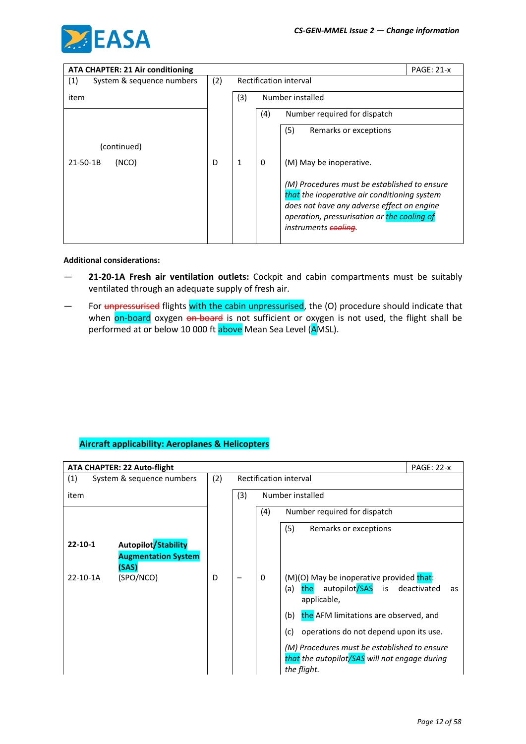| ATA CHAPTER: 21 Air conditioning | | | | | PAGE: 21-x |
|---|---|---|---|---|---|
| (1) System & sequence numbers item | | (2) Rectification interval | (3) Number installed | (4) Number required for dispatch | (5) Remarks or exceptions |
| (continued) | | | | | |
| 21-50-1B | (NCO) | D | 1 | 0 | (M) May be inoperative.<br><br>*(M) Procedures must be established to ensure that the inoperative air conditioning system does not have any adverse effect on engine operation, pressurisation or the cooling of instruments ~~cooling~~.* |

**Additional considerations:**

— **21-20-1A Fresh air ventilation outlets:** Cockpit and cabin compartments must be suitably ventilated through an adequate supply of fresh air.

— For ~~unpressurised~~ flights with the cabin unpressurised, the (O) procedure should indicate that when on-board oxygen ~~on-board~~ is not sufficient or oxygen is not used, the flight shall be performed at or below 10 000 ft above Mean Sea Level (AMSL).

**Aircraft applicability: Aeroplanes & Helicopters**

| ATA CHAPTER: 22 Auto-flight | | | | | PAGE: 22-x |
|---|---|---|---|---|---|
| (1) System & sequence numbers item | | (2) Rectification interval | (3) Number installed | (4) Number required for dispatch | (5) Remarks or exceptions |
| **22-10-1** | **Autopilot/Stability Augmentation System (SAS)** | | | | |
| 22-10-1A | (SPO/NCO) | D | – | 0 | (M)(O) May be inoperative provided that:<br>(a) the autopilot/SAS is deactivated as applicable,<br>(b) the AFM limitations are observed, and<br>(c) operations do not depend upon its use.<br><br>*(M) Procedures must be established to ensure that the autopilot/SAS will not engage during the flight.* |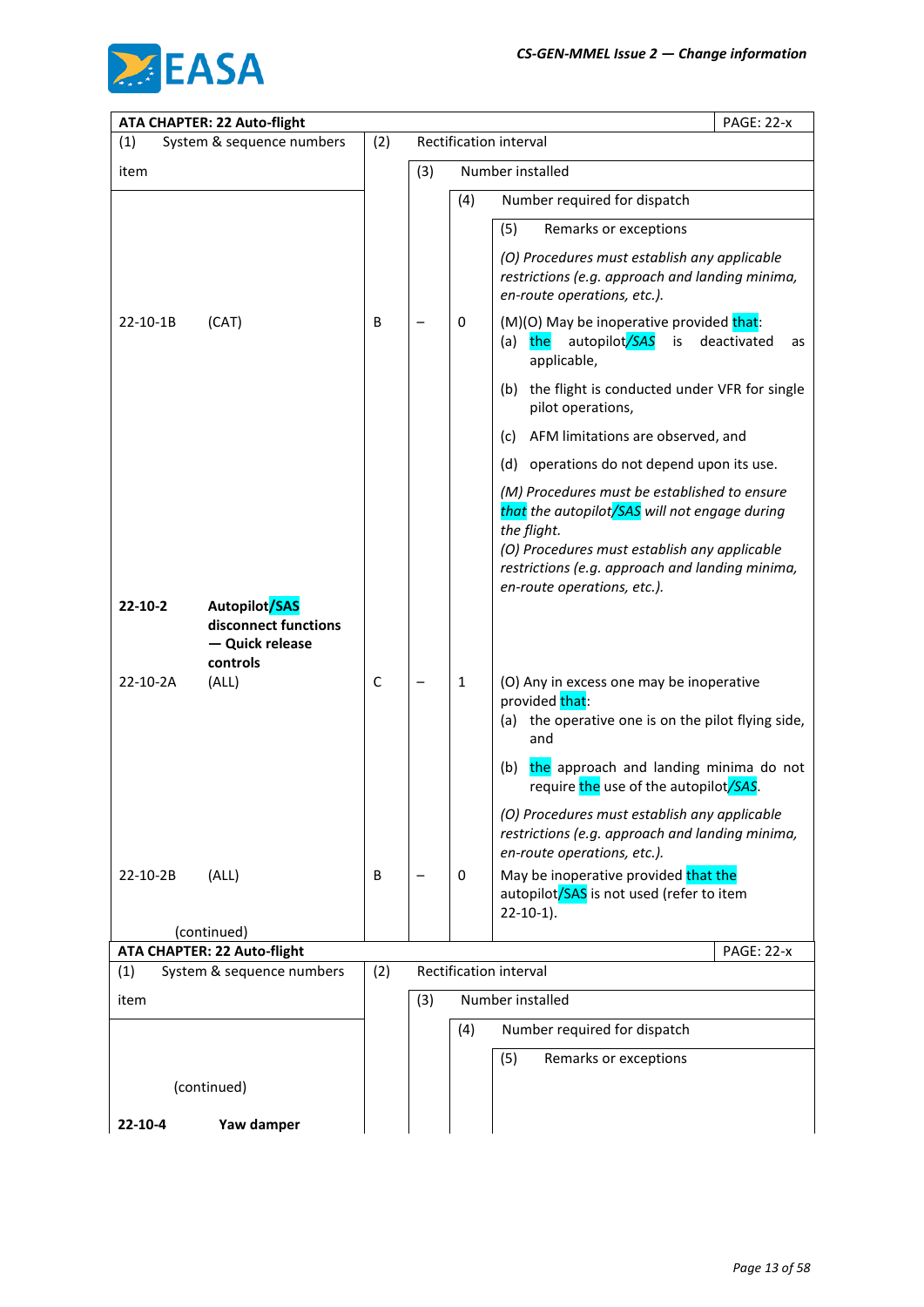| ATA CHAPTER: 22 Auto-flight | | | | | PAGE: 22-x |
|---|---|---|---|---|---|
| (1) System & sequence numbers item | (2) Rectification interval | (3) Number installed | (4) Number required for dispatch | (5) Remarks or exceptions | |
| | | | | *(O) Procedures must establish any applicable restrictions (e.g. approach and landing minima, en-route operations, etc.).* | |
| 22-10-1B (CAT) | B | – | 0 | (M)(O) May be inoperative provided that:<br>(a) the autopilot*/SAS* is deactivated as applicable,<br>(b) the flight is conducted under VFR for single pilot operations,<br>(c) AFM limitations are observed, and<br>(d) operations do not depend upon its use.<br>*(M) Procedures must be established to ensure that the autopilot/SAS will not engage during the flight.*<br>*(O) Procedures must establish any applicable restrictions (e.g. approach and landing minima, en-route operations, etc.).* | |
| **22-10-2 Autopilot/SAS disconnect functions — Quick release controls** | | | | | |
| 22-10-2A (ALL) | C | – | 1 | (O) Any in excess one may be inoperative provided that:<br>(a) the operative one is on the pilot flying side, and<br>(b) the approach and landing minima do not require the use of the autopilot*/SAS*.<br>*(O) Procedures must establish any applicable restrictions (e.g. approach and landing minima, en-route operations, etc.).* | |
| 22-10-2B (ALL) | B | – | 0 | May be inoperative provided that the autopilot/SAS is not used (refer to item 22-10-1). | |
| (continued) | | | | | |

| ATA CHAPTER: 22 Auto-flight | | | | | PAGE: 22-x |
|---|---|---|---|---|---|
| (1) System & sequence numbers item | (2) Rectification interval | (3) Number installed | (4) Number required for dispatch | (5) Remarks or exceptions | |
| (continued) | | | | | |
| **22-10-4 Yaw damper** | | | | | |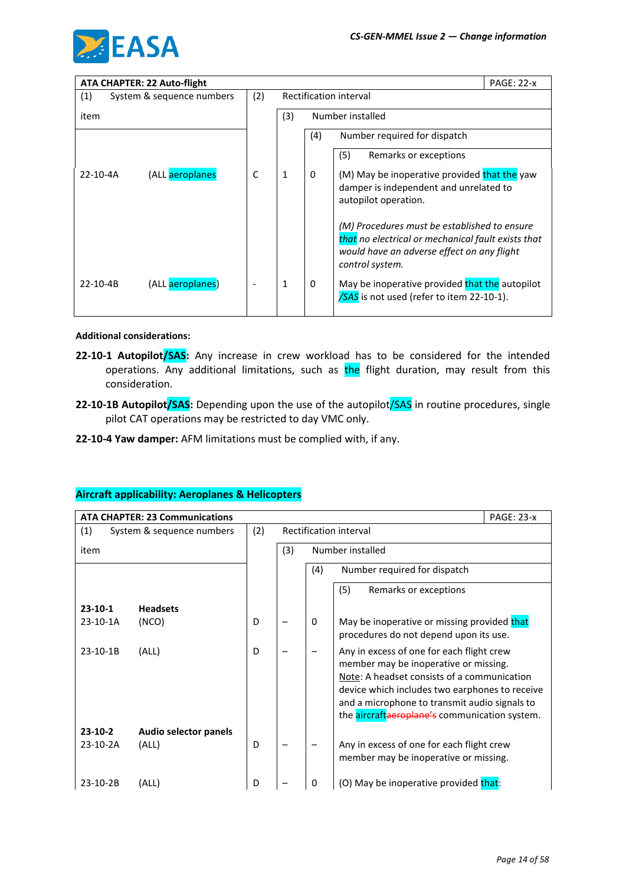| ATA CHAPTER: 22 Auto-flight | | | | | PAGE: 22-x |
|---|---|---|---|---|---|
| (1) System & sequence numbers | | (2) Rectification interval | | | |
| item | | | (3) Number installed | | |
| | | | | (4) Number required for dispatch | |
| | | | | | (5) Remarks or exceptions |
| 22-10-4A | (ALL aeroplanes | C | 1 | 0 | (M) May be inoperative provided that the yaw damper is independent and unrelated to autopilot operation.<br><br>*(M) Procedures must be established to ensure that no electrical or mechanical fault exists that would have an adverse effect on any flight control system.* |
| 22-10-4B | (ALL aeroplanes) | - | 1 | 0 | May be inoperative provided that the autopilot /SAS is not used (refer to item 22-10-1). |

**Additional considerations:**

**22-10-1 Autopilot/SAS:** Any increase in crew workload has to be considered for the intended operations. Any additional limitations, such as the flight duration, may result from this consideration.

**22-10-1B Autopilot/SAS:** Depending upon the use of the autopilot/SAS in routine procedures, single pilot CAT operations may be restricted to day VMC only.

**22-10-4 Yaw damper:** AFM limitations must be complied with, if any.

**Aircraft applicability: Aeroplanes & Helicopters**

| ATA CHAPTER: 23 Communications | | | | | PAGE: 23-x |
|---|---|---|---|---|---|
| (1) System & sequence numbers | | (2) Rectification interval | | | |
| item | | | (3) Number installed | | |
| | | | | (4) Number required for dispatch | |
| | | | | | (5) Remarks or exceptions |
| **23-10-1** | **Headsets** | | | | |
| 23-10-1A | (NCO) | D | – | 0 | May be inoperative or missing provided that procedures do not depend upon its use. |
| 23-10-1B | (ALL) | D | – | – | Any in excess of one for each flight crew member may be inoperative or missing.<br>Note: A headset consists of a communication device which includes two earphones to receive and a microphone to transmit audio signals to the aircraft~~aeroplane's~~ communication system. |
| **23-10-2** | **Audio selector panels** | | | | |
| 23-10-2A | (ALL) | D | – | – | Any in excess of one for each flight crew member may be inoperative or missing. |
| 23-10-2B | (ALL) | D | – | 0 | (O) May be inoperative provided that: |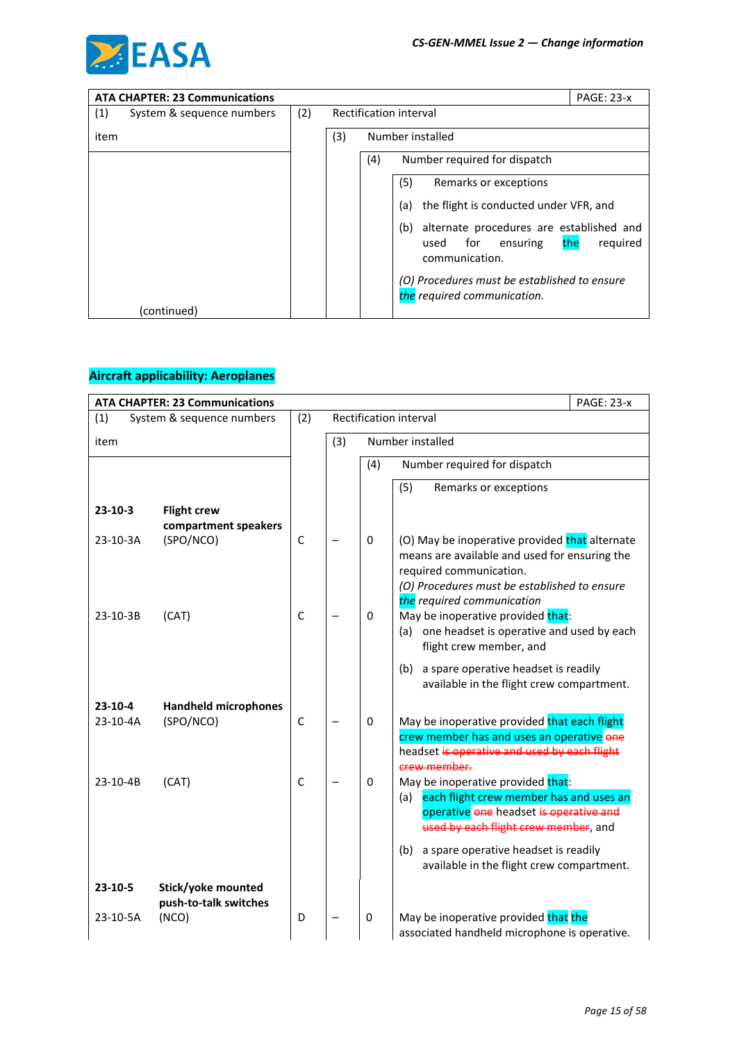| ATA CHAPTER: 23 Communications | | | | | PAGE: 23-x |
|---|---|---|---|---|---|
| (1) System & sequence numbers item | (2) Rectification interval | (3) Number installed | (4) Number required for dispatch | (5) Remarks or exceptions | |
| | | | | (a) the flight is conducted under VFR, and<br>(b) alternate procedures are established and used for ensuring the required communication.<br>*(O) Procedures must be established to ensure the required communication.* | |
| (continued) | | | | | |

**Aircraft applicability: Aeroplanes**

| ATA CHAPTER: 23 Communications | | | | | PAGE: 23-x |
|---|---|---|---|---|---|
| (1) System & sequence numbers item | (2) Rectification interval | (3) Number installed | (4) Number required for dispatch | (5) Remarks or exceptions | |
| **23-10-3 Flight crew compartment speakers** | | | | | |
| 23-10-3A (SPO/NCO) | C | – | 0 | (O) May be inoperative provided that alternate means are available and used for ensuring the required communication.<br>*(O) Procedures must be established to ensure the required communication* | |
| 23-10-3B (CAT) | C | – | 0 | May be inoperative provided that:<br>(a) one headset is operative and used by each flight crew member, and<br>(b) a spare operative headset is readily available in the flight crew compartment. | |
| **23-10-4 Handheld microphones** | | | | | |
| 23-10-4A (SPO/NCO) | C | – | 0 | May be inoperative provided that each flight crew member has and uses an operative ~~one~~ headset ~~is operative and used by each flight crew member.~~ | |
| 23-10-4B (CAT) | C | – | 0 | May be inoperative provided that:<br>(a) each flight crew member has and uses an operative ~~one~~ headset ~~is operative and used by each flight crew member~~, and<br>(b) a spare operative headset is readily available in the flight crew compartment. | |
| **23-10-5 Stick/yoke mounted push-to-talk switches** | | | | | |
| 23-10-5A (NCO) | D | – | 0 | May be inoperative provided that the associated handheld microphone is operative. | |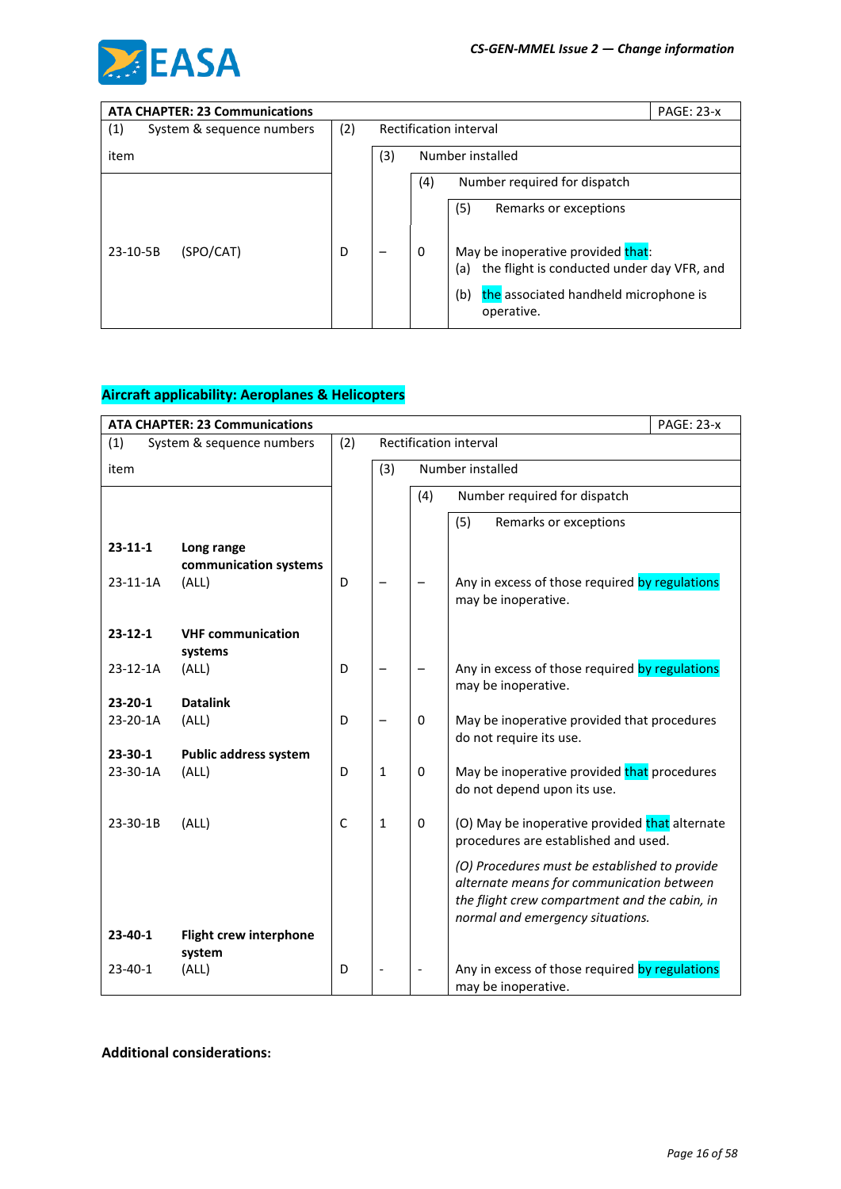| ATA CHAPTER: 23 Communications | | | | | PAGE: 23-x |
|---|---|---|---|---|---|
| (1) System & sequence numbers item | (2) Rectification interval | (3) Number installed | (4) Number required for dispatch | (5) Remarks or exceptions | |
| 23-10-5B (SPO/CAT) | D | – | 0 | May be inoperative provided that:<br>(a) the flight is conducted under day VFR, and<br>(b) the associated handheld microphone is operative. | |

**Aircraft applicability: Aeroplanes & Helicopters**

| ATA CHAPTER: 23 Communications | | | | | PAGE: 23-x |
|---|---|---|---|---|---|
| (1) System & sequence numbers item | (2) Rectification interval | (3) Number installed | (4) Number required for dispatch | (5) Remarks or exceptions | |
| **23-11-1 Long range communication systems** | | | | | |
| 23-11-1A (ALL) | D | – | – | Any in excess of those required by regulations may be inoperative. | |
| **23-12-1 VHF communication systems** | | | | | |
| 23-12-1A (ALL) | D | – | – | Any in excess of those required by regulations may be inoperative. | |
| **23-20-1 Datalink** | | | | | |
| 23-20-1A (ALL) | D | – | 0 | May be inoperative provided that procedures do not require its use. | |
| **23-30-1 Public address system** | | | | | |
| 23-30-1A (ALL) | D | 1 | 0 | May be inoperative provided that procedures do not depend upon its use. | |
| 23-30-1B (ALL) | C | 1 | 0 | (O) May be inoperative provided that alternate procedures are established and used.<br>*(O) Procedures must be established to provide alternate means for communication between the flight crew compartment and the cabin, in normal and emergency situations.* | |
| **23-40-1 Flight crew interphone system** | | | | | |
| 23-40-1 (ALL) | D | - | - | Any in excess of those required by regulations may be inoperative. | |

**Additional considerations:**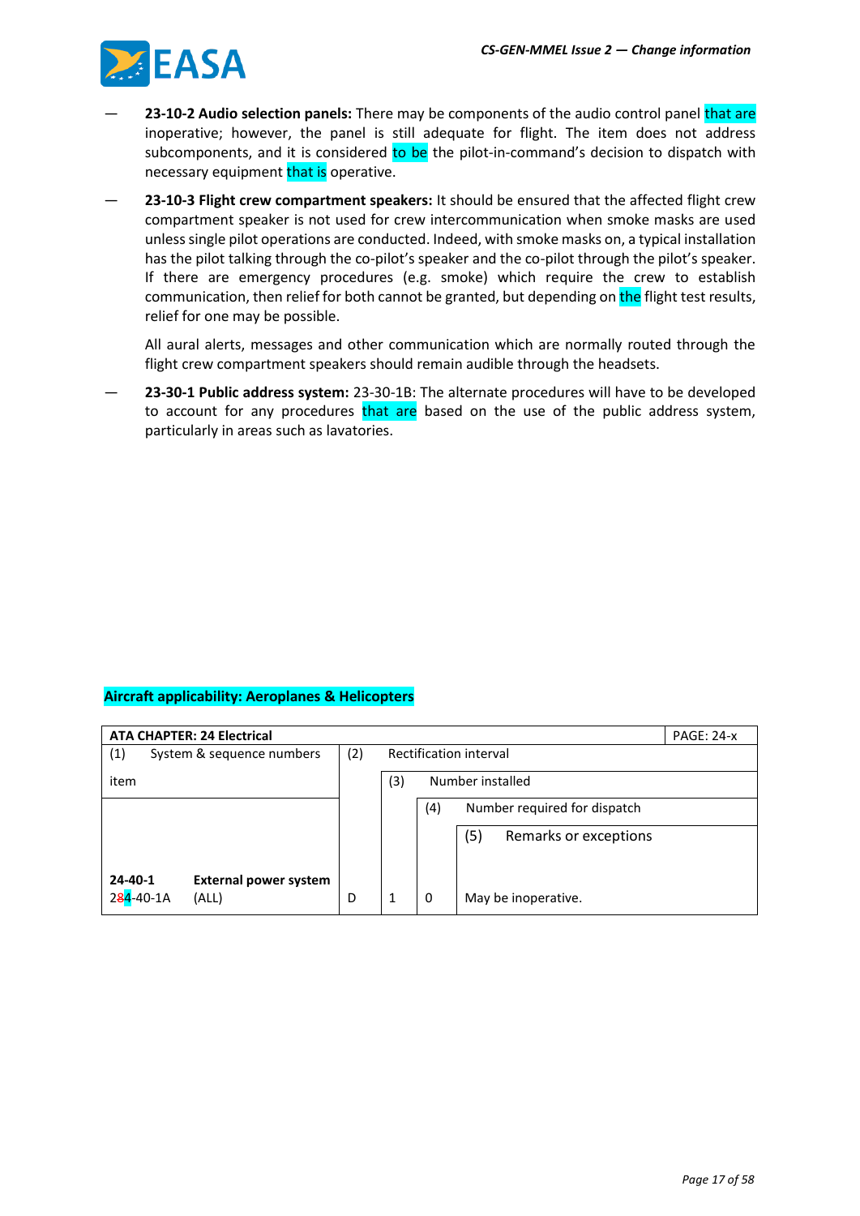— **23-10-2 Audio selection panels:** There may be components of the audio control panel that are inoperative; however, the panel is still adequate for flight. The item does not address subcomponents, and it is considered to be the pilot-in-command's decision to dispatch with necessary equipment that is operative.

— **23-10-3 Flight crew compartment speakers:** It should be ensured that the affected flight crew compartment speaker is not used for crew intercommunication when smoke masks are used unless single pilot operations are conducted. Indeed, with smoke masks on, a typical installation has the pilot talking through the co-pilot's speaker and the co-pilot through the pilot's speaker. If there are emergency procedures (e.g. smoke) which require the crew to establish communication, then relief for both cannot be granted, but depending on the flight test results, relief for one may be possible.

All aural alerts, messages and other communication which are normally routed through the flight crew compartment speakers should remain audible through the headsets.

— **23-30-1 Public address system:** 23-30-1B: The alternate procedures will have to be developed to account for any procedures that are based on the use of the public address system, particularly in areas such as lavatories.

**Aircraft applicability: Aeroplanes & Helicopters**

| **ATA CHAPTER: 24 Electrical** | | | | | PAGE: 24-x |
|---|---|---|---|---|---|
| (1) System & sequence numbers | | (2) Rectification interval | | | |
| item | | | (3) Number installed | | |
| | | | | (4) Number required for dispatch | |
| | | | | | (5) Remarks or exceptions |
| **24-40-1** | **External power system** | | | | |
| 2~~8~~4-40-1A | (ALL) | D | 1 | 0 | May be inoperative. |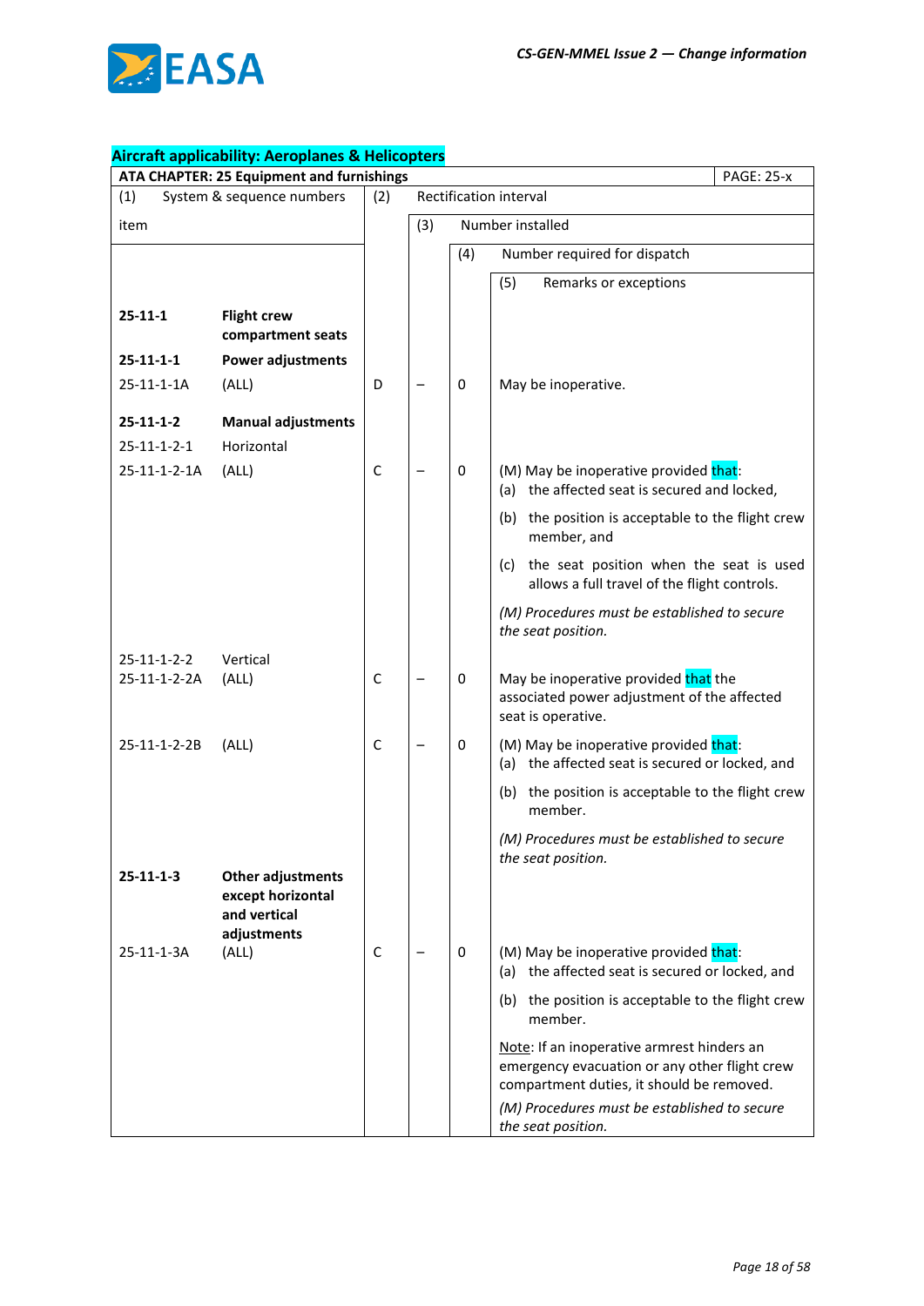**Aircraft applicability: Aeroplanes & Helicopters**

| ATA CHAPTER: 25 Equipment and furnishings | | | | | PAGE: 25-x |
|---|---|---|---|---|---|
| (1) System & sequence numbers item | | (2) Rectification interval | (3) Number installed | (4) Number required for dispatch | (5) Remarks or exceptions |
| **25-11-1** | **Flight crew compartment seats** | | | | |
| **25-11-1-1** | **Power adjustments** | | | | |
| 25-11-1-1A | (ALL) | D | – | 0 | May be inoperative. |
| **25-11-1-2** | **Manual adjustments** | | | | |
| 25-11-1-2-1 | Horizontal | | | | |
| 25-11-1-2-1A | (ALL) | C | – | 0 | (M) May be inoperative provided that:<br>(a) the affected seat is secured and locked,<br>(b) the position is acceptable to the flight crew member, and<br>(c) the seat position when the seat is used allows a full travel of the flight controls.<br>*(M) Procedures must be established to secure the seat position.* |
| 25-11-1-2-2 | Vertical | | | | |
| 25-11-1-2-2A | (ALL) | C | – | 0 | May be inoperative provided that the associated power adjustment of the affected seat is operative. |
| 25-11-1-2-2B | (ALL) | C | – | 0 | (M) May be inoperative provided that:<br>(a) the affected seat is secured or locked, and<br>(b) the position is acceptable to the flight crew member.<br>*(M) Procedures must be established to secure the seat position.* |
| **25-11-1-3** | **Other adjustments except horizontal and vertical adjustments** | | | | |
| 25-11-1-3A | (ALL) | C | – | 0 | (M) May be inoperative provided that:<br>(a) the affected seat is secured or locked, and<br>(b) the position is acceptable to the flight crew member.<br>Note: If an inoperative armrest hinders an emergency evacuation or any other flight crew compartment duties, it should be removed.<br>*(M) Procedures must be established to secure the seat position.* |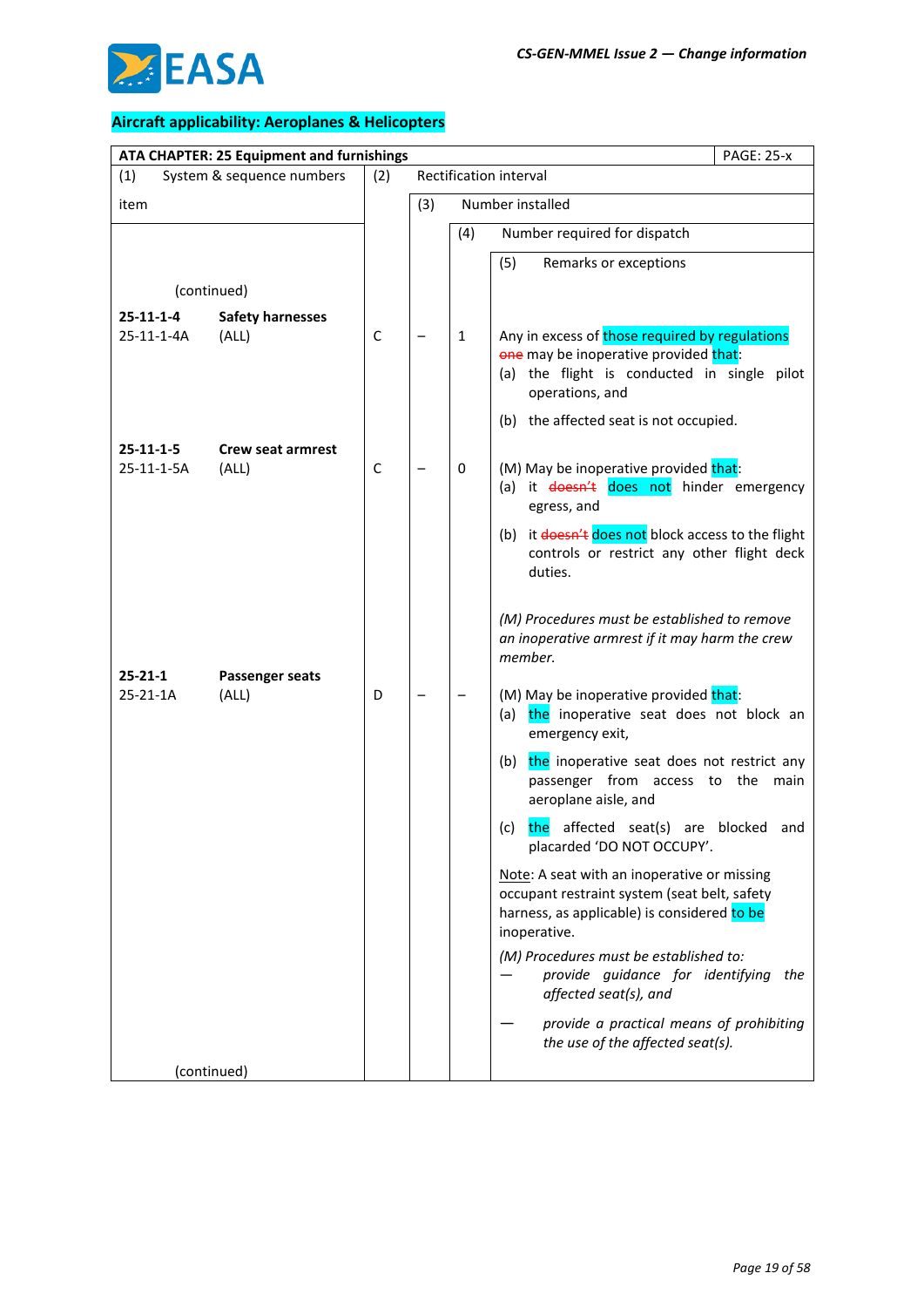**Aircraft applicability: Aeroplanes & Helicopters**

| ATA CHAPTER: 25 Equipment and furnishings | | | | | PAGE: 25-x |
|---|---|---|---|---|---|
| (1) System & sequence numbers item | | (2) Rectification interval | (3) Number installed | (4) Number required for dispatch | (5) Remarks or exceptions |
| (continued) | | | | | |
| **25-11-1-4**<br>25-11-1-4A | **Safety harnesses**<br>(ALL) | C | – | 1 | Any in excess of those required by regulations ~~one~~ may be inoperative provided that:<br>(a) the flight is conducted in single pilot operations, and<br>(b) the affected seat is not occupied. |
| **25-11-1-5**<br>25-11-1-5A | **Crew seat armrest**<br>(ALL) | C | – | 0 | (M) May be inoperative provided that:<br>(a) it ~~doesn't~~ does not hinder emergency egress, and<br>(b) it ~~doesn't~~ does not block access to the flight controls or restrict any other flight deck duties.<br><br>*(M) Procedures must be established to remove an inoperative armrest if it may harm the crew member.* |
| **25-21-1**<br>25-21-1A | **Passenger seats**<br>(ALL) | D | – | – | (M) May be inoperative provided that:<br>(a) the inoperative seat does not block an emergency exit,<br>(b) the inoperative seat does not restrict any passenger from access to the main aeroplane aisle, and<br>(c) the affected seat(s) are blocked and placarded 'DO NOT OCCUPY'.<br><br>Note: A seat with an inoperative or missing occupant restraint system (seat belt, safety harness, as applicable) is considered to be inoperative.<br><br>*(M) Procedures must be established to:*<br>*— provide guidance for identifying the affected seat(s), and*<br>*— provide a practical means of prohibiting the use of the affected seat(s).* |
| (continued) | | | | | |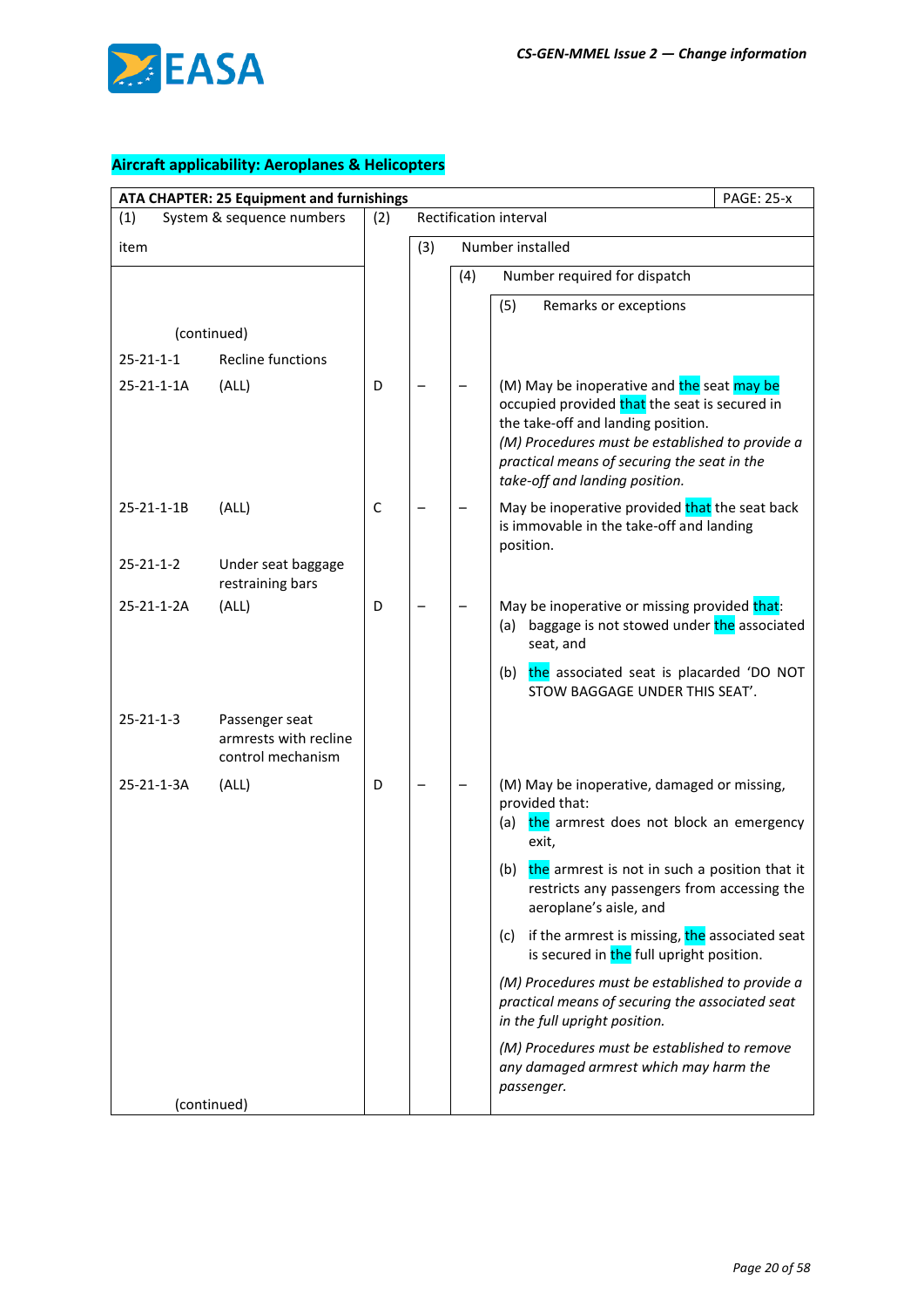**Aircraft applicability: Aeroplanes & Helicopters**

| ATA CHAPTER: 25 Equipment and furnishings | | | | | PAGE: 25-x |
|---|---|---|---|---|---|
| (1) System & sequence numbers item | | (2) Rectification interval | (3) Number installed | (4) Number required for dispatch | (5) Remarks or exceptions |
| (continued) | | | | | |
| 25-21-1-1 | Recline functions | | | | |
| 25-21-1-1A | (ALL) | D | – | – | (M) May be inoperative and the seat may be occupied provided that the seat is secured in the take-off and landing position.<br>*(M) Procedures must be established to provide a practical means of securing the seat in the take-off and landing position.* |
| 25-21-1-1B | (ALL) | C | – | – | May be inoperative provided that the seat back is immovable in the take-off and landing position. |
| 25-21-1-2 | Under seat baggage restraining bars | | | | |
| 25-21-1-2A | (ALL) | D | – | – | May be inoperative or missing provided that:<br>(a) baggage is not stowed under the associated seat, and<br>(b) the associated seat is placarded 'DO NOT STOW BAGGAGE UNDER THIS SEAT'. |
| 25-21-1-3 | Passenger seat armrests with recline control mechanism | | | | |
| 25-21-1-3A | (ALL) | D | – | – | (M) May be inoperative, damaged or missing, provided that:<br>(a) the armrest does not block an emergency exit,<br>(b) the armrest is not in such a position that it restricts any passengers from accessing the aeroplane's aisle, and<br>(c) if the armrest is missing, the associated seat is secured in the full upright position.<br>*(M) Procedures must be established to provide a practical means of securing the associated seat in the full upright position.*<br>*(M) Procedures must be established to remove any damaged armrest which may harm the passenger.* |
| (continued) | | | | | |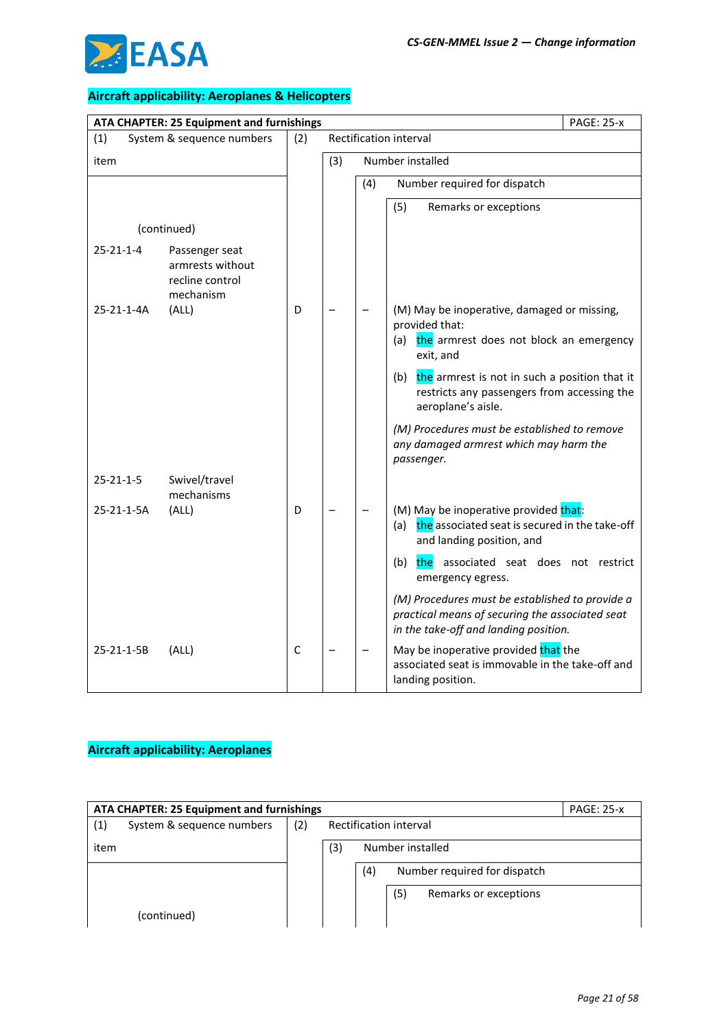**Aircraft applicability: Aeroplanes & Helicopters**

| ATA CHAPTER: 25 Equipment and furnishings | | | | | PAGE: 25-x |
|---|---|---|---|---|---|
| (1) System & sequence numbers item | | (2) Rectification interval | (3) Number installed | (4) Number required for dispatch | (5) Remarks or exceptions |
| (continued) | | | | | |
| 25-21-1-4 | Passenger seat armrests without recline control mechanism | | | | |
| 25-21-1-4A | (ALL) | D | – | – | (M) May be inoperative, damaged or missing, provided that:<br>(a) the armrest does not block an emergency exit, and<br>(b) the armrest is not in such a position that it restricts any passengers from accessing the aeroplane's aisle.<br>*(M) Procedures must be established to remove any damaged armrest which may harm the passenger.* |
| 25-21-1-5 | Swivel/travel mechanisms | | | | |
| 25-21-1-5A | (ALL) | D | – | – | (M) May be inoperative provided that:<br>(a) the associated seat is secured in the take-off and landing position, and<br>(b) the associated seat does not restrict emergency egress.<br>*(M) Procedures must be established to provide a practical means of securing the associated seat in the take-off and landing position.* |
| 25-21-1-5B | (ALL) | C | – | – | May be inoperative provided that the associated seat is immovable in the take-off and landing position. |

**Aircraft applicability: Aeroplanes**

| ATA CHAPTER: 25 Equipment and furnishings | | | | | PAGE: 25-x |
|---|---|---|---|---|---|
| (1) System & sequence numbers item | | (2) Rectification interval | (3) Number installed | (4) Number required for dispatch | (5) Remarks or exceptions |
| (continued) | | | | | |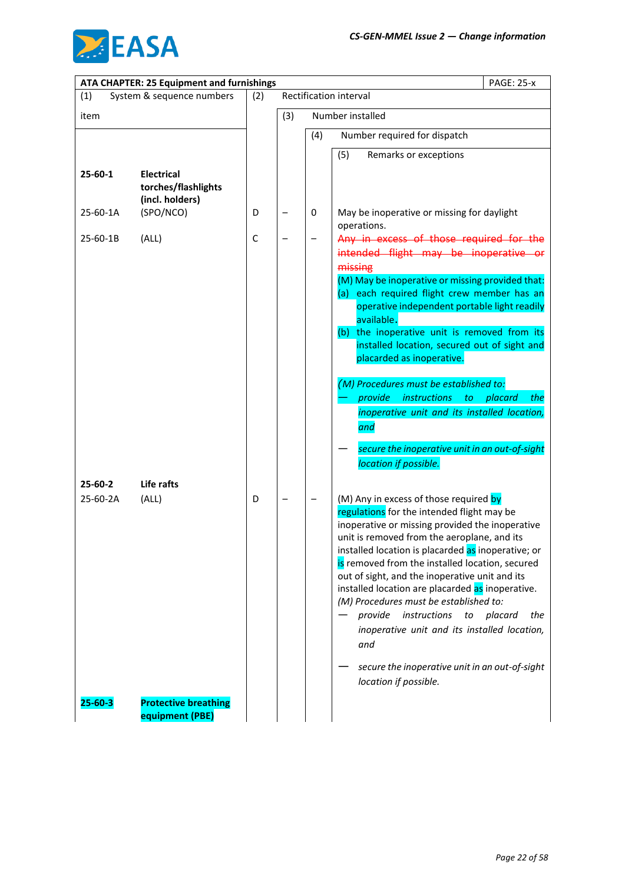| ATA CHAPTER: 25 Equipment and furnishings | | | | | PAGE: 25-x |
|---|---|---|---|---|---|
| (1) System & sequence numbers item | | (2) Rectification interval | (3) Number installed | (4) Number required for dispatch | (5) Remarks or exceptions |
| **25-60-1** | **Electrical torches/flashlights (incl. holders)** | | | | |
| 25-60-1A | (SPO/NCO) | D | – | 0 | May be inoperative or missing for daylight operations. |
| 25-60-1B | (ALL) | C | – | – | ~~Any in excess of those required for the intended flight may be inoperative or missing~~<br>(M) May be inoperative or missing provided that:<br>(a) each required flight crew member has an operative independent portable light readily available.<br>(b) the inoperative unit is removed from its installed location, secured out of sight and placarded as inoperative.<br><br>*(M) Procedures must be established to:*<br>— *provide instructions to placard the inoperative unit and its installed location, and*<br>— *secure the inoperative unit in an out-of-sight location if possible.* |
| **25-60-2** | **Life rafts** | | | | |
| 25-60-2A | (ALL) | D | – | – | (M) Any in excess of those required by regulations for the intended flight may be inoperative or missing provided the inoperative unit is removed from the aeroplane, and its installed location is placarded as inoperative; or is removed from the installed location, secured out of sight, and the inoperative unit and its installed location are placarded as inoperative.<br>*(M) Procedures must be established to:*<br>— *provide instructions to placard the inoperative unit and its installed location, and*<br>— *secure the inoperative unit in an out-of-sight location if possible.* |
| **25-60-3** | **Protective breathing equipment (PBE)** | | | | |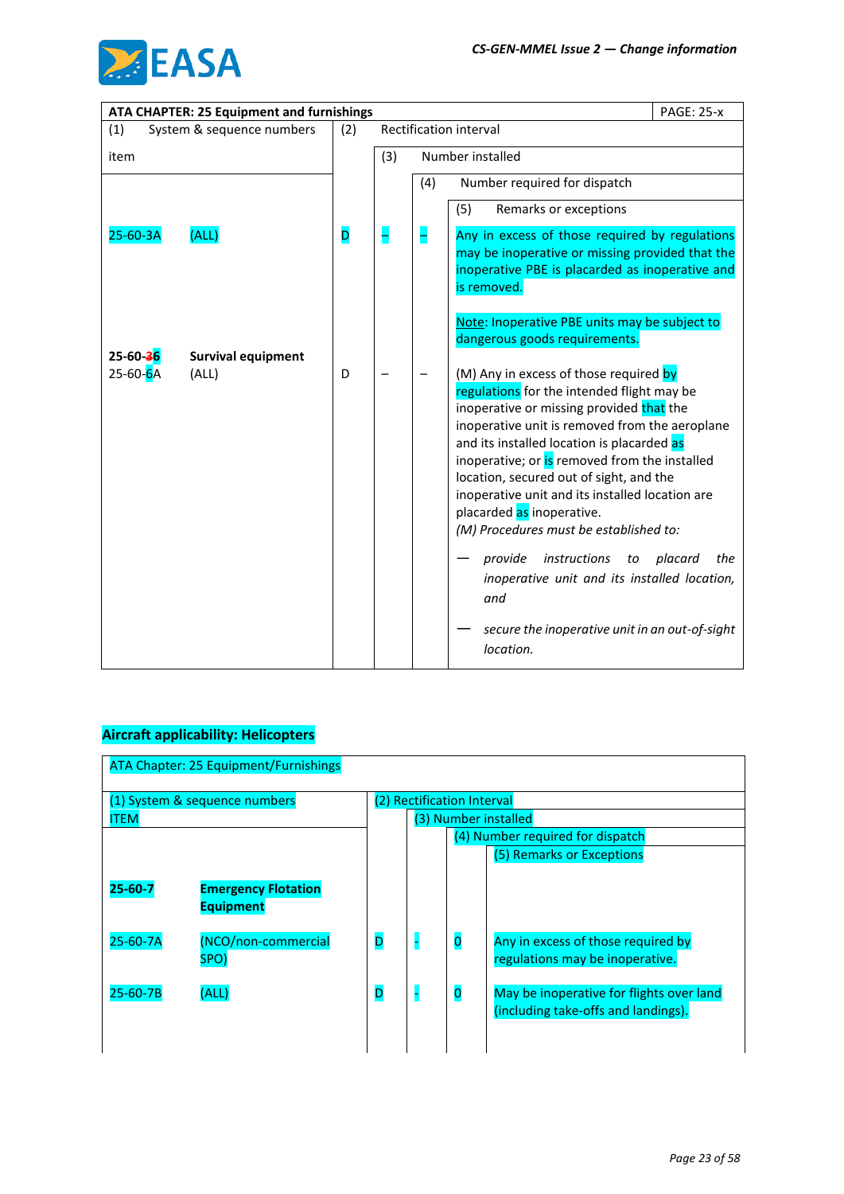| ATA CHAPTER: 25 Equipment and furnishings | | | | | PAGE: 25-x |
|---|---|---|---|---|---|
| (1) System & sequence numbers item | | (2) Rectification interval | (3) Number installed | (4) Number required for dispatch | (5) Remarks or exceptions |
| 25-60-3A | (ALL) | D | – | – | Any in excess of those required by regulations may be inoperative or missing provided that the inoperative PBE is placarded as inoperative and is removed.<br><br>Note: Inoperative PBE units may be subject to dangerous goods requirements. |
| **25-60-36** | **Survival equipment** | | | | |
| 25-60-6A | (ALL) | D | – | – | (M) Any in excess of those required by regulations for the intended flight may be inoperative or missing provided that the inoperative unit is removed from the aeroplane and its installed location is placarded as inoperative; or is removed from the installed location, secured out of sight, and the inoperative unit and its installed location are placarded as inoperative.<br>*(M) Procedures must be established to:*<br>— *provide instructions to placard the inoperative unit and its installed location, and*<br>— *secure the inoperative unit in an out-of-sight location.* |

**Aircraft applicability: Helicopters**

| ATA Chapter: 25 Equipment/Furnishings | | | | | |
|---|---|---|---|---|---|
| (1) System & sequence numbers ITEM | | (2) Rectification Interval | (3) Number installed | (4) Number required for dispatch | (5) Remarks or Exceptions |
| **25-60-7** | **Emergency Flotation Equipment** | | | | |
| 25-60-7A | (NCO/non-commercial SPO) | D | - | 0 | Any in excess of those required by regulations may be inoperative. |
| 25-60-7B | (ALL) | D | - | 0 | May be inoperative for flights over land (including take-offs and landings). |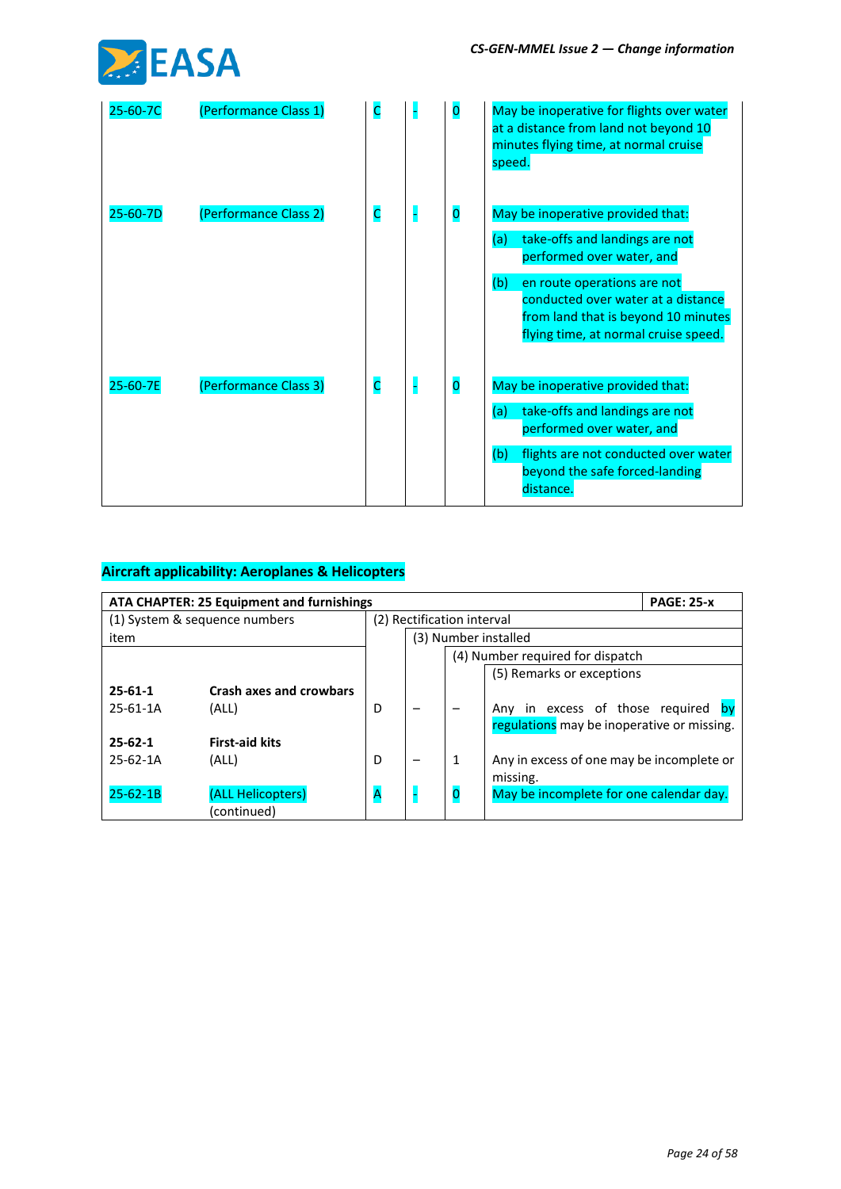| | | | | | |
|---|---|---|---|---|---|
| 25-60-7C | (Performance Class 1) | C | - | 0 | May be inoperative for flights over water at a distance from land not beyond 10 minutes flying time, at normal cruise speed. |
| 25-60-7D | (Performance Class 2) | C | - | 0 | May be inoperative provided that:<br>(a) take-offs and landings are not performed over water, and<br>(b) en route operations are not conducted over water at a distance from land that is beyond 10 minutes flying time, at normal cruise speed. |
| 25-60-7E | (Performance Class 3) | C | - | 0 | May be inoperative provided that:<br>(a) take-offs and landings are not performed over water, and<br>(b) flights are not conducted over water beyond the safe forced-landing distance. |

**Aircraft applicability: Aeroplanes & Helicopters**

| ATA CHAPTER: 25 Equipment and furnishings | | | | | PAGE: 25-x |
|---|---|---|---|---|---|
| (1) System & sequence numbers item | | (2) Rectification interval | | | |
| | | | (3) Number installed | | |
| | | | | (4) Number required for dispatch | |
| | | | | | (5) Remarks or exceptions |
| **25-61-1** | **Crash axes and crowbars** | | | | |
| 25-61-1A | (ALL) | D | – | – | Any in excess of those required by regulations may be inoperative or missing. |
| **25-62-1** | **First-aid kits** | | | | |
| 25-62-1A | (ALL) | D | – | 1 | Any in excess of one may be incomplete or missing. |
| 25-62-1B | (ALL Helicopters)<br>(continued) | A | - | 0 | May be incomplete for one calendar day. |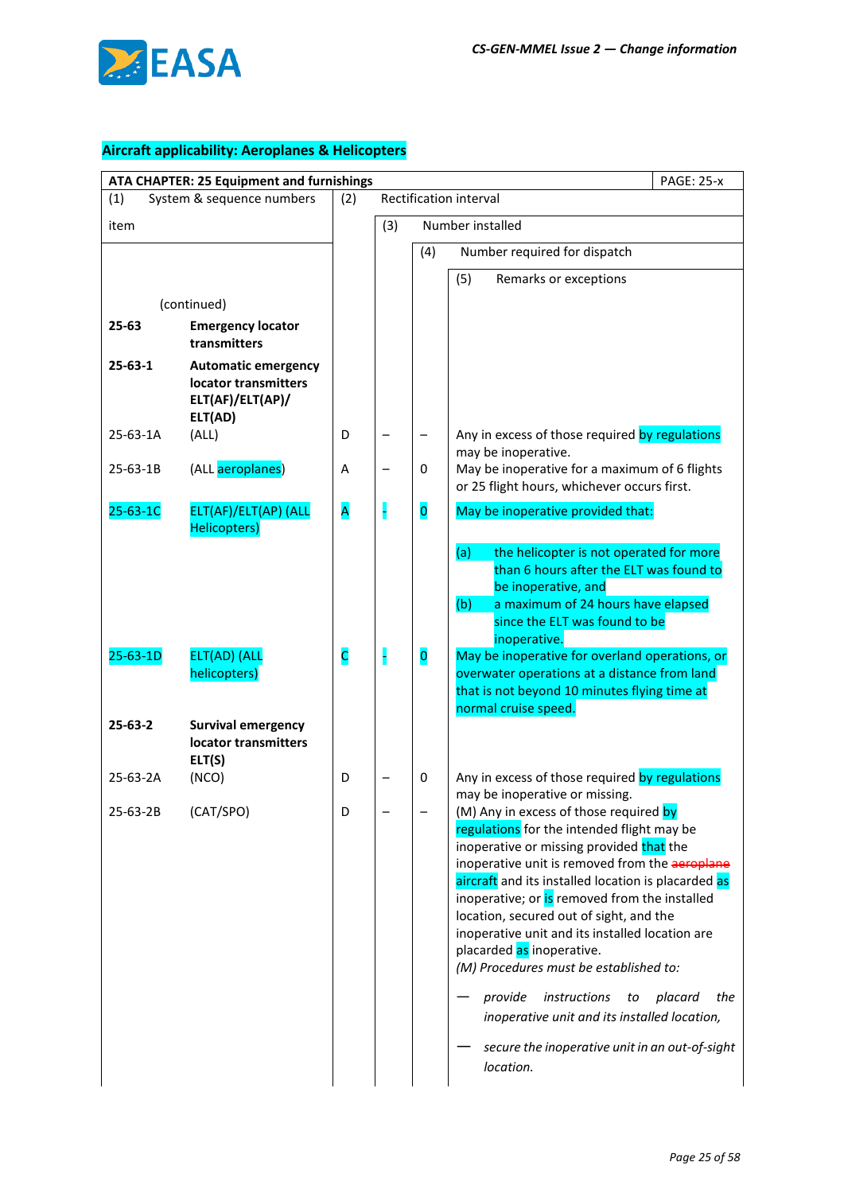**Aircraft applicability: Aeroplanes & Helicopters**

| ATA CHAPTER: 25 Equipment and furnishings | | | | | PAGE: 25-x |
|---|---|---|---|---|---|
| (1) System & sequence numbers item | | (2) Rectification interval | (3) Number installed | (4) Number required for dispatch | (5) Remarks or exceptions |
| (continued) | | | | | |
| **25-63** | **Emergency locator transmitters** | | | | |
| **25-63-1** | **Automatic emergency locator transmitters ELT(AF)/ELT(AP)/ ELT(AD)** | | | | |
| 25-63-1A | (ALL) | D | – | – | Any in excess of those required by regulations may be inoperative. |
| 25-63-1B | (ALL aeroplanes) | A | – | 0 | May be inoperative for a maximum of 6 flights or 25 flight hours, whichever occurs first. |
| 25-63-1C | ELT(AF)/ELT(AP) (ALL Helicopters) | A | - | 0 | May be inoperative provided that:<br><br>(a) the helicopter is not operated for more than 6 hours after the ELT was found to be inoperative, and<br>(b) a maximum of 24 hours have elapsed since the ELT was found to be inoperative. |
| 25-63-1D | ELT(AD) (ALL helicopters) | C | - | 0 | May be inoperative for overland operations, or overwater operations at a distance from land that is not beyond 10 minutes flying time at normal cruise speed. |
| **25-63-2** | **Survival emergency locator transmitters ELT(S)** | | | | |
| 25-63-2A | (NCO) | D | – | 0 | Any in excess of those required by regulations may be inoperative or missing. |
| 25-63-2B | (CAT/SPO) | D | – | – | (M) Any in excess of those required by regulations for the intended flight may be inoperative or missing provided that the inoperative unit is removed from the ~~aeroplane~~ aircraft and its installed location is placarded as inoperative; or is removed from the installed location, secured out of sight, and the inoperative unit and its installed location are placarded as inoperative.<br>*(M) Procedures must be established to:*<br><br>— *provide instructions to placard the inoperative unit and its installed location,*<br><br>— *secure the inoperative unit in an out-of-sight location.* |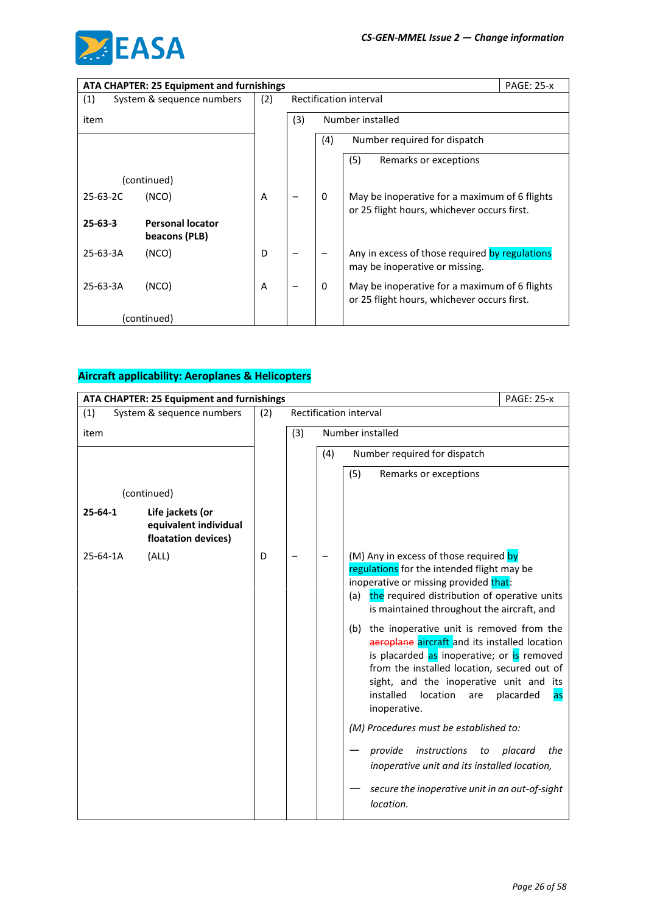| ATA CHAPTER: 25 Equipment and furnishings | | | | | PAGE: 25-x |
|---|---|---|---|---|---|
| (1) System & sequence numbers item | | (2) Rectification interval | (3) Number installed | (4) Number required for dispatch | (5) Remarks or exceptions |
| | (continued) | | | | |
| 25-63-2C | (NCO) | A | – | 0 | May be inoperative for a maximum of 6 flights or 25 flight hours, whichever occurs first. |
| **25-63-3** | **Personal locator beacons (PLB)** | | | | |
| 25-63-3A | (NCO) | D | – | – | Any in excess of those required by regulations may be inoperative or missing. |
| 25-63-3A | (NCO) | A | – | 0 | May be inoperative for a maximum of 6 flights or 25 flight hours, whichever occurs first. |
| | (continued) | | | | |

**Aircraft applicability: Aeroplanes & Helicopters**

| ATA CHAPTER: 25 Equipment and furnishings | | | | | PAGE: 25-x |
|---|---|---|---|---|---|
| (1) System & sequence numbers item | | (2) Rectification interval | (3) Number installed | (4) Number required for dispatch | (5) Remarks or exceptions |
| | (continued) | | | | |
| **25-64-1** | **Life jackets (or equivalent individual floatation devices)** | | | | |
| 25-64-1A | (ALL) | D | – | – | (M) Any in excess of those required by regulations for the intended flight may be inoperative or missing provided that:<br>(a) the required distribution of operative units is maintained throughout the aircraft, and<br>(b) the inoperative unit is removed from the ~~aeroplane~~ aircraft and its installed location is placarded as inoperative; or is removed from the installed location, secured out of sight, and the inoperative unit and its installed location are placarded as inoperative.<br>*(M) Procedures must be established to:*<br>— *provide instructions to placard the inoperative unit and its installed location,*<br>— *secure the inoperative unit in an out-of-sight location.* |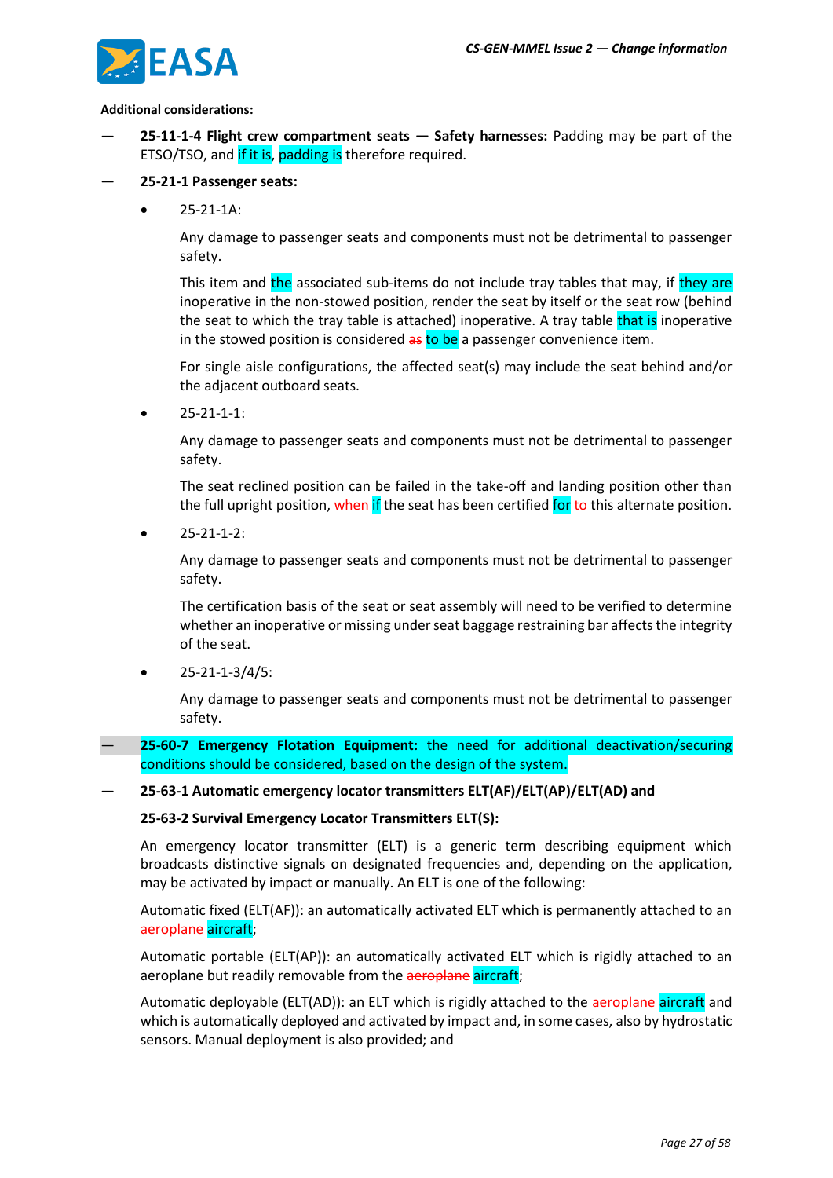**Additional considerations:**

— **25-11-1-4 Flight crew compartment seats — Safety harnesses:** Padding may be part of the ETSO/TSO, and if it is, padding is therefore required.

— **25-21-1 Passenger seats:**

- 25-21-1A:

  Any damage to passenger seats and components must not be detrimental to passenger safety.

  This item and the associated sub-items do not include tray tables that may, if they are inoperative in the non-stowed position, render the seat by itself or the seat row (behind the seat to which the tray table is attached) inoperative. A tray table that is inoperative in the stowed position is considered ~~as~~ to be a passenger convenience item.

  For single aisle configurations, the affected seat(s) may include the seat behind and/or the adjacent outboard seats.

- 25-21-1-1:

  Any damage to passenger seats and components must not be detrimental to passenger safety.

  The seat reclined position can be failed in the take-off and landing position other than the full upright position, ~~when~~ if the seat has been certified for ~~to~~ this alternate position.

- 25-21-1-2:

  Any damage to passenger seats and components must not be detrimental to passenger safety.

  The certification basis of the seat or seat assembly will need to be verified to determine whether an inoperative or missing under seat baggage restraining bar affects the integrity of the seat.

- 25-21-1-3/4/5:

  Any damage to passenger seats and components must not be detrimental to passenger safety.

— **25-60-7 Emergency Flotation Equipment:** the need for additional deactivation/securing conditions should be considered, based on the design of the system.

— **25-63-1 Automatic emergency locator transmitters ELT(AF)/ELT(AP)/ELT(AD) and**

**25-63-2 Survival Emergency Locator Transmitters ELT(S):**

An emergency locator transmitter (ELT) is a generic term describing equipment which broadcasts distinctive signals on designated frequencies and, depending on the application, may be activated by impact or manually. An ELT is one of the following:

Automatic fixed (ELT(AF)): an automatically activated ELT which is permanently attached to an ~~aeroplane~~ aircraft;

Automatic portable (ELT(AP)): an automatically activated ELT which is rigidly attached to an aeroplane but readily removable from the ~~aeroplane~~ aircraft;

Automatic deployable (ELT(AD)): an ELT which is rigidly attached to the ~~aeroplane~~ aircraft and which is automatically deployed and activated by impact and, in some cases, also by hydrostatic sensors. Manual deployment is also provided; and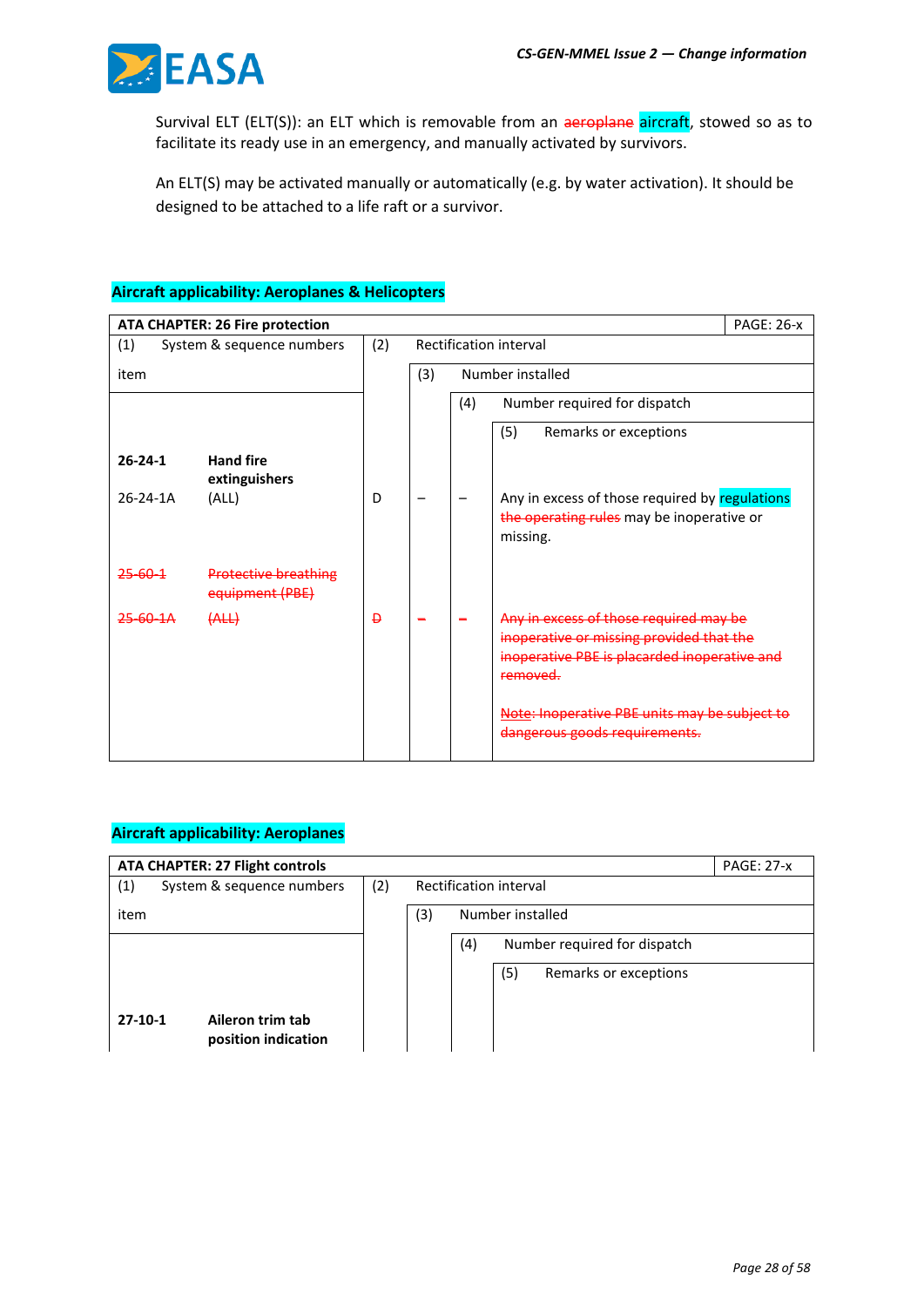Survival ELT (ELT(S)): an ELT which is removable from an ~~aeroplane~~ aircraft, stowed so as to facilitate its ready use in an emergency, and manually activated by survivors.

An ELT(S) may be activated manually or automatically (e.g. by water activation). It should be designed to be attached to a life raft or a survivor.

**Aircraft applicability: Aeroplanes & Helicopters**

| **ATA CHAPTER: 26 Fire protection** | | | | | PAGE: 26-x |
|---|---|---|---|---|---|
| (1) System & sequence numbers item | | (2) Rectification interval | (3) Number installed | (4) Number required for dispatch | (5) Remarks or exceptions |
| **26-24-1** | **Hand fire extinguishers** | | | | |
| 26-24-1A | (ALL) | D | – | – | Any in excess of those required by regulations ~~the operating rules~~ may be inoperative or missing. |
| ~~25-60-1~~ | ~~Protective breathing equipment (PBE)~~ | | | | |
| ~~25-60-1A~~ | ~~(ALL)~~ | ~~D~~ | ~~–~~ | ~~–~~ | ~~Any in excess of those required may be inoperative or missing provided that the inoperative PBE is placarded inoperative and removed.~~<br><br>~~Note: Inoperative PBE units may be subject to dangerous goods requirements.~~ |

**Aircraft applicability: Aeroplanes**

| **ATA CHAPTER: 27 Flight controls** | | | | | PAGE: 27-x |
|---|---|---|---|---|---|
| (1) System & sequence numbers item | | (2) Rectification interval | (3) Number installed | (4) Number required for dispatch | (5) Remarks or exceptions |
| **27-10-1** | **Aileron trim tab position indication** | | | | |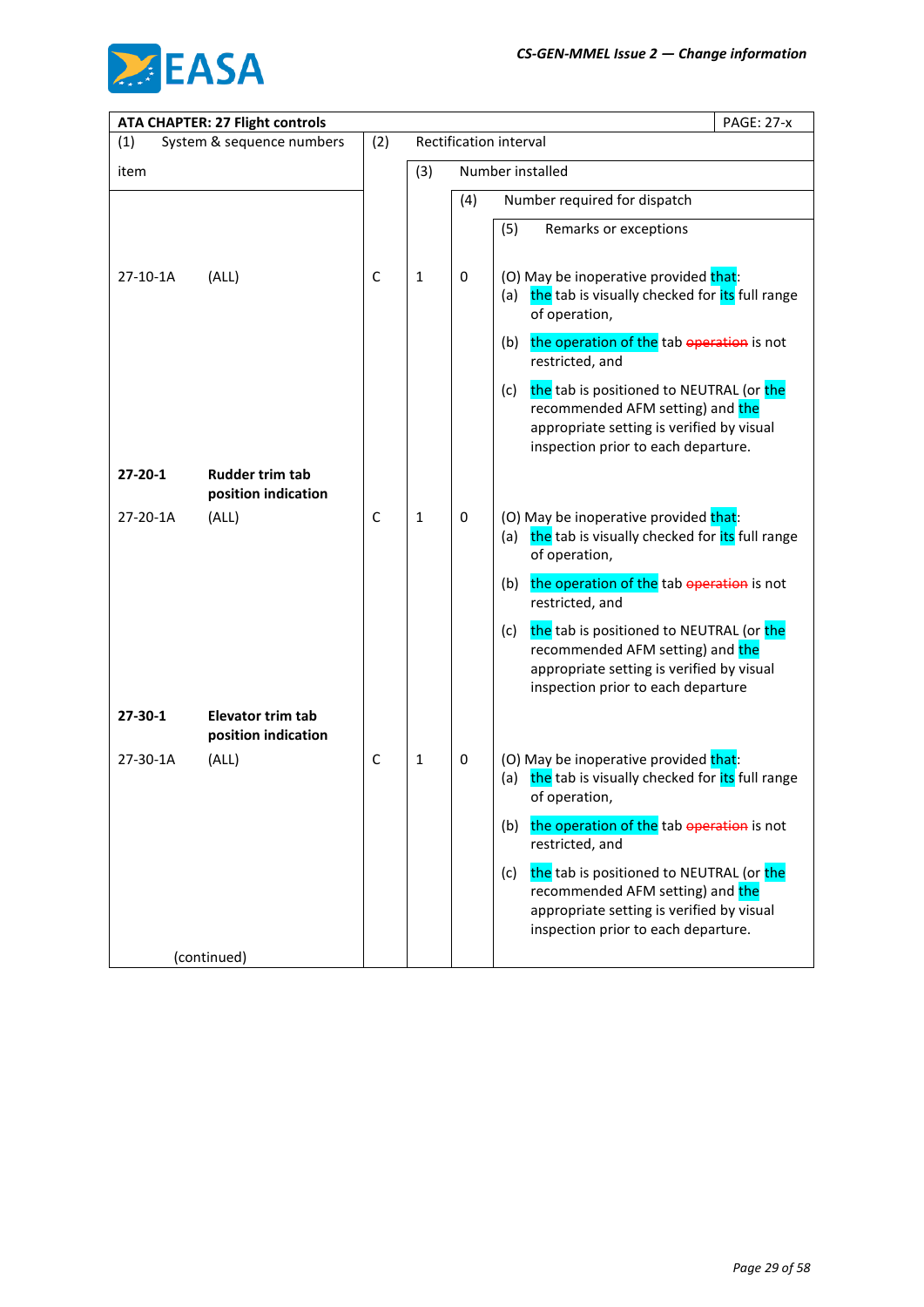| ATA CHAPTER: 27 Flight controls | | | | | PAGE: 27-x |
|---|---|---|---|---|---|
| (1) System & sequence numbers item | | (2) Rectification interval | (3) Number installed | (4) Number required for dispatch | (5) Remarks or exceptions |
| 27-10-1A | (ALL) | C | 1 | 0 | (O) May be inoperative provided that:<br>(a) the tab is visually checked for its full range of operation,<br>(b) the operation of the tab ~~operation~~ is not restricted, and<br>(c) the tab is positioned to NEUTRAL (or the recommended AFM setting) and the appropriate setting is verified by visual inspection prior to each departure. |
| **27-20-1** | **Rudder trim tab position indication** | | | | |
| 27-20-1A | (ALL) | C | 1 | 0 | (O) May be inoperative provided that:<br>(a) the tab is visually checked for its full range of operation,<br>(b) the operation of the tab ~~operation~~ is not restricted, and<br>(c) the tab is positioned to NEUTRAL (or the recommended AFM setting) and the appropriate setting is verified by visual inspection prior to each departure |
| **27-30-1** | **Elevator trim tab position indication** | | | | |
| 27-30-1A | (ALL) | C | 1 | 0 | (O) May be inoperative provided that:<br>(a) the tab is visually checked for its full range of operation,<br>(b) the operation of the tab ~~operation~~ is not restricted, and<br>(c) the tab is positioned to NEUTRAL (or the recommended AFM setting) and the appropriate setting is verified by visual inspection prior to each departure. |
| (continued) | | | | | |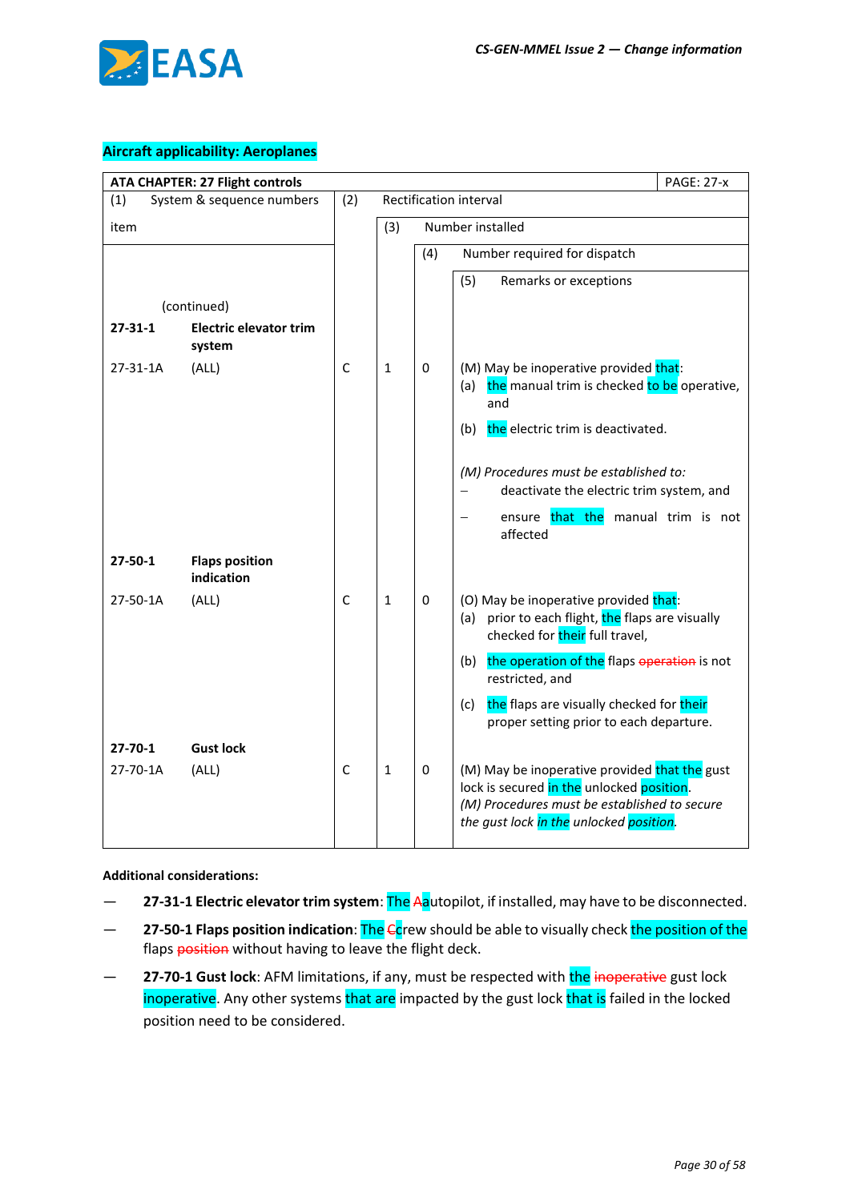**Aircraft applicability: Aeroplanes**

| ATA CHAPTER: 27 Flight controls | | | | | PAGE: 27-x |
|---|---|---|---|---|---|
| (1) System & sequence numbers item | | (2) Rectification interval | (3) Number installed | (4) Number required for dispatch | (5) Remarks or exceptions |
| (continued) | | | | | |
| **27-31-1** | **Electric elevator trim system** | | | | |
| 27-31-1A | (ALL) | C | 1 | 0 | (M) May be inoperative provided that:<br>(a) the manual trim is checked to be operative, and<br>(b) the electric trim is deactivated.<br><br>*(M) Procedures must be established to:*<br>– deactivate the electric trim system, and<br>– ensure that the manual trim is not affected |
| **27-50-1** | **Flaps position indication** | | | | |
| 27-50-1A | (ALL) | C | 1 | 0 | (O) May be inoperative provided that:<br>(a) prior to each flight, the flaps are visually checked for their full travel,<br>(b) the operation of the flaps ~~operation~~ is not restricted, and<br>(c) the flaps are visually checked for their proper setting prior to each departure. |
| **27-70-1** | **Gust lock** | | | | |
| 27-70-1A | (ALL) | C | 1 | 0 | (M) May be inoperative provided that the gust lock is secured in the unlocked position.<br>*(M) Procedures must be established to secure the gust lock in the unlocked position.* |

**Additional considerations:**

— **27-31-1 Electric elevator trim system**: The ~~A~~autopilot, if installed, may have to be disconnected.

— **27-50-1 Flaps position indication**: The ~~C~~crew should be able to visually check the position of the flaps ~~position~~ without having to leave the flight deck.

— **27-70-1 Gust lock**: AFM limitations, if any, must be respected with the ~~inoperative~~ gust lock inoperative. Any other systems that are impacted by the gust lock that is failed in the locked position need to be considered.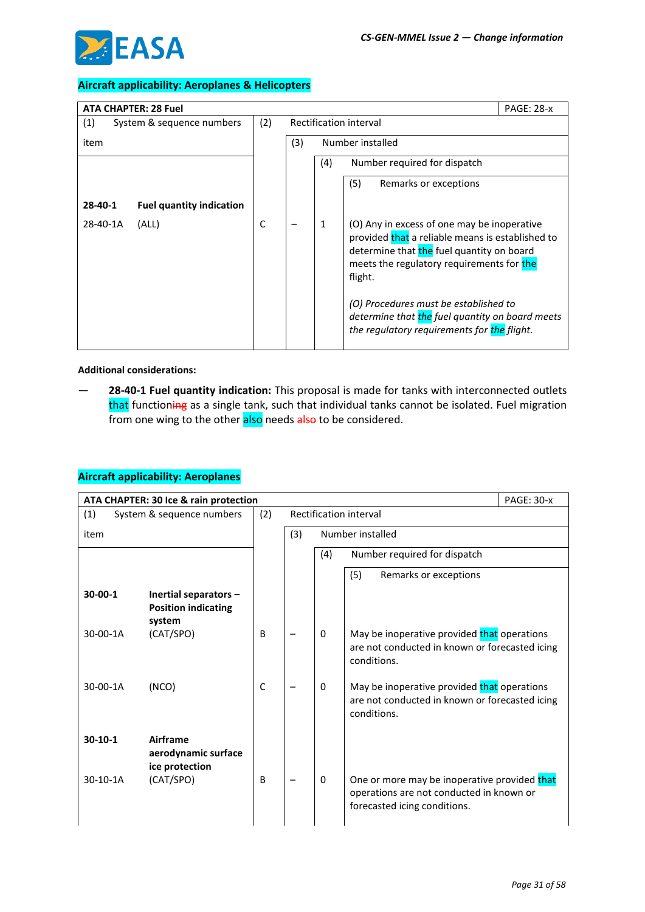**Aircraft applicability: Aeroplanes & Helicopters**

| ATA CHAPTER: 28 Fuel | | | | | PAGE: 28-x |
|---|---|---|---|---|---|
| (1) System & sequence numbers item | | (2) Rectification interval | (3) Number installed | (4) Number required for dispatch | (5) Remarks or exceptions |
| **28-40-1** | **Fuel quantity indication** | | | | |
| 28-40-1A | (ALL) | C | – | 1 | (O) Any in excess of one may be inoperative provided that a reliable means is established to determine that the fuel quantity on board meets the regulatory requirements for the flight.<br><br>*(O) Procedures must be established to determine that the fuel quantity on board meets the regulatory requirements for the flight.* |

**Additional considerations:**

— **28-40-1 Fuel quantity indication:** This proposal is made for tanks with interconnected outlets that functioning as a single tank, such that individual tanks cannot be isolated. Fuel migration from one wing to the other also needs ~~also~~ to be considered.

**Aircraft applicability: Aeroplanes**

| ATA CHAPTER: 30 Ice & rain protection | | | | | PAGE: 30-x |
|---|---|---|---|---|---|
| (1) System & sequence numbers item | | (2) Rectification interval | (3) Number installed | (4) Number required for dispatch | (5) Remarks or exceptions |
| **30-00-1** | **Inertial separators – Position indicating system** | | | | |
| 30-00-1A | (CAT/SPO) | B | – | 0 | May be inoperative provided that operations are not conducted in known or forecasted icing conditions. |
| 30-00-1A | (NCO) | C | – | 0 | May be inoperative provided that operations are not conducted in known or forecasted icing conditions. |
| **30-10-1** | **Airframe aerodynamic surface ice protection** | | | | |
| 30-10-1A | (CAT/SPO) | B | – | 0 | One or more may be inoperative provided that operations are not conducted in known or forecasted icing conditions. |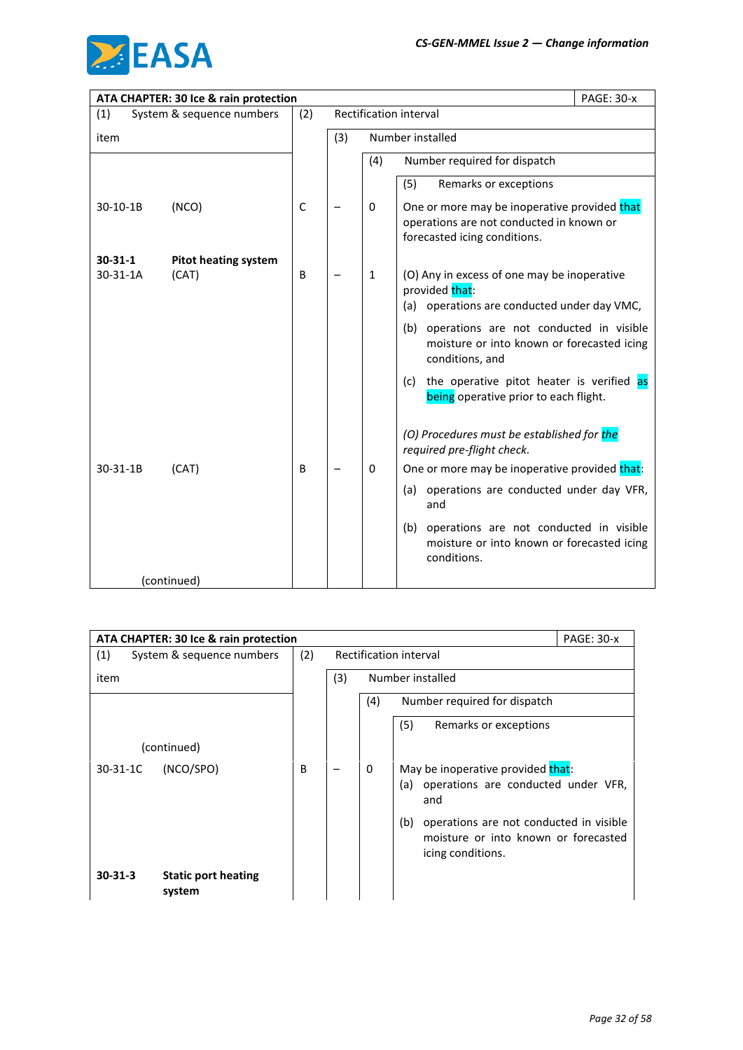| ATA CHAPTER: 30 Ice & rain protection | | | | | | PAGE: 30-x |
|---|---|---|---|---|---|---|
| (1) System & sequence numbers item | | (2) Rectification interval | (3) Number installed | (4) Number required for dispatch | (5) Remarks or exceptions | |
| 30-10-1B | (NCO) | C | – | 0 | One or more may be inoperative provided that operations are not conducted in known or forecasted icing conditions. | |
| **30-31-1** | **Pitot heating system** | | | | | |
| 30-31-1A | (CAT) | B | – | 1 | (O) Any in excess of one may be inoperative provided that:<br>(a) operations are conducted under day VMC,<br>(b) operations are not conducted in visible moisture or into known or forecasted icing conditions, and<br>(c) the operative pitot heater is verified as being operative prior to each flight.<br><br>*(O) Procedures must be established for the required pre-flight check.* | |
| 30-31-1B | (CAT) | B | – | 0 | One or more may be inoperative provided that:<br>(a) operations are conducted under day VFR, and<br>(b) operations are not conducted in visible moisture or into known or forecasted icing conditions. | |
| (continued) | | | | | | |

| ATA CHAPTER: 30 Ice & rain protection | | | | | | PAGE: 30-x |
|---|---|---|---|---|---|---|
| (1) System & sequence numbers item | | (2) Rectification interval | (3) Number installed | (4) Number required for dispatch | (5) Remarks or exceptions | |
| (continued) | | | | | | |
| 30-31-1C | (NCO/SPO) | B | – | 0 | May be inoperative provided that:<br>(a) operations are conducted under VFR, and<br>(b) operations are not conducted in visible moisture or into known or forecasted icing conditions. | |
| **30-31-3** | **Static port heating system** | | | | | |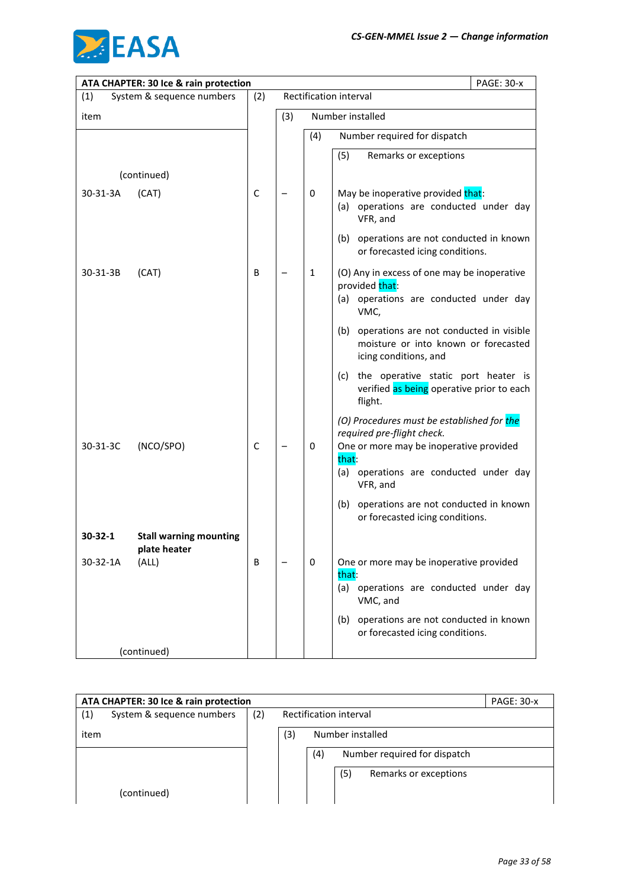| ATA CHAPTER: 30 Ice & rain protection | | | | | | PAGE: 30-x |
|---|---|---|---|---|---|---|
| (1) System & sequence numbers item | | (2) Rectification interval | (3) Number installed | (4) Number required for dispatch | (5) Remarks or exceptions | |
| (continued) | | | | | | |
| 30-31-3A | (CAT) | C | – | 0 | May be inoperative provided that:<br>(a) operations are conducted under day VFR, and<br>(b) operations are not conducted in known or forecasted icing conditions. | |
| 30-31-3B | (CAT) | B | – | 1 | (O) Any in excess of one may be inoperative provided that:<br>(a) operations are conducted under day VMC,<br>(b) operations are not conducted in visible moisture or into known or forecasted icing conditions, and<br>(c) the operative static port heater is verified as being operative prior to each flight.<br>*(O) Procedures must be established for the required pre-flight check.* | |
| 30-31-3C | (NCO/SPO) | C | – | 0 | One or more may be inoperative provided that:<br>(a) operations are conducted under day VFR, and<br>(b) operations are not conducted in known or forecasted icing conditions. | |
| **30-32-1** | **Stall warning mounting plate heater** | | | | | |
| 30-32-1A | (ALL) | B | – | 0 | One or more may be inoperative provided that:<br>(a) operations are conducted under day VMC, and<br>(b) operations are not conducted in known or forecasted icing conditions. | |
| (continued) | | | | | | |

| ATA CHAPTER: 30 Ice & rain protection | | | | | PAGE: 30-x |
|---|---|---|---|---|---|
| (1) System & sequence numbers item | (2) Rectification interval | (3) Number installed | (4) Number required for dispatch | (5) Remarks or exceptions | |
| (continued) | | | | | |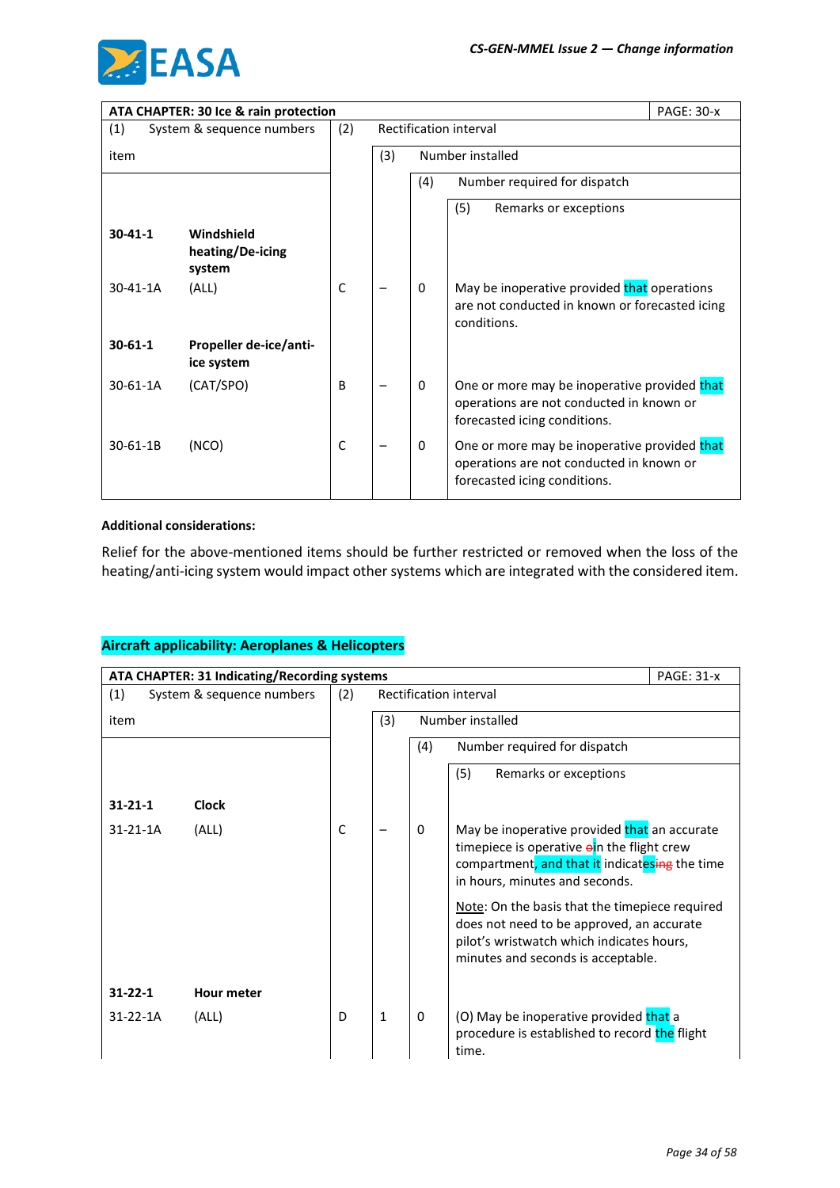| ATA CHAPTER: 30 Ice & rain protection | | | | | PAGE: 30-x |
|---|---|---|---|---|---|
| (1) System & sequence numbers item | | (2) Rectification interval | (3) Number installed | (4) Number required for dispatch | (5) Remarks or exceptions |
| **30-41-1** | **Windshield heating/De-icing system** | | | | |
| 30-41-1A | (ALL) | C | – | 0 | May be inoperative provided that operations are not conducted in known or forecasted icing conditions. |
| **30-61-1** | **Propeller de-ice/anti-ice system** | | | | |
| 30-61-1A | (CAT/SPO) | B | – | 0 | One or more may be inoperative provided that operations are not conducted in known or forecasted icing conditions. |
| 30-61-1B | (NCO) | C | – | 0 | One or more may be inoperative provided that operations are not conducted in known or forecasted icing conditions. |

**Additional considerations:**

Relief for the above-mentioned items should be further restricted or removed when the loss of the heating/anti-icing system would impact other systems which are integrated with the considered item.

**Aircraft applicability: Aeroplanes & Helicopters**

| ATA CHAPTER: 31 Indicating/Recording systems | | | | | PAGE: 31-x |
|---|---|---|---|---|---|
| (1) System & sequence numbers item | | (2) Rectification interval | (3) Number installed | (4) Number required for dispatch | (5) Remarks or exceptions |
| **31-21-1** | **Clock** | | | | |
| 31-21-1A | (ALL) | C | – | 0 | May be inoperative provided that an accurate timepiece is operative ~~o~~in the flight crew compartment, and that it indicates~~ing~~ the time in hours, minutes and seconds.<br><br>Note: On the basis that the timepiece required does not need to be approved, an accurate pilot's wristwatch which indicates hours, minutes and seconds is acceptable. |
| **31-22-1** | **Hour meter** | | | | |
| 31-22-1A | (ALL) | D | 1 | 0 | (O) May be inoperative provided that a procedure is established to record the flight time. |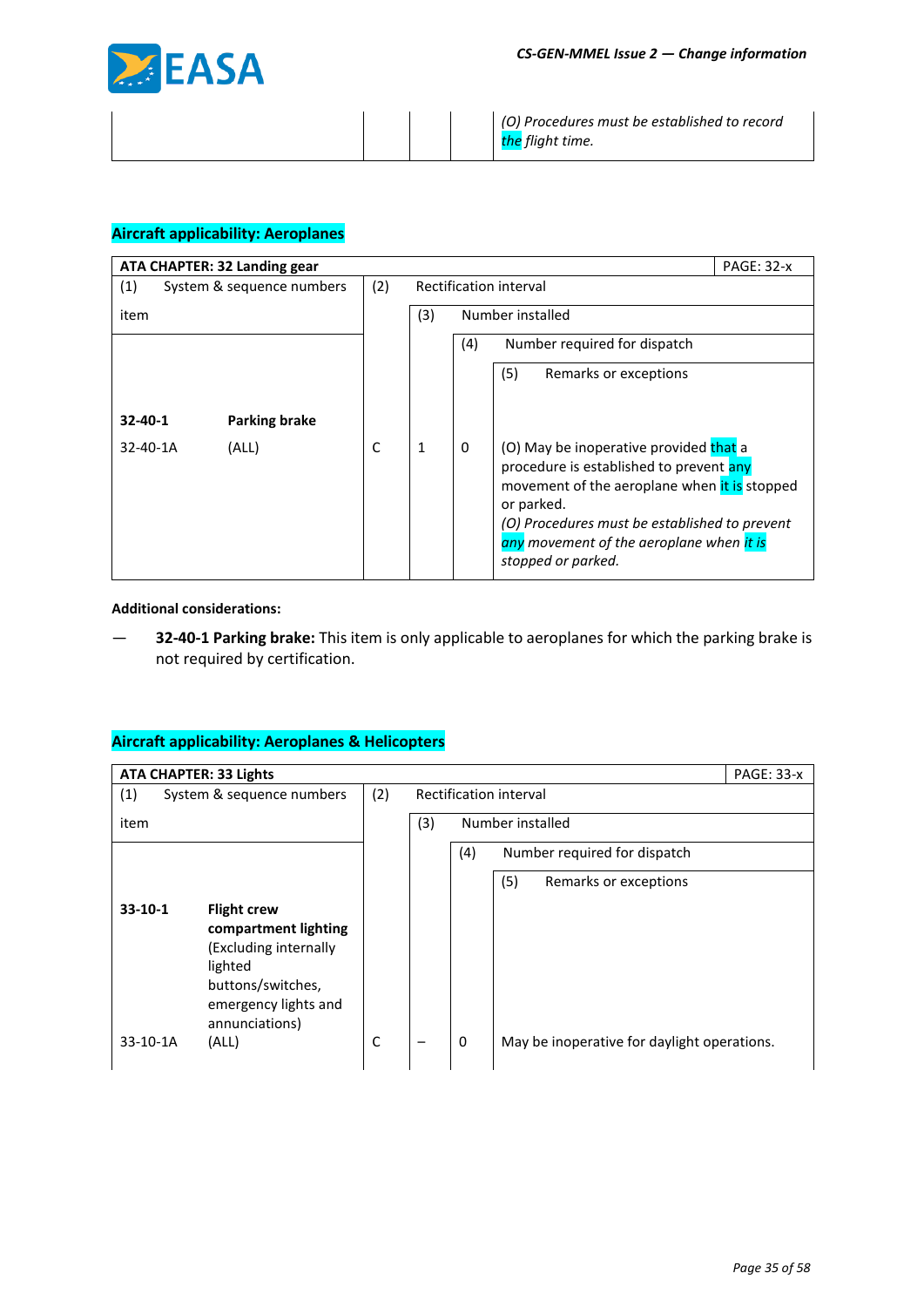| | | | | *(O) Procedures must be established to record the flight time.* |
|---|---|---|---|---|

**Aircraft applicability: Aeroplanes**

| **ATA CHAPTER: 32 Landing gear** | | | | PAGE: 32-x |
|---|---|---|---|---|
| (1) System & sequence numbers item | (2) Rectification interval | | | |
| | | (3) Number installed | | |
| | | | (4) Number required for dispatch | |
| | | | | (5) Remarks or exceptions |
| **32-40-1 Parking brake** | | | | |
| 32-40-1A (ALL) | C | 1 | 0 | (O) May be inoperative provided that a procedure is established to prevent any movement of the aeroplane when it is stopped or parked. *(O) Procedures must be established to prevent any movement of the aeroplane when it is stopped or parked.* |

**Additional considerations:**

— **32-40-1 Parking brake:** This item is only applicable to aeroplanes for which the parking brake is not required by certification.

**Aircraft applicability: Aeroplanes & Helicopters**

| **ATA CHAPTER: 33 Lights** | | | | PAGE: 33-x |
|---|---|---|---|---|
| (1) System & sequence numbers item | (2) Rectification interval | | | |
| | | (3) Number installed | | |
| | | | (4) Number required for dispatch | |
| | | | | (5) Remarks or exceptions |
| **33-10-1 Flight crew compartment lighting** (Excluding internally lighted buttons/switches, emergency lights and annunciations) | | | | |
| 33-10-1A (ALL) | C | – | 0 | May be inoperative for daylight operations. |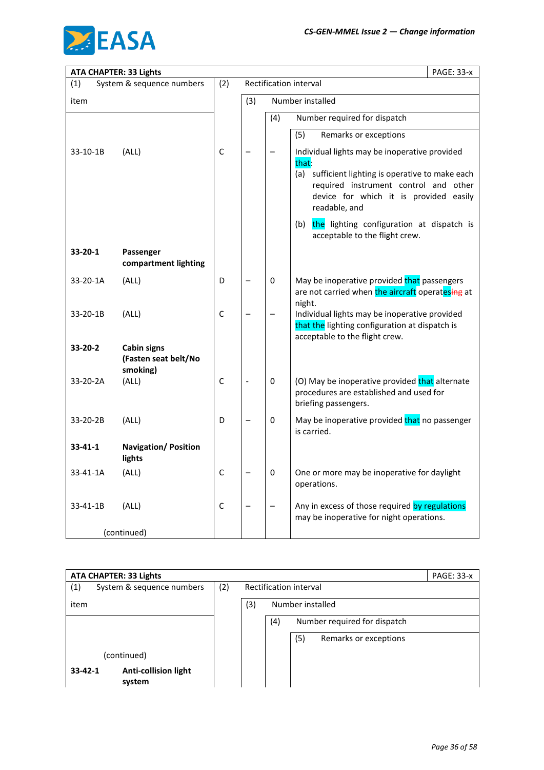| ATA CHAPTER: 33 Lights | | | | | | PAGE: 33-x |
|---|---|---|---|---|---|---|
| (1) System & sequence numbers | | (2) Rectification interval | | | | |
| item | | | (3) Number installed | | | |
| | | | | (4) Number required for dispatch | | |
| | | | | | (5) Remarks or exceptions | |
| 33-10-1B | (ALL) | C | – | – | Individual lights may be inoperative provided that:<br>(a) sufficient lighting is operative to make each required instrument control and other device for which it is provided easily readable, and<br>(b) the lighting configuration at dispatch is acceptable to the flight crew. | |
| **33-20-1** | **Passenger compartment lighting** | | | | | |
| 33-20-1A | (ALL) | D | – | 0 | May be inoperative provided that passengers are not carried when the aircraft operatesing at night. | |
| 33-20-1B | (ALL) | C | – | – | Individual lights may be inoperative provided that the lighting configuration at dispatch is acceptable to the flight crew. | |
| **33-20-2** | **Cabin signs (Fasten seat belt/No smoking)** | | | | | |
| 33-20-2A | (ALL) | C | - | 0 | (O) May be inoperative provided that alternate procedures are established and used for briefing passengers. | |
| 33-20-2B | (ALL) | D | – | 0 | May be inoperative provided that no passenger is carried. | |
| **33-41-1** | **Navigation/ Position lights** | | | | | |
| 33-41-1A | (ALL) | C | – | 0 | One or more may be inoperative for daylight operations. | |
| 33-41-1B | (ALL) | C | – | – | Any in excess of those required by regulations may be inoperative for night operations. | |
| | (continued) | | | | | |

| ATA CHAPTER: 33 Lights | | | | | | PAGE: 33-x |
|---|---|---|---|---|---|---|
| (1) System & sequence numbers | | (2) Rectification interval | | | | |
| item | | | (3) Number installed | | | |
| | | | | (4) Number required for dispatch | | |
| | | | | | (5) Remarks or exceptions | |
| | (continued) | | | | | |
| **33-42-1** | **Anti-collision light system** | | | | | |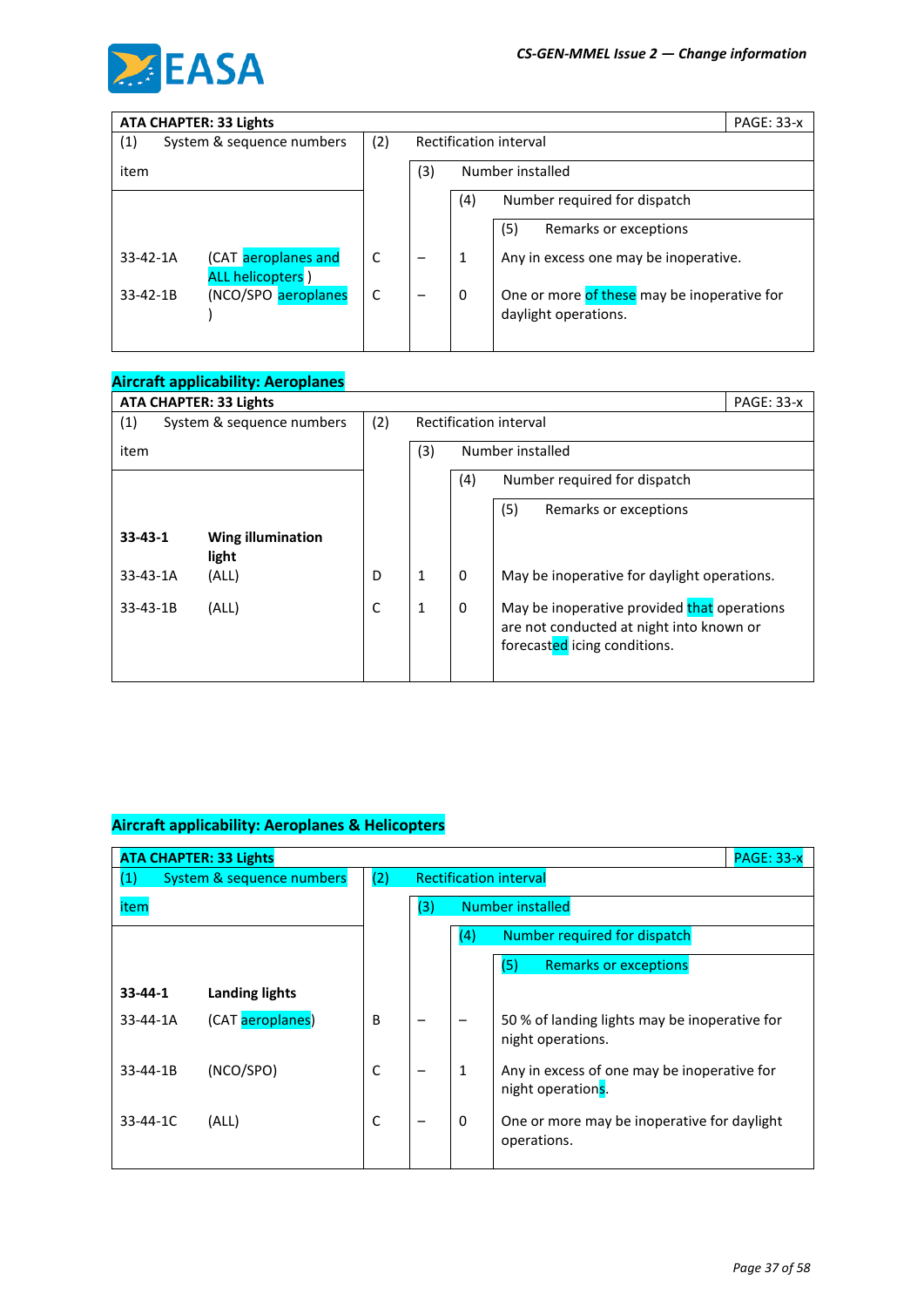| ATA CHAPTER: 33 Lights | | | | | PAGE: 33-x |
|---|---|---|---|---|---|
| (1) System & sequence numbers item | | (2) Rectification interval | (3) Number installed | (4) Number required for dispatch | (5) Remarks or exceptions |
| 33-42-1A | (CAT aeroplanes and ALL helicopters ) | C | – | 1 | Any in excess one may be inoperative. |
| 33-42-1B | (NCO/SPO aeroplanes ) | C | – | 0 | One or more of these may be inoperative for daylight operations. |

**Aircraft applicability: Aeroplanes**

| ATA CHAPTER: 33 Lights | | | | | PAGE: 33-x |
|---|---|---|---|---|---|
| (1) System & sequence numbers item | | (2) Rectification interval | (3) Number installed | (4) Number required for dispatch | (5) Remarks or exceptions |
| **33-43-1** | **Wing illumination light** | | | | |
| 33-43-1A | (ALL) | D | 1 | 0 | May be inoperative for daylight operations. |
| 33-43-1B | (ALL) | C | 1 | 0 | May be inoperative provided that operations are not conducted at night into known or forecasted icing conditions. |

**Aircraft applicability: Aeroplanes & Helicopters**

| ATA CHAPTER: 33 Lights | | | | | PAGE: 33-x |
|---|---|---|---|---|---|
| (1) System & sequence numbers item | | (2) Rectification interval | (3) Number installed | (4) Number required for dispatch | (5) Remarks or exceptions |
| **33-44-1** | **Landing lights** | | | | |
| 33-44-1A | (CAT aeroplanes) | B | – | – | 50 % of landing lights may be inoperative for night operations. |
| 33-44-1B | (NCO/SPO) | C | – | 1 | Any in excess of one may be inoperative for night operations. |
| 33-44-1C | (ALL) | C | – | 0 | One or more may be inoperative for daylight operations. |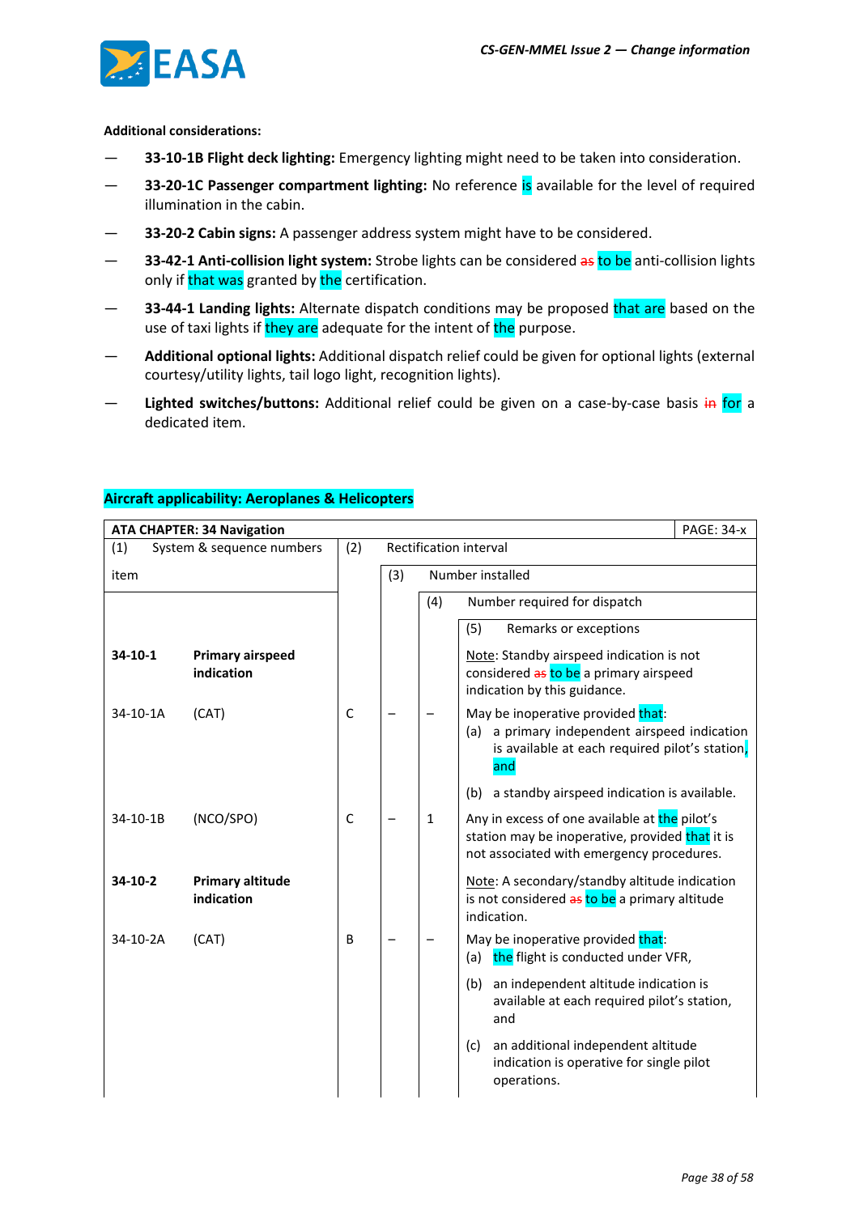**Additional considerations:**

- **33-10-1B Flight deck lighting:** Emergency lighting might need to be taken into consideration.
- **33-20-1C Passenger compartment lighting:** No reference is available for the level of required illumination in the cabin.
- **33-20-2 Cabin signs:** A passenger address system might have to be considered.
- **33-42-1 Anti-collision light system:** Strobe lights can be considered ~~as~~ to be anti-collision lights only if that was granted by the certification.
- **33-44-1 Landing lights:** Alternate dispatch conditions may be proposed that are based on the use of taxi lights if they are adequate for the intent of the purpose.
- **Additional optional lights:** Additional dispatch relief could be given for optional lights (external courtesy/utility lights, tail logo light, recognition lights).
- **Lighted switches/buttons:** Additional relief could be given on a case-by-case basis ~~in~~ for a dedicated item.

**Aircraft applicability: Aeroplanes & Helicopters**

| **ATA CHAPTER: 34 Navigation** | | | | | PAGE: 34-x |
|---|---|---|---|---|---|
| (1) System & sequence numbers item | | (2) Rectification interval | (3) Number installed | (4) Number required for dispatch | (5) Remarks or exceptions |
| **34-10-1** | **Primary airspeed indication** | | | | Note: Standby airspeed indication is not considered ~~as~~ to be a primary airspeed indication by this guidance. |
| 34-10-1A | (CAT) | C | – | – | May be inoperative provided that:<br>(a) a primary independent airspeed indication is available at each required pilot's station, and<br>(b) a standby airspeed indication is available. |
| 34-10-1B | (NCO/SPO) | C | – | 1 | Any in excess of one available at the pilot's station may be inoperative, provided that it is not associated with emergency procedures. |
| **34-10-2** | **Primary altitude indication** | | | | Note: A secondary/standby altitude indication is not considered ~~as~~ to be a primary altitude indication. |
| 34-10-2A | (CAT) | B | – | – | May be inoperative provided that:<br>(a) the flight is conducted under VFR,<br>(b) an independent altitude indication is available at each required pilot's station, and<br>(c) an additional independent altitude indication is operative for single pilot operations. |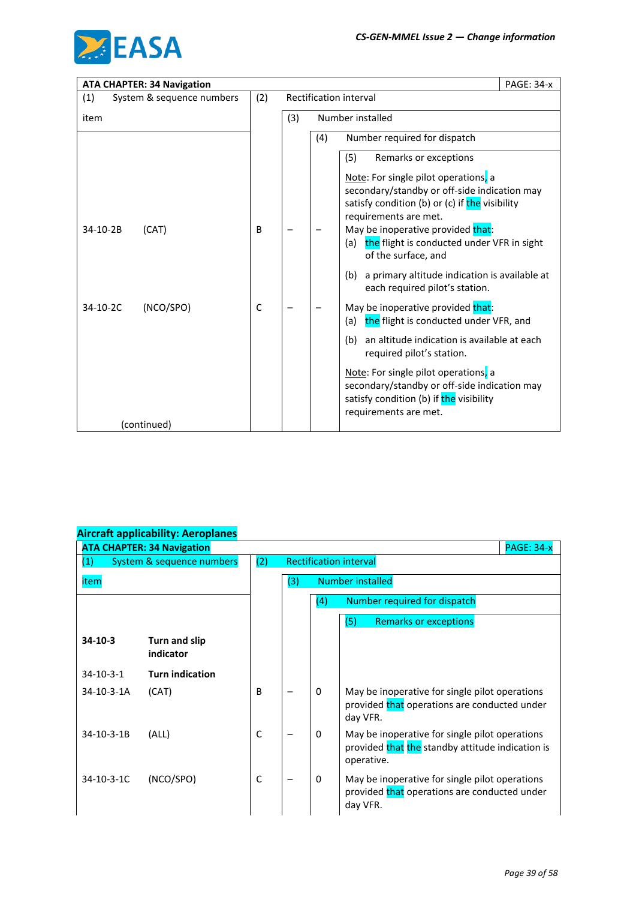| ATA CHAPTER: 34 Navigation | | | | PAGE: 34-x |
|---|---|---|---|---|
| (1) System & sequence numbers item | (2) Rectification interval | (3) Number installed | (4) Number required for dispatch | (5) Remarks or exceptions |
| | | | | Note: For single pilot operations, a secondary/standby or off-side indication may satisfy condition (b) or (c) if the visibility requirements are met. |
| 34-10-2B (CAT) | B | – | – | May be inoperative provided that:<br>(a) the flight is conducted under VFR in sight of the surface, and<br>(b) a primary altitude indication is available at each required pilot's station. |
| 34-10-2C (NCO/SPO) | C | – | – | May be inoperative provided that:<br>(a) the flight is conducted under VFR, and<br>(b) an altitude indication is available at each required pilot's station.<br>Note: For single pilot operations, a secondary/standby or off-side indication may satisfy condition (b) if the visibility requirements are met. |
| (continued) | | | | |

**Aircraft applicability: Aeroplanes**

| ATA CHAPTER: 34 Navigation | | | | PAGE: 34-x |
|---|---|---|---|---|
| (1) System & sequence numbers item | (2) Rectification interval | (3) Number installed | (4) Number required for dispatch | (5) Remarks or exceptions |
| **34-10-3 Turn and slip indicator** | | | | |
| 34-10-3-1 **Turn indication** | | | | |
| 34-10-3-1A (CAT) | B | – | 0 | May be inoperative for single pilot operations provided that operations are conducted under day VFR. |
| 34-10-3-1B (ALL) | C | – | 0 | May be inoperative for single pilot operations provided that the standby attitude indication is operative. |
| 34-10-3-1C (NCO/SPO) | C | – | 0 | May be inoperative for single pilot operations provided that operations are conducted under day VFR. |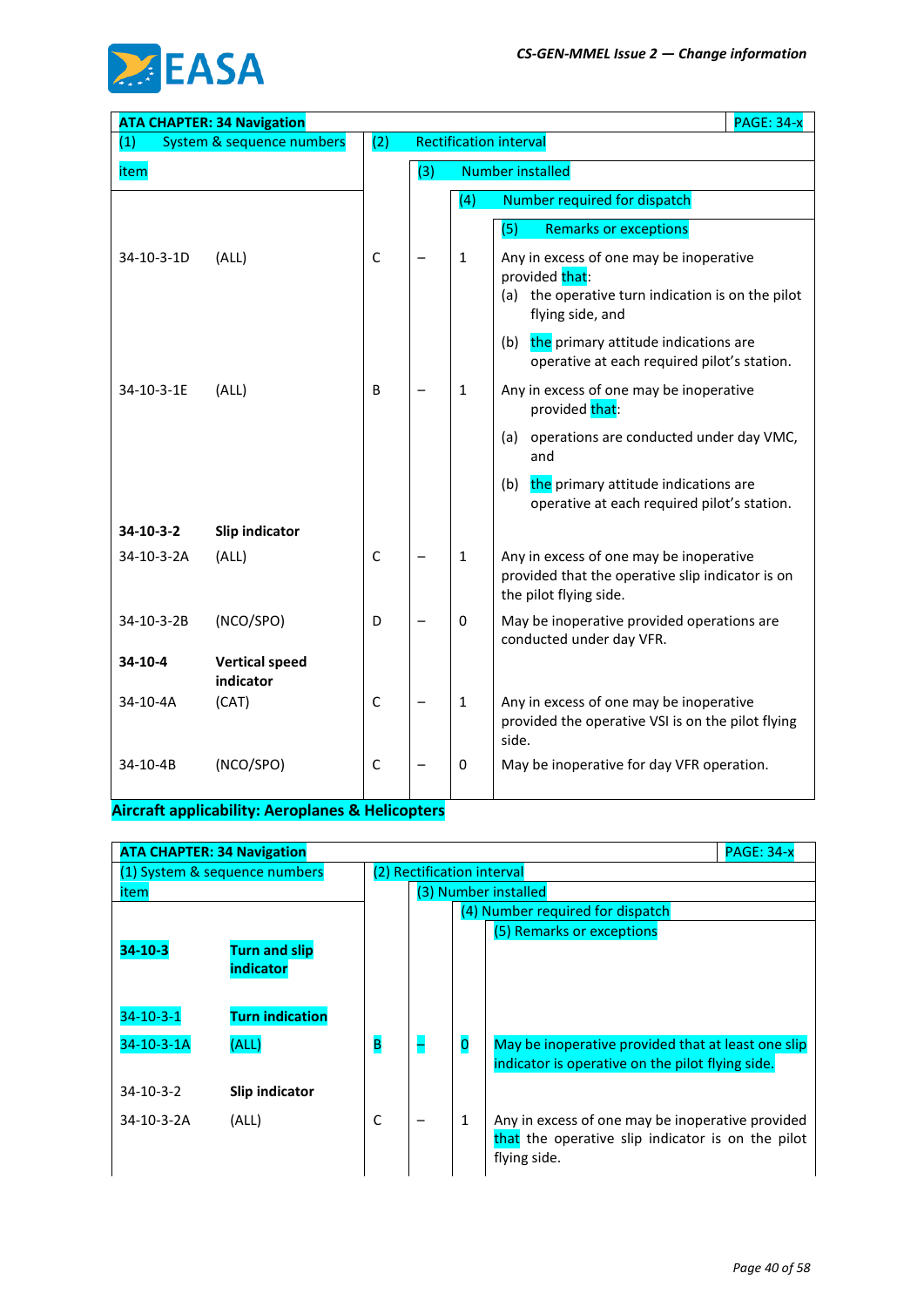| ATA CHAPTER: 34 Navigation | | | | | | PAGE: 34-x |
|---|---|---|---|---|---|---|
| (1) System & sequence numbers item | | (2) Rectification interval | (3) Number installed | (4) Number required for dispatch | (5) Remarks or exceptions | |
| 34-10-3-1D | (ALL) | C | – | 1 | Any in excess of one may be inoperative provided that:<br>(a) the operative turn indication is on the pilot flying side, and<br>(b) the primary attitude indications are operative at each required pilot's station. | |
| 34-10-3-1E | (ALL) | B | – | 1 | Any in excess of one may be inoperative provided that:<br>(a) operations are conducted under day VMC, and<br>(b) the primary attitude indications are operative at each required pilot's station. | |
| **34-10-3-2** | **Slip indicator** | | | | | |
| 34-10-3-2A | (ALL) | C | – | 1 | Any in excess of one may be inoperative provided that the operative slip indicator is on the pilot flying side. | |
| 34-10-3-2B | (NCO/SPO) | D | – | 0 | May be inoperative provided operations are conducted under day VFR. | |
| **34-10-4** | **Vertical speed indicator** | | | | | |
| 34-10-4A | (CAT) | C | – | 1 | Any in excess of one may be inoperative provided the operative VSI is on the pilot flying side. | |
| 34-10-4B | (NCO/SPO) | C | – | 0 | May be inoperative for day VFR operation. | |

**Aircraft applicability: Aeroplanes & Helicopters**

| ATA CHAPTER: 34 Navigation | | | | | | PAGE: 34-x |
|---|---|---|---|---|---|---|
| (1) System & sequence numbers item | | (2) Rectification interval | (3) Number installed | (4) Number required for dispatch | (5) Remarks or exceptions | |
| **34-10-3** | **Turn and slip indicator** | | | | | |
| 34-10-3-1 | **Turn indication** | | | | | |
| 34-10-3-1A | (ALL) | B | – | 0 | May be inoperative provided that at least one slip indicator is operative on the pilot flying side. | |
| 34-10-3-2 | **Slip indicator** | | | | | |
| 34-10-3-2A | (ALL) | C | – | 1 | Any in excess of one may be inoperative provided that the operative slip indicator is on the pilot flying side. | |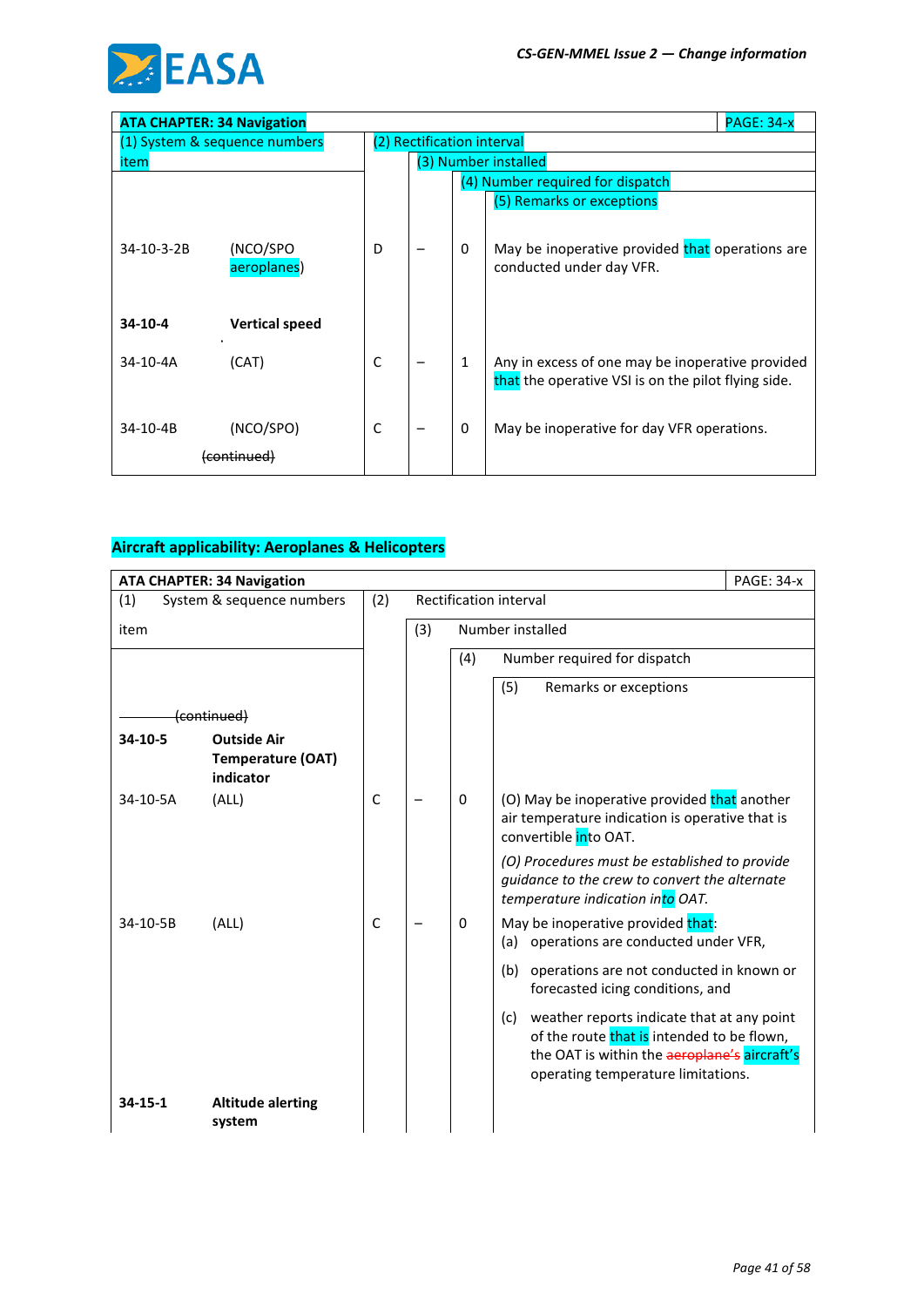| ATA CHAPTER: 34 Navigation | | | | | PAGE: 34-x |
|---|---|---|---|---|---|
| (1) System & sequence numbers item | | (2) Rectification interval | (3) Number installed | (4) Number required for dispatch | (5) Remarks or exceptions |
| 34-10-3-2B | (NCO/SPO aeroplanes) | D | – | 0 | May be inoperative provided that operations are conducted under day VFR. |
| **34-10-4** | **Vertical speed** | | | | |
| 34-10-4A | (CAT) | C | – | 1 | Any in excess of one may be inoperative provided that the operative VSI is on the pilot flying side. |
| 34-10-4B | (NCO/SPO) | C | – | 0 | May be inoperative for day VFR operations. |
| | ~~(continued)~~ | | | | |

## Aircraft applicability: Aeroplanes & Helicopters

| ATA CHAPTER: 34 Navigation | | | | | PAGE: 34-x |
|---|---|---|---|---|---|
| (1) System & sequence numbers item | | (2) Rectification interval | (3) Number installed | (4) Number required for dispatch | (5) Remarks or exceptions |
| ~~(continued)~~ | | | | | |
| **34-10-5** | **Outside Air Temperature (OAT) indicator** | | | | |
| 34-10-5A | (ALL) | C | – | 0 | (O) May be inoperative provided that another air temperature indication is operative that is convertible into OAT.<br><br>*(O) Procedures must be established to provide guidance to the crew to convert the alternate temperature indication into OAT.* |
| 34-10-5B | (ALL) | C | – | 0 | May be inoperative provided that:<br>(a) operations are conducted under VFR,<br>(b) operations are not conducted in known or forecasted icing conditions, and<br>(c) weather reports indicate that at any point of the route that is intended to be flown, the OAT is within the ~~aeroplane's~~ aircraft's operating temperature limitations. |
| **34-15-1** | **Altitude alerting system** | | | | |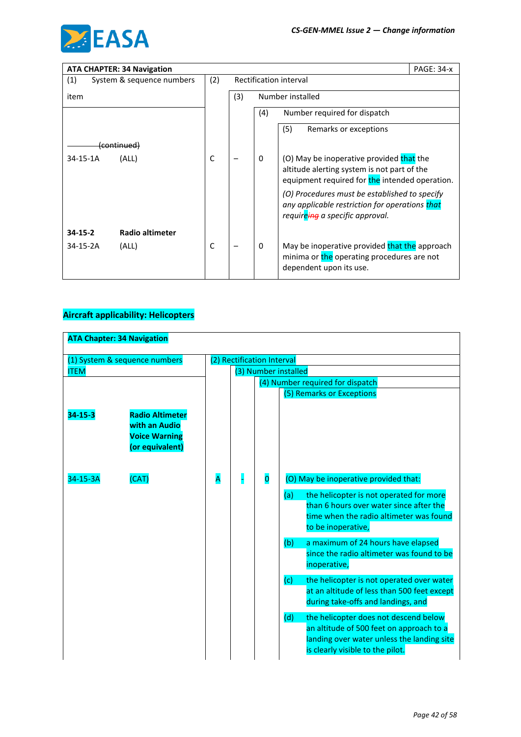| ATA CHAPTER: 34 Navigation | | | | | PAGE: 34-x |
|---|---|---|---|---|---|
| (1) System & sequence numbers item | | (2) Rectification interval | (3) Number installed | (4) Number required for dispatch | (5) Remarks or exceptions |
| ~~(continued)~~ | | | | | |
| 34-15-1A | (ALL) | C | – | 0 | (O) May be inoperative provided that the altitude alerting system is not part of the equipment required for the intended operation.<br><br>*(O) Procedures must be established to specify any applicable restriction for operations that require~~ing~~ a specific approval.* |
| **34-15-2** | **Radio altimeter** | | | | |
| 34-15-2A | (ALL) | C | – | 0 | May be inoperative provided that the approach minima or the operating procedures are not dependent upon its use. |

**Aircraft applicability: Helicopters**

| ATA Chapter: 34 Navigation | | | | | |
|---|---|---|---|---|---|
| (1) System & sequence numbers ITEM | | (2) Rectification Interval | (3) Number installed | (4) Number required for dispatch | (5) Remarks or Exceptions |
| **34-15-3** | **Radio Altimeter with an Audio Voice Warning (or equivalent)** | | | | |
| 34-15-3A | (CAT) | A | - | 0 | (O) May be inoperative provided that:<br>(a) the helicopter is not operated for more than 6 hours over water since after the time when the radio altimeter was found to be inoperative,<br>(b) a maximum of 24 hours have elapsed since the radio altimeter was found to be inoperative,<br>(c) the helicopter is not operated over water at an altitude of less than 500 feet except during take-offs and landings, and<br>(d) the helicopter does not descend below an altitude of 500 feet on approach to a landing over water unless the landing site is clearly visible to the pilot. |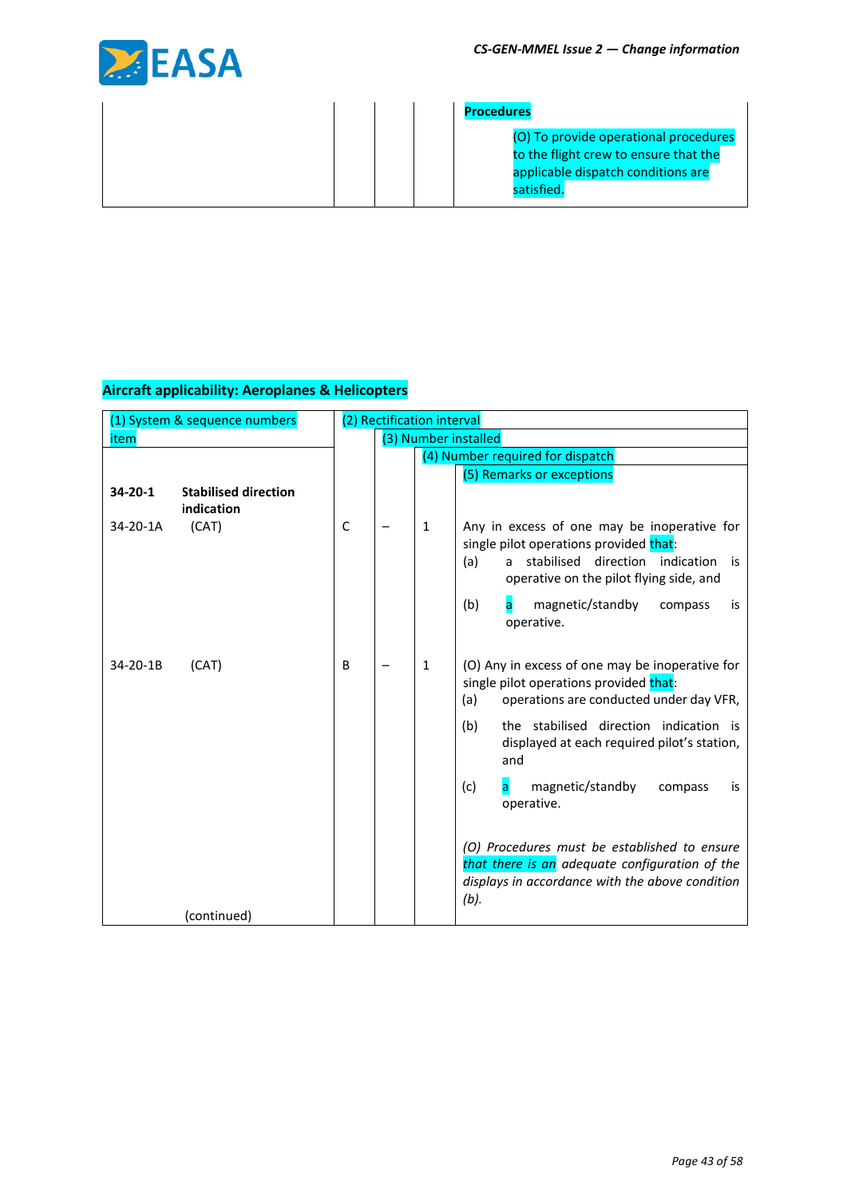| | | | | |
|---|---|---|---|---|
| | | | | **Procedures**<br><br>(O) To provide operational procedures to the flight crew to ensure that the applicable dispatch conditions are satisfied. |

**Aircraft applicability: Aeroplanes & Helicopters**

| (1) System & sequence numbers item | (2) Rectification interval | (3) Number installed | (4) Number required for dispatch | (5) Remarks or exceptions |
|---|---|---|---|---|
| **34-20-1** **Stabilised direction indication** | | | | |
| 34-20-1A (CAT) | C | – | 1 | Any in excess of one may be inoperative for single pilot operations provided that:<br>(a) a stabilised direction indication is operative on the pilot flying side, and<br>(b) a magnetic/standby compass is operative. |
| 34-20-1B (CAT) | B | – | 1 | (O) Any in excess of one may be inoperative for single pilot operations provided that:<br>(a) operations are conducted under day VFR,<br>(b) the stabilised direction indication is displayed at each required pilot's station, and<br>(c) a magnetic/standby compass is operative.<br><br>*(O) Procedures must be established to ensure that there is an adequate configuration of the displays in accordance with the above condition (b).* |
| (continued) | | | | |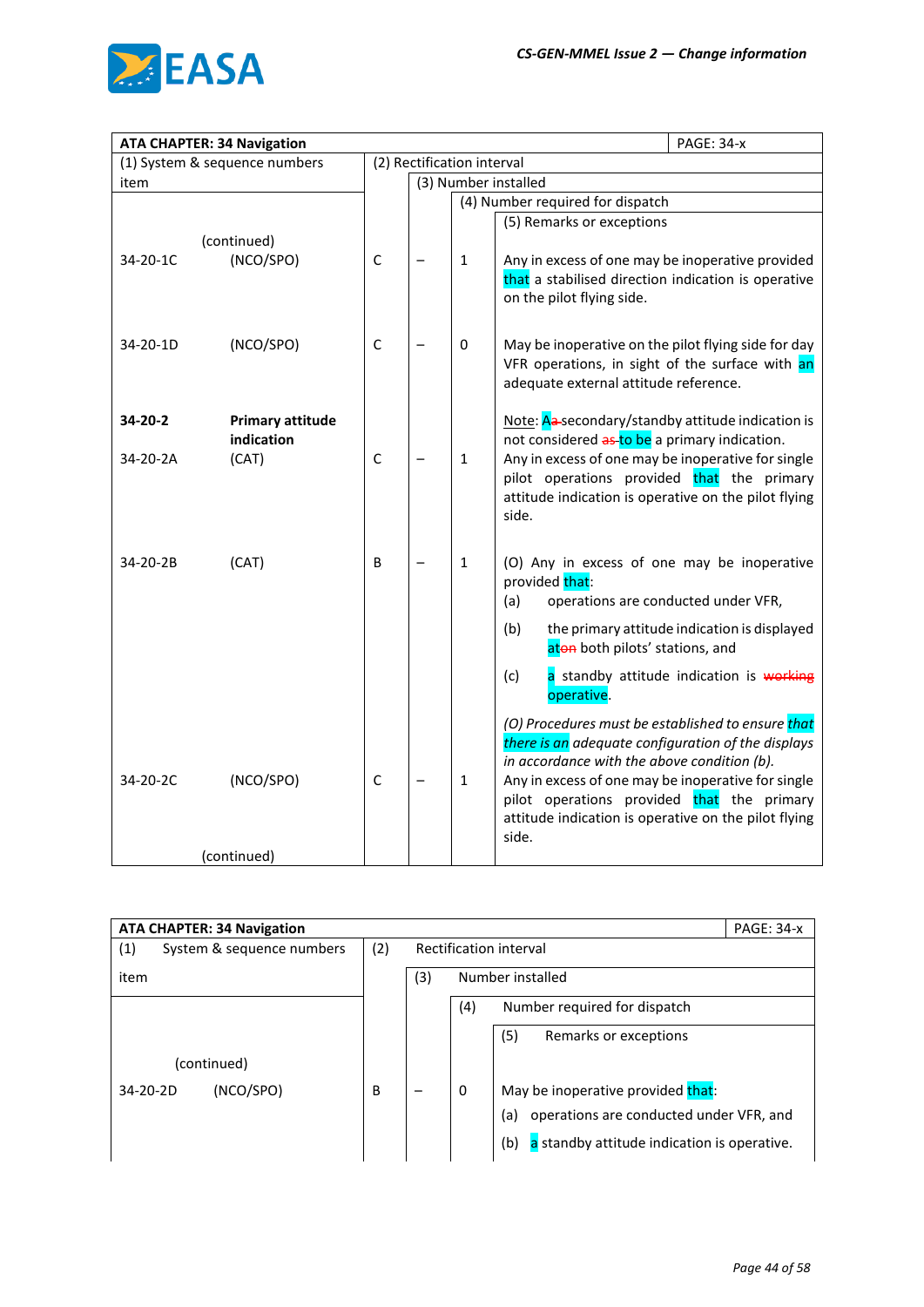| ATA CHAPTER: 34 Navigation | | | | | | PAGE: 34-x |
|---|---|---|---|---|---|---|
| (1) System & sequence numbers item | | (2) Rectification interval | (3) Number installed | (4) Number required for dispatch | (5) Remarks or exceptions | |
| | (continued) | | | | | |
| 34-20-1C | (NCO/SPO) | C | – | 1 | Any in excess of one may be inoperative provided that a stabilised direction indication is operative on the pilot flying side. | |
| 34-20-1D | (NCO/SPO) | C | – | 0 | May be inoperative on the pilot flying side for day VFR operations, in sight of the surface with an adequate external attitude reference. | |
| **34-20-2** | **Primary attitude indication** | | | | Note: A ~~a~~ secondary/standby attitude indication is not considered ~~as~~ to be a primary indication. | |
| 34-20-2A | (CAT) | C | – | 1 | Any in excess of one may be inoperative for single pilot operations provided that the primary attitude indication is operative on the pilot flying side. | |
| 34-20-2B | (CAT) | B | – | 1 | (O) Any in excess of one may be inoperative provided that:<br>(a) operations are conducted under VFR,<br>(b) the primary attitude indication is displayed at ~~on~~ both pilots' stations, and<br>(c) a standby attitude indication is ~~working~~ operative.<br><br>*(O) Procedures must be established to ensure that there is an adequate configuration of the displays in accordance with the above condition (b).* | |
| 34-20-2C | (NCO/SPO) | C | – | 1 | Any in excess of one may be inoperative for single pilot operations provided that the primary attitude indication is operative on the pilot flying side. | |
| | (continued) | | | | | |

| ATA CHAPTER: 34 Navigation | | | | | | PAGE: 34-x |
|---|---|---|---|---|---|---|
| (1) System & sequence numbers item | | (2) Rectification interval | (3) Number installed | (4) Number required for dispatch | (5) Remarks or exceptions | |
| | (continued) | | | | | |
| 34-20-2D | (NCO/SPO) | B | – | 0 | May be inoperative provided that:<br>(a) operations are conducted under VFR, and<br>(b) a standby attitude indication is operative. | |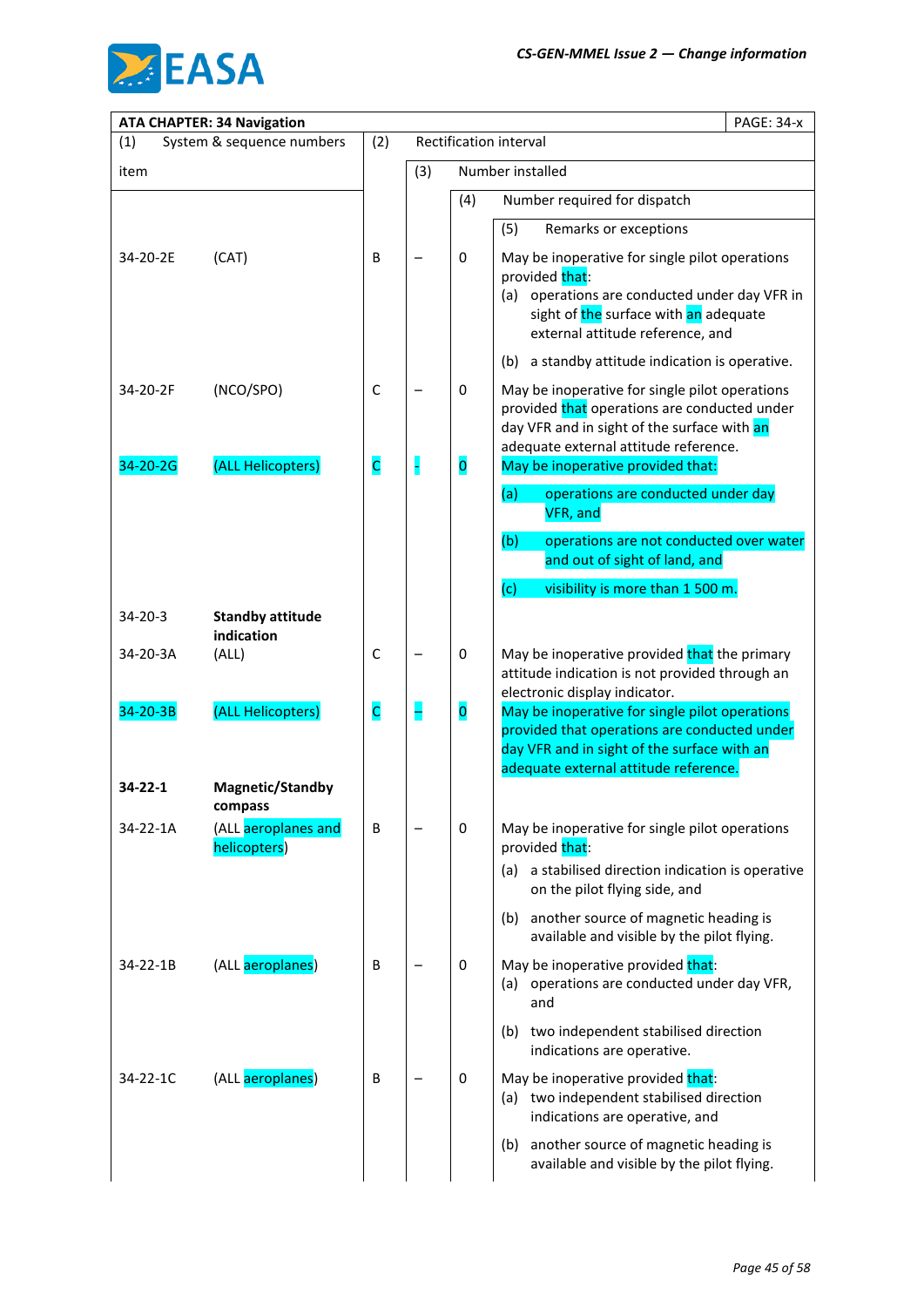| ATA CHAPTER: 34 Navigation | | | | | PAGE: 34-x |
|---|---|---|---|---|---|
| (1) System & sequence numbers item | | (2) Rectification interval | (3) Number installed | (4) Number required for dispatch | (5) Remarks or exceptions |
| 34-20-2E | (CAT) | B | – | 0 | May be inoperative for single pilot operations provided that:<br>(a) operations are conducted under day VFR in sight of the surface with an adequate external attitude reference, and<br>(b) a standby attitude indication is operative. |
| 34-20-2F | (NCO/SPO) | C | – | 0 | May be inoperative for single pilot operations provided that operations are conducted under day VFR and in sight of the surface with an adequate external attitude reference. |
| 34-20-2G | (ALL Helicopters) | C | - | 0 | May be inoperative provided that:<br>(a) operations are conducted under day VFR, and<br>(b) operations are not conducted over water and out of sight of land, and<br>(c) visibility is more than 1 500 m. |
| 34-20-3 | **Standby attitude indication** | | | | |
| 34-20-3A | (ALL) | C | – | 0 | May be inoperative provided that the primary attitude indication is not provided through an electronic display indicator. |
| 34-20-3B | (ALL Helicopters) | C | – | 0 | May be inoperative for single pilot operations provided that operations are conducted under day VFR and in sight of the surface with an adequate external attitude reference. |
| **34-22-1** | **Magnetic/Standby compass** | | | | |
| 34-22-1A | (ALL aeroplanes and helicopters) | B | – | 0 | May be inoperative for single pilot operations provided that:<br>(a) a stabilised direction indication is operative on the pilot flying side, and<br>(b) another source of magnetic heading is available and visible by the pilot flying. |
| 34-22-1B | (ALL aeroplanes) | B | – | 0 | May be inoperative provided that:<br>(a) operations are conducted under day VFR, and<br>(b) two independent stabilised direction indications are operative. |
| 34-22-1C | (ALL aeroplanes) | B | – | 0 | May be inoperative provided that:<br>(a) two independent stabilised direction indications are operative, and<br>(b) another source of magnetic heading is available and visible by the pilot flying. |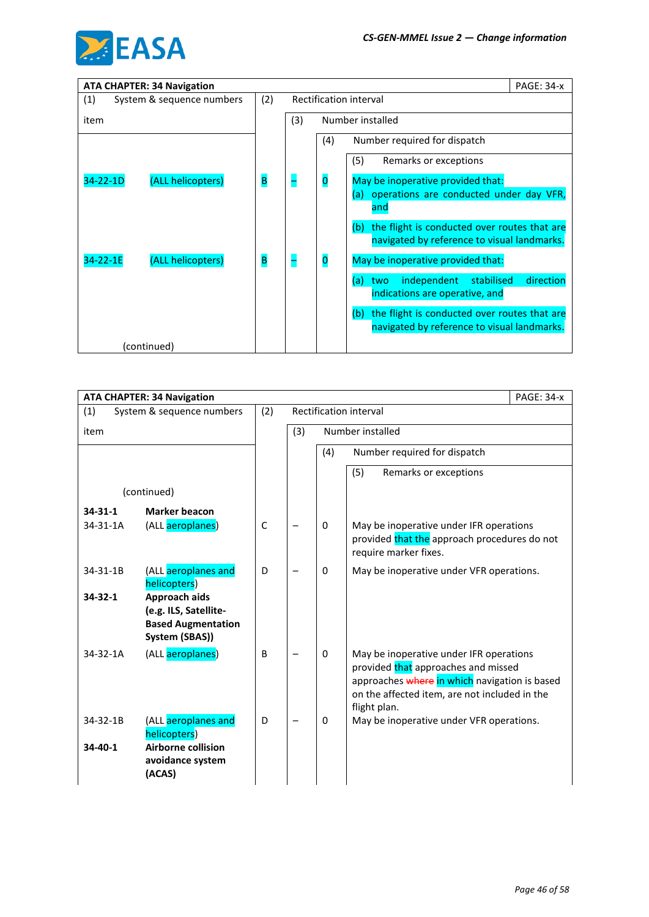| ATA CHAPTER: 34 Navigation | | | | | PAGE: 34-x |
|---|---|---|---|---|---|
| (1) System & sequence numbers item | | (2) Rectification interval | (3) Number installed | (4) Number required for dispatch | (5) Remarks or exceptions |
| 34-22-1D | (ALL helicopters) | B | – | 0 | May be inoperative provided that:<br>(a) operations are conducted under day VFR, and<br>(b) the flight is conducted over routes that are navigated by reference to visual landmarks. |
| 34-22-1E | (ALL helicopters) | B | – | 0 | May be inoperative provided that:<br>(a) two independent stabilised direction indications are operative, and<br>(b) the flight is conducted over routes that are navigated by reference to visual landmarks. |
| (continued) | | | | | |

| ATA CHAPTER: 34 Navigation | | | | | PAGE: 34-x |
|---|---|---|---|---|---|
| (1) System & sequence numbers item | | (2) Rectification interval | (3) Number installed | (4) Number required for dispatch | (5) Remarks or exceptions |
| (continued) | | | | | |
| **34-31-1** | **Marker beacon** | | | | |
| 34-31-1A | (ALL aeroplanes) | C | – | 0 | May be inoperative under IFR operations provided that the approach procedures do not require marker fixes. |
| 34-31-1B | (ALL aeroplanes and helicopters) | D | – | 0 | May be inoperative under VFR operations. |
| **34-32-1** | **Approach aids (e.g. ILS, Satellite-Based Augmentation System (SBAS))** | | | | |
| 34-32-1A | (ALL aeroplanes) | B | – | 0 | May be inoperative under IFR operations provided that approaches and missed approaches ~~where~~ in which navigation is based on the affected item, are not included in the flight plan. |
| 34-32-1B | (ALL aeroplanes and helicopters) | D | – | 0 | May be inoperative under VFR operations. |
| **34-40-1** | **Airborne collision avoidance system (ACAS)** | | | | |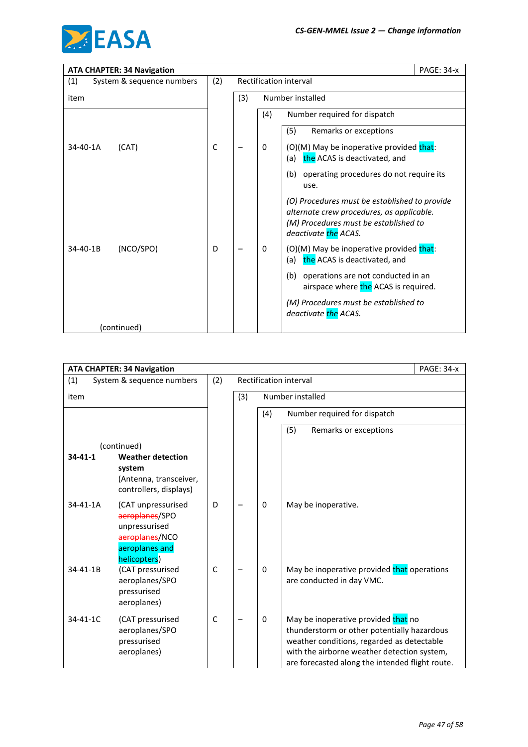| ATA CHAPTER: 34 Navigation | | | | PAGE: 34-x |
|---|---|---|---|---|
| (1) System & sequence numbers item | (2) Rectification interval | (3) Number installed | (4) Number required for dispatch | (5) Remarks or exceptions |
| 34-40-1A (CAT) | C | – | 0 | (O)(M) May be inoperative provided that:<br>(a) the ACAS is deactivated, and<br>(b) operating procedures do not require its use.<br>*(O) Procedures must be established to provide alternate crew procedures, as applicable.*<br>*(M) Procedures must be established to deactivate the ACAS.* |
| 34-40-1B (NCO/SPO) | D | – | 0 | (O)(M) May be inoperative provided that:<br>(a) the ACAS is deactivated, and<br>(b) operations are not conducted in an airspace where the ACAS is required.<br>*(M) Procedures must be established to deactivate the ACAS.* |
| (continued) | | | | |

| ATA CHAPTER: 34 Navigation | | | | PAGE: 34-x |
|---|---|---|---|---|
| (1) System & sequence numbers item | (2) Rectification interval | (3) Number installed | (4) Number required for dispatch | (5) Remarks or exceptions |
| (continued)<br>**34-41-1 Weather detection system**<br>(Antenna, transceiver, controllers, displays) | | | | |
| 34-41-1A (CAT unpressurised ~~aeroplanes~~/SPO unpressurised ~~aeroplanes~~/NCO aeroplanes and helicopters) | D | – | 0 | May be inoperative. |
| 34-41-1B (CAT pressurised aeroplanes/SPO pressurised aeroplanes) | C | – | 0 | May be inoperative provided that operations are conducted in day VMC. |
| 34-41-1C (CAT pressurised aeroplanes/SPO pressurised aeroplanes) | C | – | 0 | May be inoperative provided that no thunderstorm or other potentially hazardous weather conditions, regarded as detectable with the airborne weather detection system, are forecasted along the intended flight route. |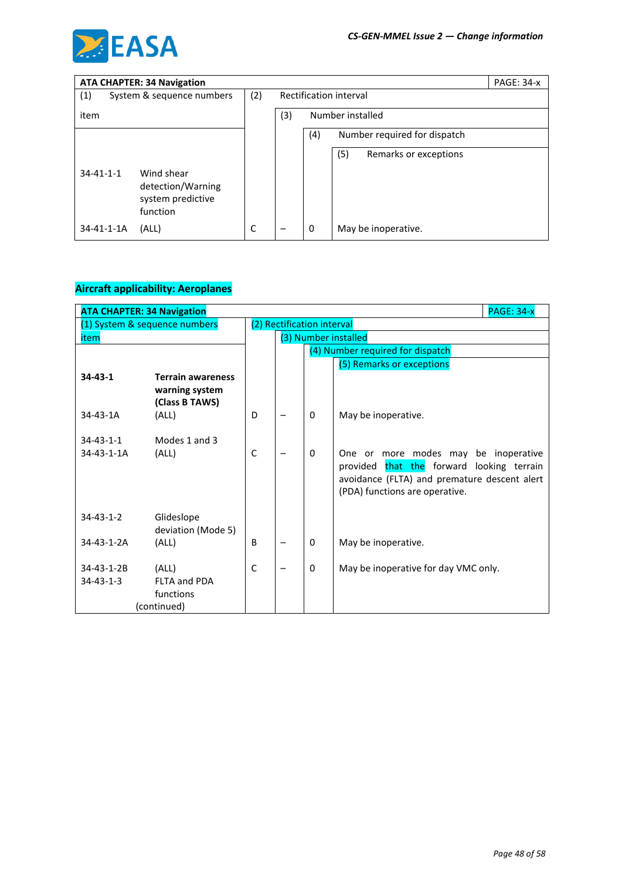| ATA CHAPTER: 34 Navigation | | | | | PAGE: 34-x |
|---|---|---|---|---|---|
| (1) System & sequence numbers item | | (2) Rectification interval | (3) Number installed | (4) Number required for dispatch | (5) Remarks or exceptions |
| 34-41-1-1 | Wind shear detection/Warning system predictive function | | | | |
| 34-41-1-1A | (ALL) | C | – | 0 | May be inoperative. |

**Aircraft applicability: Aeroplanes**

| ATA CHAPTER: 34 Navigation | | | | | PAGE: 34-x |
|---|---|---|---|---|---|
| (1) System & sequence numbers item | | (2) Rectification interval | (3) Number installed | (4) Number required for dispatch | (5) Remarks or exceptions |
| **34-43-1** | **Terrain awareness warning system (Class B TAWS)** | | | | |
| 34-43-1A | (ALL) | D | – | 0 | May be inoperative. |
| 34-43-1-1 | Modes 1 and 3 | | | | |
| 34-43-1-1A | (ALL) | C | – | 0 | One or more modes may be inoperative provided that the forward looking terrain avoidance (FLTA) and premature descent alert (PDA) functions are operative. |
| 34-43-1-2 | Glideslope deviation (Mode 5) | | | | |
| 34-43-1-2A | (ALL) | B | – | 0 | May be inoperative. |
| 34-43-1-2B | (ALL) | C | – | 0 | May be inoperative for day VMC only. |
| 34-43-1-3 | FLTA and PDA functions (continued) | | | | |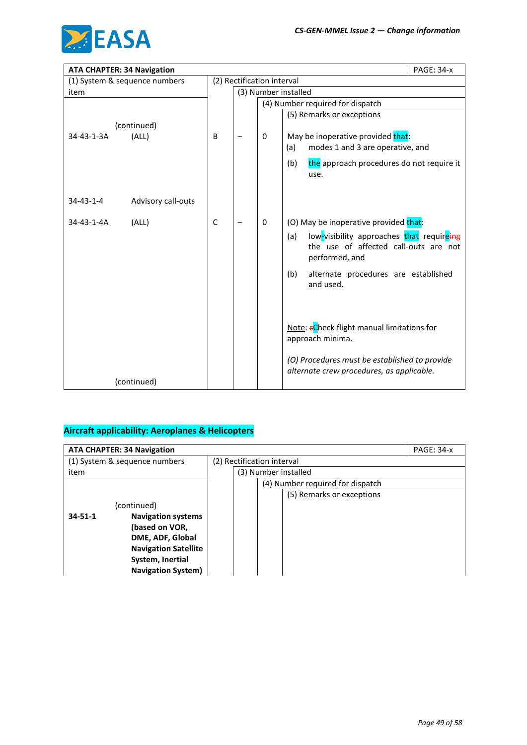| ATA CHAPTER: 34 Navigation | | | | | PAGE: 34-x |
|---|---|---|---|---|---|
| (1) System & sequence numbers item | (2) Rectification interval | (3) Number installed | (4) Number required for dispatch | (5) Remarks or exceptions | |
| (continued) | | | | | |
| 34-43-1-3A (ALL) | B | – | 0 | May be inoperative provided that:<br>(a) modes 1 and 3 are operative, and<br>(b) the approach procedures do not require it use. | |
| 34-43-1-4 Advisory call-outs | | | | | |
| 34-43-1-4A (ALL) | C | – | 0 | (O) May be inoperative provided that:<br>(a) low-visibility approaches that requireing the use of affected call-outs are not performed, and<br>(b) alternate procedures are established and used.<br><br>Note: cCheck flight manual limitations for approach minima.<br><br>*(O) Procedures must be established to provide alternate crew procedures, as applicable.* | |
| (continued) | | | | | |

**Aircraft applicability: Aeroplanes & Helicopters**

| ATA CHAPTER: 34 Navigation | | | | | PAGE: 34-x |
|---|---|---|---|---|---|
| (1) System & sequence numbers item | (2) Rectification interval | (3) Number installed | (4) Number required for dispatch | (5) Remarks or exceptions | |
| (continued) | | | | | |
| **34-51-1 Navigation systems (based on VOR, DME, ADF, Global Navigation Satellite System, Inertial Navigation System)** | | | | | |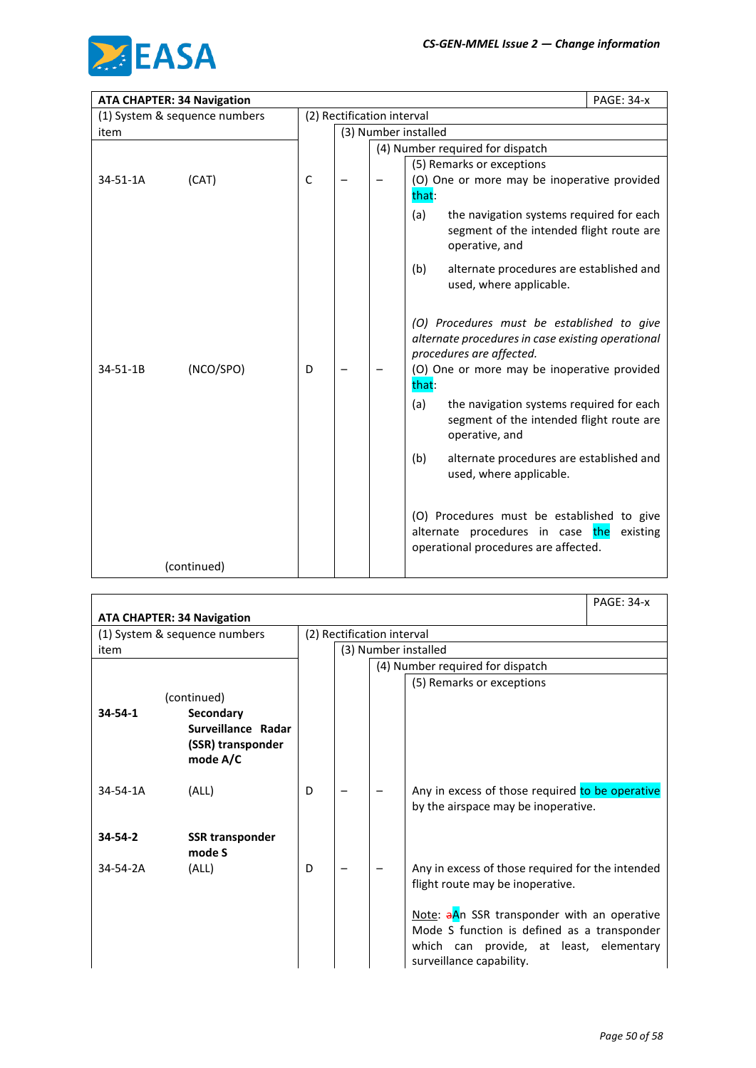| ATA CHAPTER: 34 Navigation | | | | | PAGE: 34-x |
|---|---|---|---|---|---|
| (1) System & sequence numbers item | | (2) Rectification interval | (3) Number installed | (4) Number required for dispatch | (5) Remarks or exceptions |
| 34-51-1A | (CAT) | C | – | – | (O) One or more may be inoperative provided that:<br>(a) the navigation systems required for each segment of the intended flight route are operative, and<br>(b) alternate procedures are established and used, where applicable.<br><br>*(O) Procedures must be established to give alternate procedures in case existing operational procedures are affected.* |
| 34-51-1B | (NCO/SPO) | D | – | – | (O) One or more may be inoperative provided that:<br>(a) the navigation systems required for each segment of the intended flight route are operative, and<br>(b) alternate procedures are established and used, where applicable.<br><br>(O) Procedures must be established to give alternate procedures in case the existing operational procedures are affected. |
| | (continued) | | | | |

| ATA CHAPTER: 34 Navigation | | | | | PAGE: 34-x |
|---|---|---|---|---|---|
| (1) System & sequence numbers item | | (2) Rectification interval | (3) Number installed | (4) Number required for dispatch | (5) Remarks or exceptions |
| | (continued) | | | | |
| **34-54-1** | **Secondary Surveillance Radar (SSR) transponder mode A/C** | | | | |
| 34-54-1A | (ALL) | D | – | – | Any in excess of those required to be operative by the airspace may be inoperative. |
| **34-54-2** | **SSR transponder mode S** | | | | |
| 34-54-2A | (ALL) | D | – | – | Any in excess of those required for the intended flight route may be inoperative.<br><br>Note: ~~a~~An SSR transponder with an operative Mode S function is defined as a transponder which can provide, at least, elementary surveillance capability. |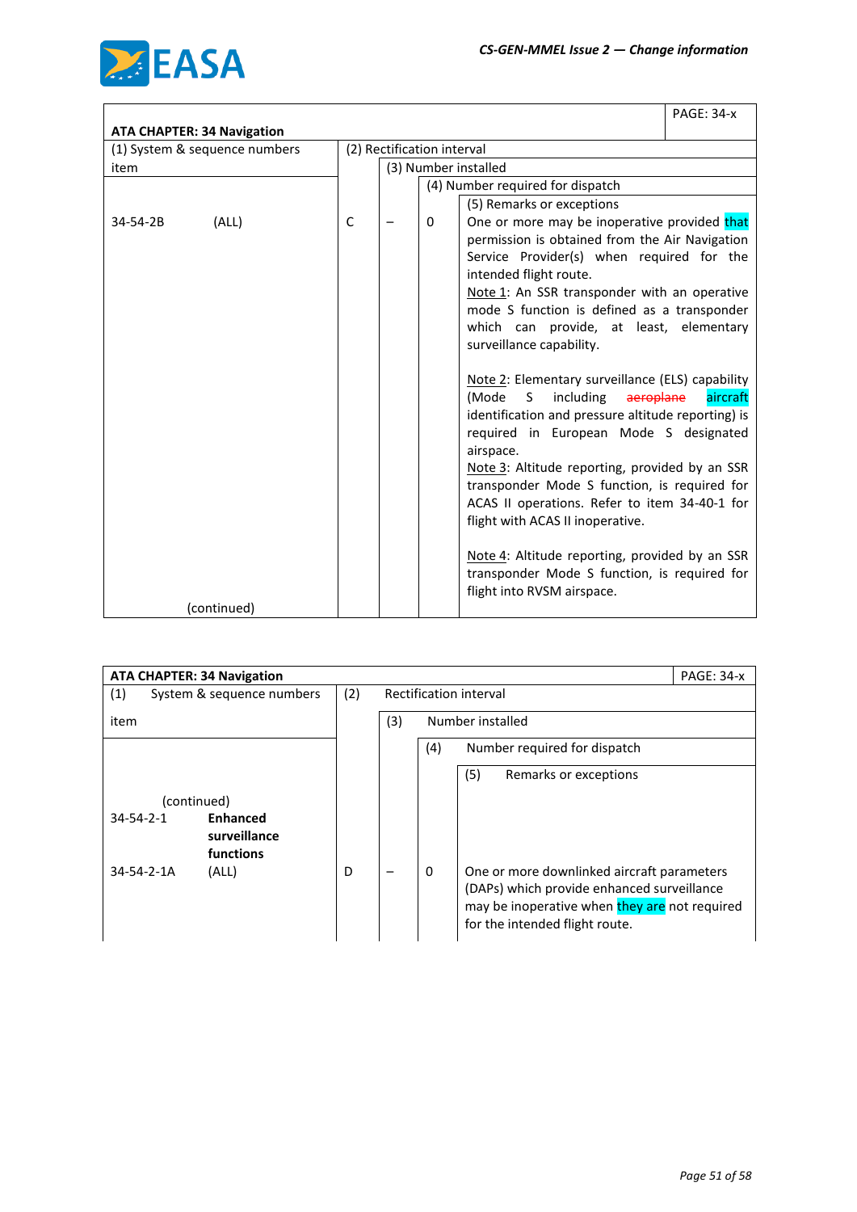| ATA CHAPTER: 34 Navigation | | | | PAGE: 34-x |
|---|---|---|---|---|
| (1) System & sequence numbers item | (2) Rectification interval | (3) Number installed | (4) Number required for dispatch | (5) Remarks or exceptions |
| 34-54-2B (ALL) | C | – | 0 | One or more may be inoperative provided that permission is obtained from the Air Navigation Service Provider(s) when required for the intended flight route.<br>Note 1: An SSR transponder with an operative mode S function is defined as a transponder which can provide, at least, elementary surveillance capability.<br><br>Note 2: Elementary surveillance (ELS) capability (Mode S including ~~aeroplane~~ aircraft identification and pressure altitude reporting) is required in European Mode S designated airspace.<br>Note 3: Altitude reporting, provided by an SSR transponder Mode S function, is required for ACAS II operations. Refer to item 34-40-1 for flight with ACAS II inoperative.<br><br>Note 4: Altitude reporting, provided by an SSR transponder Mode S function, is required for flight into RVSM airspace. |
| (continued) | | | | |

| ATA CHAPTER: 34 Navigation | | | | PAGE: 34-x |
|---|---|---|---|---|
| (1) System & sequence numbers item | (2) Rectification interval | (3) Number installed | (4) Number required for dispatch | (5) Remarks or exceptions |
| (continued)<br>34-54-2-1 **Enhanced surveillance functions** | | | | |
| 34-54-2-1A (ALL) | D | – | 0 | One or more downlinked aircraft parameters (DAPs) which provide enhanced surveillance may be inoperative when they are not required for the intended flight route. |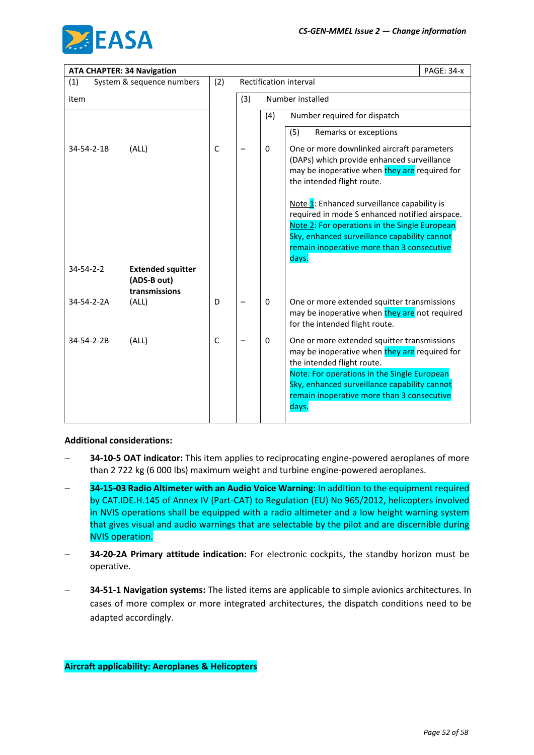| ATA CHAPTER: 34 Navigation | | | | | PAGE: 34-x |
|---|---|---|---|---|---|
| (1) System & sequence numbers item | | (2) Rectification interval | (3) Number installed | (4) Number required for dispatch | (5) Remarks or exceptions |
| 34-54-2-1B | (ALL) | C | – | 0 | One or more downlinked aircraft parameters (DAPs) which provide enhanced surveillance may be inoperative when they are required for the intended flight route.<br><br>Note 1: Enhanced surveillance capability is required in mode S enhanced notified airspace.<br>Note 2: For operations in the Single European Sky, enhanced surveillance capability cannot remain inoperative more than 3 consecutive days. |
| 34-54-2-2 | **Extended squitter (ADS-B out) transmissions** | | | | |
| 34-54-2-2A | (ALL) | D | – | 0 | One or more extended squitter transmissions may be inoperative when they are not required for the intended flight route. |
| 34-54-2-2B | (ALL) | C | – | 0 | One or more extended squitter transmissions may be inoperative when they are required for the intended flight route.<br>Note: For operations in the Single European Sky, enhanced surveillance capability cannot remain inoperative more than 3 consecutive days. |

**Additional considerations:**

- **34-10-5 OAT indicator:** This item applies to reciprocating engine-powered aeroplanes of more than 2 722 kg (6 000 lbs) maximum weight and turbine engine-powered aeroplanes.
- **34-15-03 Radio Altimeter with an Audio Voice Warning**: In addition to the equipment required by CAT.IDE.H.145 of Annex IV (Part-CAT) to Regulation (EU) No 965/2012, helicopters involved in NVIS operations shall be equipped with a radio altimeter and a low height warning system that gives visual and audio warnings that are selectable by the pilot and are discernible during NVIS operation.
- **34-20-2A Primary attitude indication:** For electronic cockpits, the standby horizon must be operative.
- **34-51-1 Navigation systems:** The listed items are applicable to simple avionics architectures. In cases of more complex or more integrated architectures, the dispatch conditions need to be adapted accordingly.

**Aircraft applicability: Aeroplanes & Helicopters**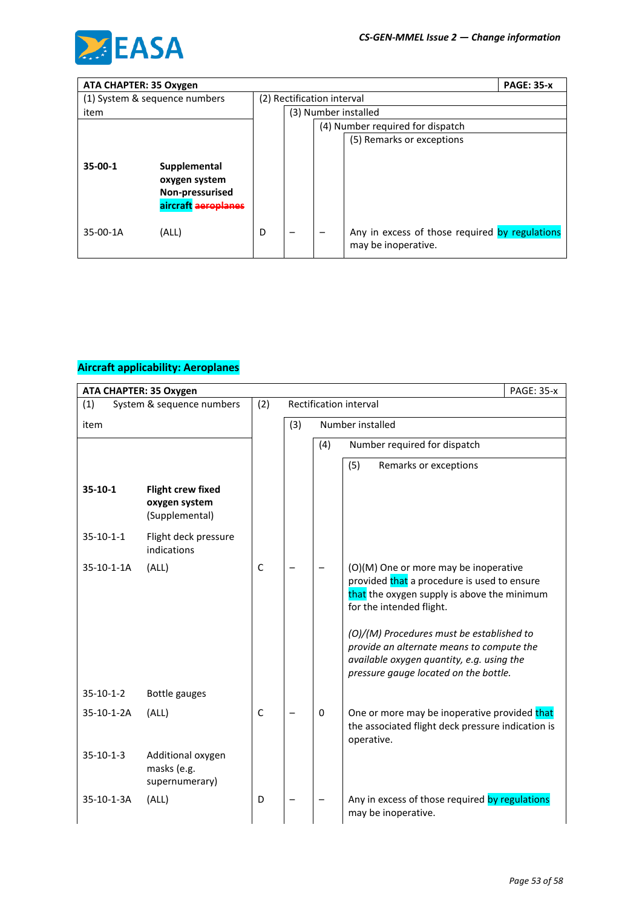| ATA CHAPTER: 35 Oxygen | | | | | | PAGE: 35-x |
|---|---|---|---|---|---|---|
| (1) System & sequence numbers item | | (2) Rectification interval | (3) Number installed | (4) Number required for dispatch | (5) Remarks or exceptions | |
| **35-00-1** | **Supplemental oxygen system Non-pressurised aircraft ~~aeroplanes~~** | | | | | |
| 35-00-1A | (ALL) | D | – | – | Any in excess of those required by regulations may be inoperative. | |

**Aircraft applicability: Aeroplanes**

| ATA CHAPTER: 35 Oxygen | | | | | | PAGE: 35-x |
|---|---|---|---|---|---|---|
| (1) System & sequence numbers item | | (2) Rectification interval | (3) Number installed | (4) Number required for dispatch | (5) Remarks or exceptions | |
| **35-10-1** | **Flight crew fixed oxygen system** (Supplemental) | | | | | |
| 35-10-1-1 | Flight deck pressure indications | | | | | |
| 35-10-1-1A | (ALL) | C | – | – | (O)(M) One or more may be inoperative provided that a procedure is used to ensure that the oxygen supply is above the minimum for the intended flight.<br><br>*(O)/(M) Procedures must be established to provide an alternate means to compute the available oxygen quantity, e.g. using the pressure gauge located on the bottle.* | |
| 35-10-1-2 | Bottle gauges | | | | | |
| 35-10-1-2A | (ALL) | C | – | 0 | One or more may be inoperative provided that the associated flight deck pressure indication is operative. | |
| 35-10-1-3 | Additional oxygen masks (e.g. supernumerary) | | | | | |
| 35-10-1-3A | (ALL) | D | – | – | Any in excess of those required by regulations may be inoperative. | |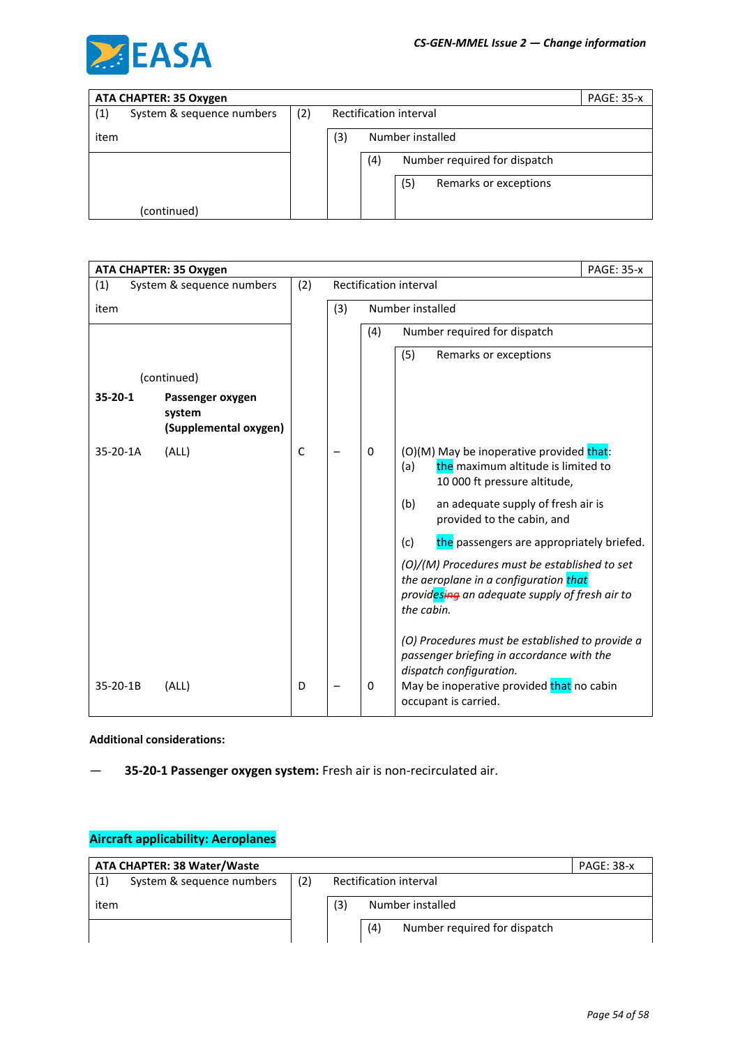| ATA CHAPTER: 35 Oxygen | | | | | PAGE: 35-x |
|---|---|---|---|---|---|
| (1) System & sequence numbers | (2) Rectification interval | | | | |
| item | | (3) Number installed | | | |
| | | | (4) Number required for dispatch | | |
| (continued) | | | | (5) Remarks or exceptions | |

| ATA CHAPTER: 35 Oxygen | | | | | | PAGE: 35-x |
|---|---|---|---|---|---|---|
| (1) System & sequence numbers | | (2) Rectification interval | | | | |
| item | | | (3) Number installed | | | |
| | | | | (4) Number required for dispatch | | |
| (continued) | | | | | (5) Remarks or exceptions | |
| **35-20-1** | **Passenger oxygen system (Supplemental oxygen)** | | | | | |
| 35-20-1A | (ALL) | C | – | 0 | (O)(M) May be inoperative provided that:<br>(a) the maximum altitude is limited to 10 000 ft pressure altitude,<br>(b) an adequate supply of fresh air is provided to the cabin, and<br>(c) the passengers are appropriately briefed.<br>*(O)/(M) Procedures must be established to set the aeroplane in a configuration that provides~~ing~~ an adequate supply of fresh air to the cabin.*<br>*(O) Procedures must be established to provide a passenger briefing in accordance with the dispatch configuration.* | |
| 35-20-1B | (ALL) | D | – | 0 | May be inoperative provided that no cabin occupant is carried. | |

**Additional considerations:**

— **35-20-1 Passenger oxygen system:** Fresh air is non-recirculated air.

**Aircraft applicability: Aeroplanes**

| ATA CHAPTER: 38 Water/Waste | | | | PAGE: 38-x |
|---|---|---|---|---|
| (1) System & sequence numbers | (2) Rectification interval | | | |
| item | | (3) Number installed | | |
| | | | (4) Number required for dispatch | |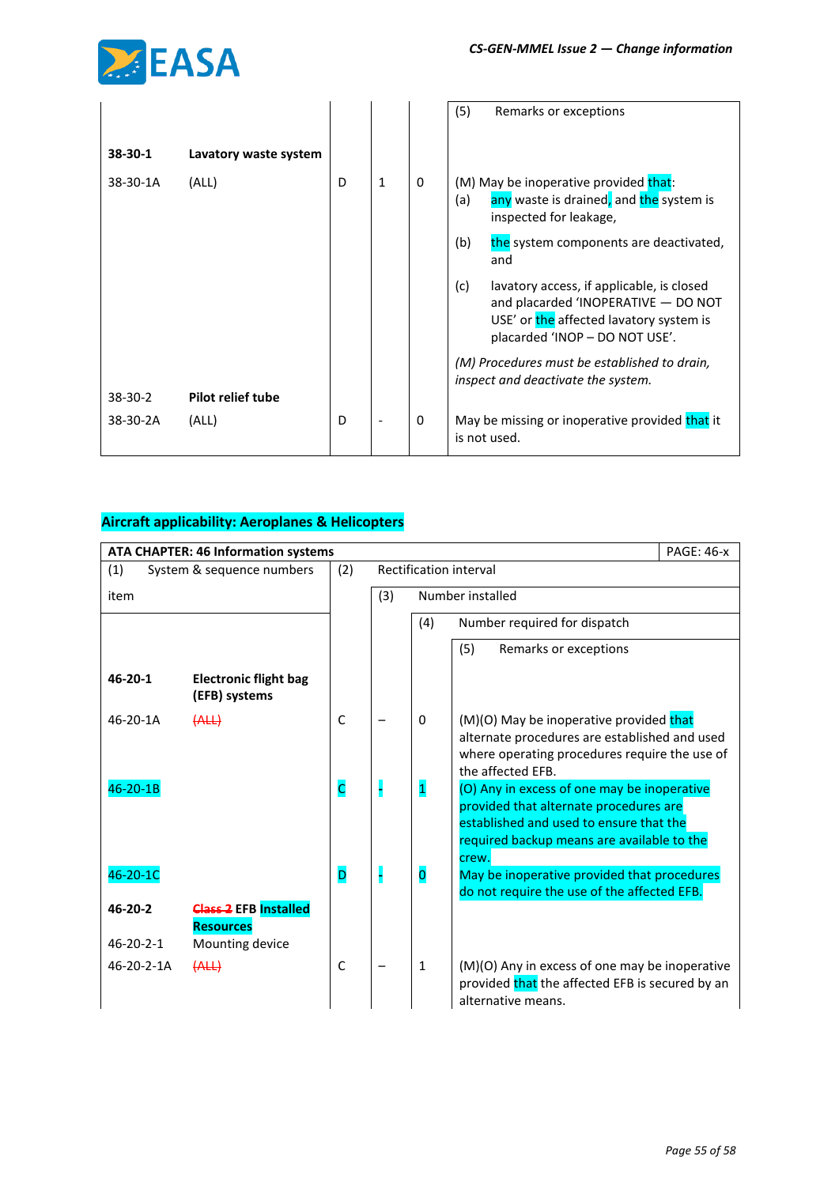| | | | | | (5) Remarks or exceptions |
|---|---|---|---|---|---|
| **38-30-1** | **Lavatory waste system** | | | | |
| 38-30-1A | (ALL) | D | 1 | 0 | (M) May be inoperative provided that:<br>(a) any waste is drained, and the system is inspected for leakage,<br>(b) the system components are deactivated, and<br>(c) lavatory access, if applicable, is closed and placarded 'INOPERATIVE — DO NOT USE' or the affected lavatory system is placarded 'INOP – DO NOT USE'.<br>*(M) Procedures must be established to drain, inspect and deactivate the system.* |
| 38-30-2 | **Pilot relief tube** | | | | |
| 38-30-2A | (ALL) | D | - | 0 | May be missing or inoperative provided that it is not used. |

**Aircraft applicability: Aeroplanes & Helicopters**

| ATA CHAPTER: 46 Information systems | | | | | PAGE: 46-x |
|---|---|---|---|---|---|
| (1) System & sequence numbers item | | (2) Rectification interval | (3) Number installed | (4) Number required for dispatch | (5) Remarks or exceptions |
| **46-20-1** | **Electronic flight bag (EFB) systems** | | | | |
| 46-20-1A | ~~(ALL)~~ | C | – | 0 | (M)(O) May be inoperative provided that alternate procedures are established and used where operating procedures require the use of the affected EFB. |
| 46-20-1B | | C | - | 1 | (O) Any in excess of one may be inoperative provided that alternate procedures are established and used to ensure that the required backup means are available to the crew. |
| 46-20-1C | | D | - | 0 | May be inoperative provided that procedures do not require the use of the affected EFB. |
| **46-20-2** | ~~**Class 2**~~ **EFB Installed Resources** | | | | |
| 46-20-2-1 | Mounting device | | | | |
| 46-20-2-1A | ~~(ALL)~~ | C | – | 1 | (M)(O) Any in excess of one may be inoperative provided that the affected EFB is secured by an alternative means. |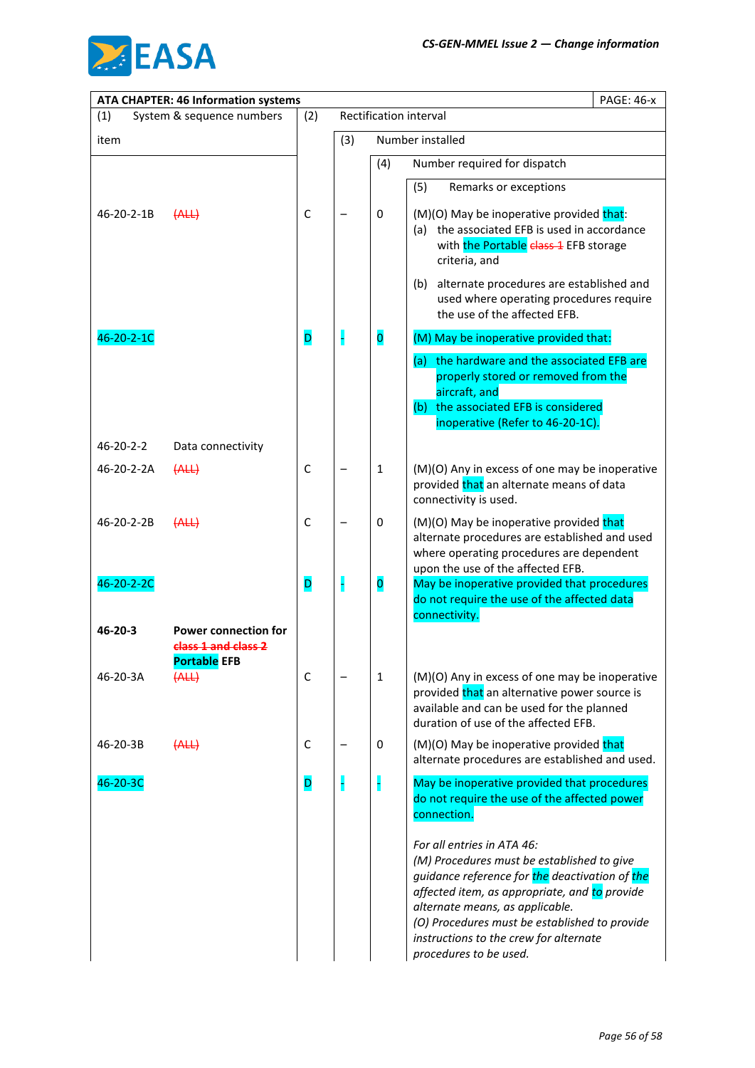| ATA CHAPTER: 46 Information systems | | | | | PAGE: 46-x |
|---|---|---|---|---|---|
| (1) System & sequence numbers item | | (2) Rectification interval | (3) Number installed | (4) Number required for dispatch | (5) Remarks or exceptions |
| 46-20-2-1B | ~~(ALL)~~ | C | – | 0 | (M)(O) May be inoperative provided that:<br>(a) the associated EFB is used in accordance with the Portable ~~class 1~~ EFB storage criteria, and<br>(b) alternate procedures are established and used where operating procedures require the use of the affected EFB. |
| 46-20-2-1C | | D | - | 0 | (M) May be inoperative provided that:<br>(a) the hardware and the associated EFB are properly stored or removed from the aircraft, and<br>(b) the associated EFB is considered inoperative (Refer to 46-20-1C). |
| 46-20-2-2 | Data connectivity | | | | |
| 46-20-2-2A | ~~(ALL)~~ | C | – | 1 | (M)(O) Any in excess of one may be inoperative provided that an alternate means of data connectivity is used. |
| 46-20-2-2B | ~~(ALL)~~ | C | – | 0 | (M)(O) May be inoperative provided that alternate procedures are established and used where operating procedures are dependent upon the use of the affected EFB. |
| 46-20-2-2C | | D | - | 0 | May be inoperative provided that procedures do not require the use of the affected data connectivity. |
| **46-20-3** | **Power connection for ~~class 1 and class 2~~ Portable EFB** | | | | |
| 46-20-3A | ~~(ALL)~~ | C | – | 1 | (M)(O) Any in excess of one may be inoperative provided that an alternative power source is available and can be used for the planned duration of use of the affected EFB. |
| 46-20-3B | ~~(ALL)~~ | C | – | 0 | (M)(O) May be inoperative provided that alternate procedures are established and used. |
| 46-20-3C | | D | - | - | May be inoperative provided that procedures do not require the use of the affected power connection. |
| | | | | | *For all entries in ATA 46:*<br>*(M) Procedures must be established to give guidance reference for the deactivation of the affected item, as appropriate, and to provide alternate means, as applicable.*<br>*(O) Procedures must be established to provide instructions to the crew for alternate procedures to be used.* |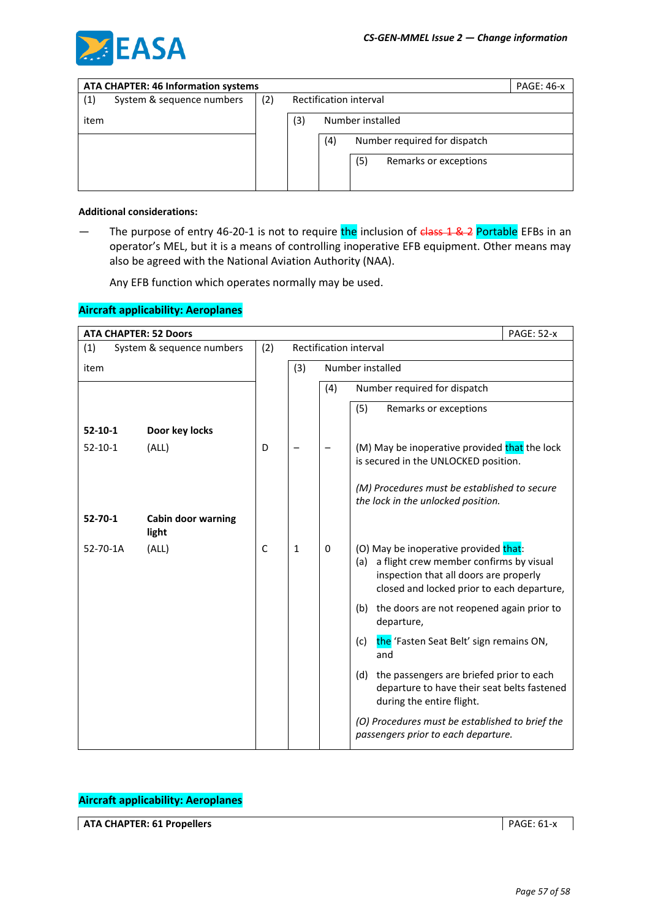| ATA CHAPTER: 46 Information systems | | | | | PAGE: 46-x |
|---|---|---|---|---|---|
| (1) System & sequence numbers | | (2) Rectification interval | | | |
| item | | | (3) Number installed | | |
| | | | | (4) Number required for dispatch | |
| | | | | | (5) Remarks or exceptions |

**Additional considerations:**

— The purpose of entry 46-20-1 is not to require the inclusion of ~~class 1 & 2~~ Portable EFBs in an operator's MEL, but it is a means of controlling inoperative EFB equipment. Other means may also be agreed with the National Aviation Authority (NAA).

Any EFB function which operates normally may be used.

**Aircraft applicability: Aeroplanes**

| ATA CHAPTER: 52 Doors | | | | | PAGE: 52-x |
|---|---|---|---|---|---|
| (1) System & sequence numbers | | (2) Rectification interval | | | |
| item | | | (3) Number installed | | |
| | | | | (4) Number required for dispatch | |
| | | | | | (5) Remarks or exceptions |
| **52-10-1** | **Door key locks** | | | | |
| 52-10-1 | (ALL) | D | – | – | (M) May be inoperative provided that the lock is secured in the UNLOCKED position.<br><br>*(M) Procedures must be established to secure the lock in the unlocked position.* |
| **52-70-1** | **Cabin door warning light** | | | | |
| 52-70-1A | (ALL) | C | 1 | 0 | (O) May be inoperative provided that:<br>(a) a flight crew member confirms by visual inspection that all doors are properly closed and locked prior to each departure,<br>(b) the doors are not reopened again prior to departure,<br>(c) the 'Fasten Seat Belt' sign remains ON, and<br>(d) the passengers are briefed prior to each departure to have their seat belts fastened during the entire flight.<br><br>*(O) Procedures must be established to brief the passengers prior to each departure.* |

**Aircraft applicability: Aeroplanes**

| ATA CHAPTER: 61 Propellers | PAGE: 61-x |
|---|---|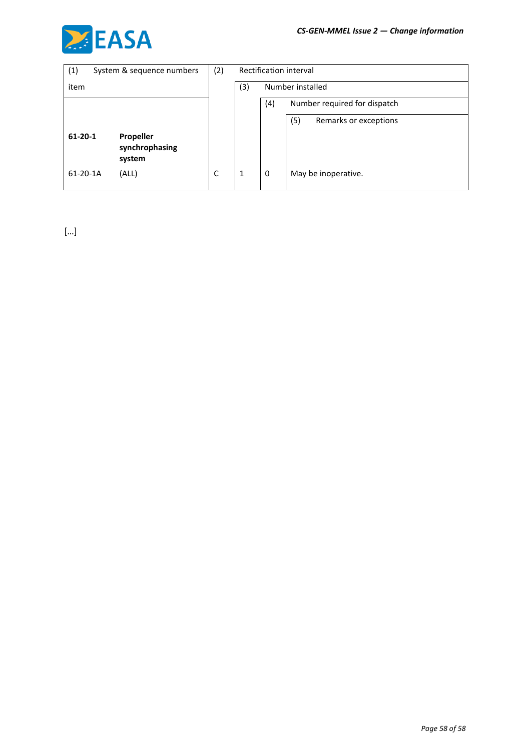| (1) System & sequence numbers item | (2) Rectification interval | (3) Number installed | (4) Number required for dispatch | (5) Remarks or exceptions |
|---|---|---|---|---|
| **61-20-1 Propeller synchrophasing system** | | | | |
| 61-20-1A (ALL) | C | 1 | 0 | May be inoperative. |

[…]